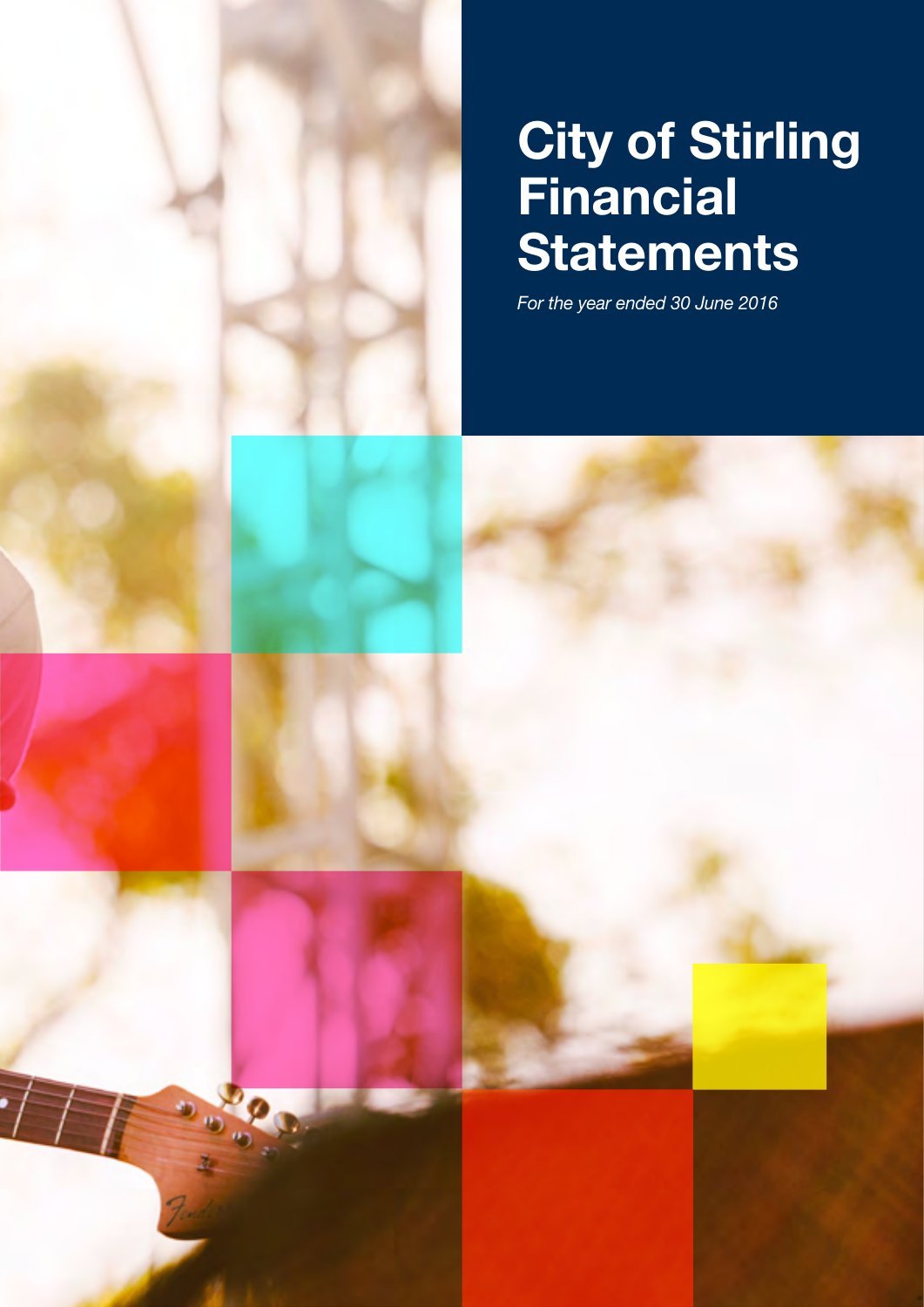# City of Stirling Financial Statements

*For the year ended 30 June 2016*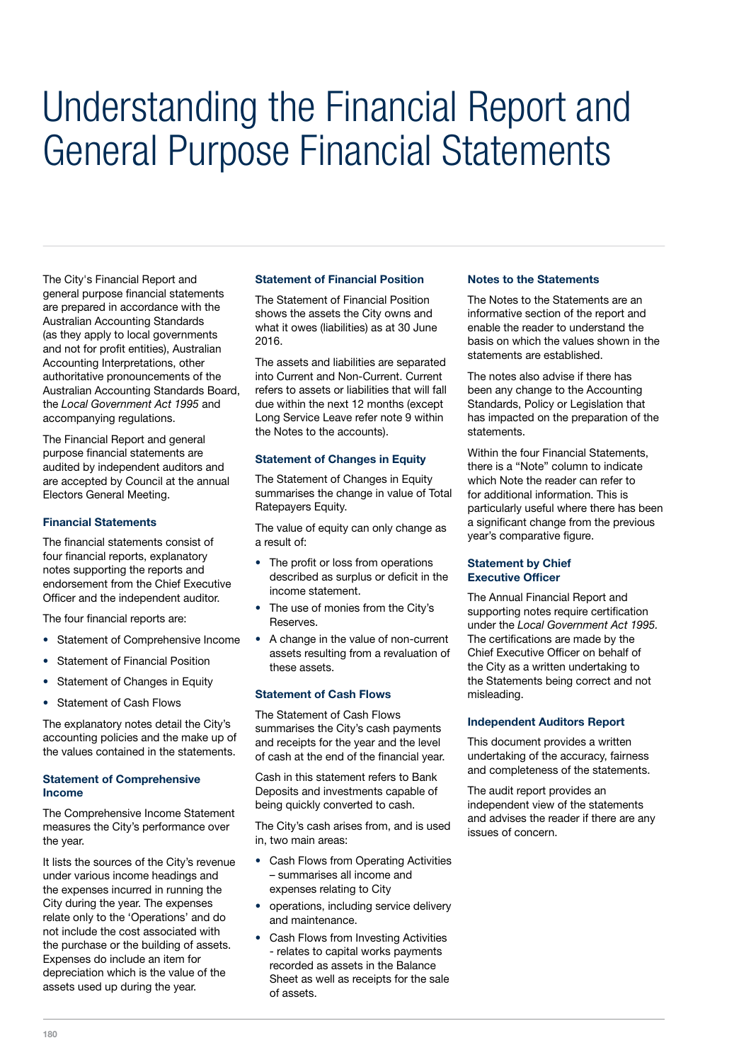# Understanding the Financial Report and General Purpose Financial Statements

The City's Financial Report and general purpose financial statements are prepared in accordance with the Australian Accounting Standards (as they apply to local governments and not for profit entities), Australian Accounting Interpretations, other authoritative pronouncements of the Australian Accounting Standards Board, the *Local Government Act 1995* and accompanying regulations.

The Financial Report and general purpose financial statements are audited by independent auditors and are accepted by Council at the annual Electors General Meeting.

### Financial Statements

The financial statements consist of four financial reports, explanatory notes supporting the reports and endorsement from the Chief Executive Officer and the independent auditor.

The four financial reports are:

- Statement of Comprehensive Income
- Statement of Financial Position
- Statement of Changes in Equity
- Statement of Cash Flows

The explanatory notes detail the City's accounting policies and the make up of the values contained in the statements.

### Statement of Comprehensive Income

The Comprehensive Income Statement measures the City's performance over the year.

It lists the sources of the City's revenue under various income headings and the expenses incurred in running the City during the year. The expenses relate only to the 'Operations' and do not include the cost associated with the purchase or the building of assets. Expenses do include an item for depreciation which is the value of the assets used up during the year.

### Statement of Financial Position

The Statement of Financial Position shows the assets the City owns and what it owes (liabilities) as at 30 June 2016.

The assets and liabilities are separated into Current and Non-Current. Current refers to assets or liabilities that will fall due within the next 12 months (except Long Service Leave refer note 9 within the Notes to the accounts).

### Statement of Changes in Equity

The Statement of Changes in Equity summarises the change in value of Total Ratepayers Equity.

The value of equity can only change as a result of:

- The profit or loss from operations described as surplus or deficit in the income statement.
- The use of monies from the City's Reserves.
- A change in the value of non-current assets resulting from a revaluation of these assets.

### Statement of Cash Flows

The Statement of Cash Flows summarises the City's cash payments and receipts for the year and the level of cash at the end of the financial year.

Cash in this statement refers to Bank Deposits and investments capable of being quickly converted to cash.

The City's cash arises from, and is used in, two main areas:

- Cash Flows from Operating Activities – summarises all income and expenses relating to City
- operations, including service delivery and maintenance.
- Cash Flows from Investing Activities - relates to capital works payments recorded as assets in the Balance Sheet as well as receipts for the sale of assets.

### Notes to the Statements

The Notes to the Statements are an informative section of the report and enable the reader to understand the basis on which the values shown in the statements are established.

The notes also advise if there has been any change to the Accounting Standards, Policy or Legislation that has impacted on the preparation of the statements.

Within the four Financial Statements, there is a "Note" column to indicate which Note the reader can refer to for additional information. This is particularly useful where there has been a significant change from the previous year's comparative figure.

### Statement by Chief Executive Officer

The Annual Financial Report and supporting notes require certification under the *Local Government Act 1995.* The certifications are made by the Chief Executive Officer on behalf of the City as a written undertaking to the Statements being correct and not misleading.

### Independent Auditors Report

This document provides a written undertaking of the accuracy, fairness and completeness of the statements.

The audit report provides an independent view of the statements and advises the reader if there are any issues of concern.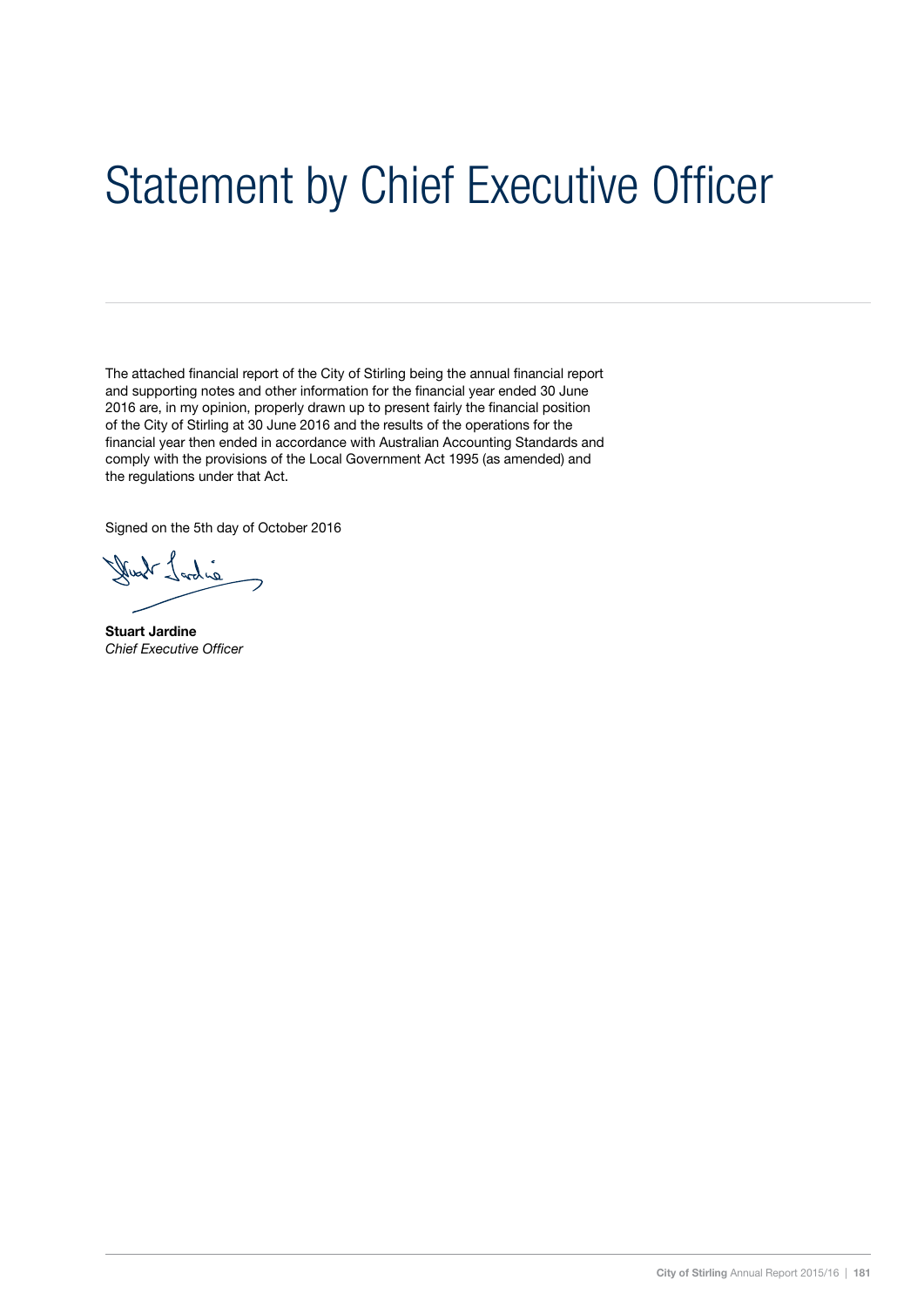# Statement by Chief Executive Officer

The attached financial report of the City of Stirling being the annual financial report and supporting notes and other information for the financial year ended 30 June 2016 are, in my opinion, properly drawn up to present fairly the financial position of the City of Stirling at 30 June 2016 and the results of the operations for the financial year then ended in accordance with Australian Accounting Standards and comply with the provisions of the Local Government Act 1995 (as amended) and the regulations under that Act.

Signed on the 5th day of October 2016

**Stuart Jardine**
*Chief Executive Officer*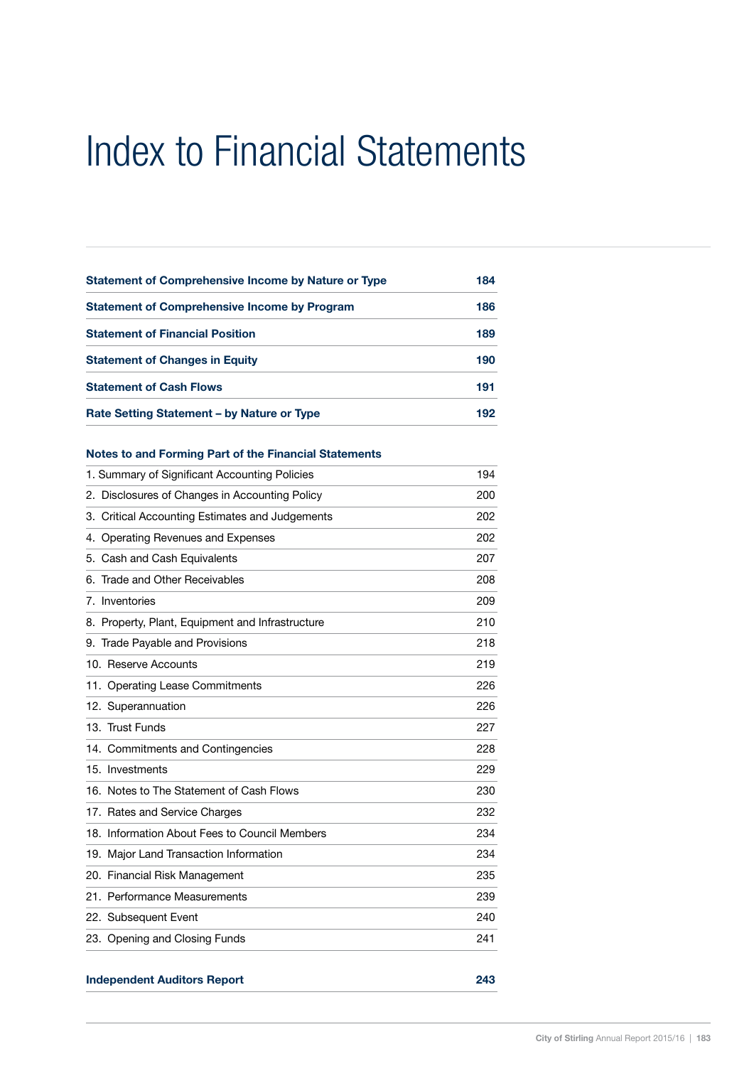# Index to Financial Statements

| | |
|---|---|
| **Statement of Comprehensive Income by Nature or Type** | **184** |
| **Statement of Comprehensive Income by Program** | **186** |
| **Statement of Financial Position** | **189** |
| **Statement of Changes in Equity** | **190** |
| **Statement of Cash Flows** | **191** |
| **Rate Setting Statement – by Nature or Type** | **192** |

**Notes to and Forming Part of the Financial Statements**

| | |
|---|---|
| 1. Summary of Significant Accounting Policies | 194 |
| 2. Disclosures of Changes in Accounting Policy | 200 |
| 3. Critical Accounting Estimates and Judgements | 202 |
| 4. Operating Revenues and Expenses | 202 |
| 5. Cash and Cash Equivalents | 207 |
| 6. Trade and Other Receivables | 208 |
| 7. Inventories | 209 |
| 8. Property, Plant, Equipment and Infrastructure | 210 |
| 9. Trade Payable and Provisions | 218 |
| 10. Reserve Accounts | 219 |
| 11. Operating Lease Commitments | 226 |
| 12. Superannuation | 226 |
| 13. Trust Funds | 227 |
| 14. Commitments and Contingencies | 228 |
| 15. Investments | 229 |
| 16. Notes to The Statement of Cash Flows | 230 |
| 17. Rates and Service Charges | 232 |
| 18. Information About Fees to Council Members | 234 |
| 19. Major Land Transaction Information | 234 |
| 20. Financial Risk Management | 235 |
| 21. Performance Measurements | 239 |
| 22. Subsequent Event | 240 |
| 23. Opening and Closing Funds | 241 |

| | |
|---|---|
| **Independent Auditors Report** | **243** |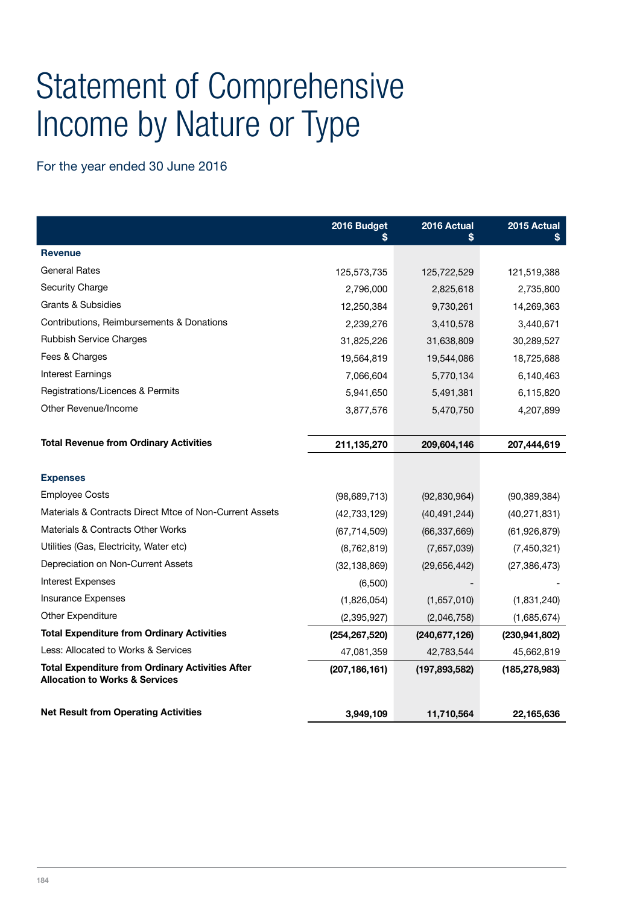# Statement of Comprehensive Income by Nature or Type

For the year ended 30 June 2016

| | 2016 Budget $ | 2016 Actual $ | 2015 Actual $ |
|---|---|---|---|
| **Revenue** | | | |
| General Rates | 125,573,735 | 125,722,529 | 121,519,388 |
| Security Charge | 2,796,000 | 2,825,618 | 2,735,800 |
| Grants & Subsidies | 12,250,384 | 9,730,261 | 14,269,363 |
| Contributions, Reimbursements & Donations | 2,239,276 | 3,410,578 | 3,440,671 |
| Rubbish Service Charges | 31,825,226 | 31,638,809 | 30,289,527 |
| Fees & Charges | 19,564,819 | 19,544,086 | 18,725,688 |
| Interest Earnings | 7,066,604 | 5,770,134 | 6,140,463 |
| Registrations/Licences & Permits | 5,941,650 | 5,491,381 | 6,115,820 |
| Other Revenue/Income | 3,877,576 | 5,470,750 | 4,207,899 |
| **Total Revenue from Ordinary Activities** | **211,135,270** | **209,604,146** | **207,444,619** |
| **Expenses** | | | |
| Employee Costs | (98,689,713) | (92,830,964) | (90,389,384) |
| Materials & Contracts Direct Mtce of Non-Current Assets | (42,733,129) | (40,491,244) | (40,271,831) |
| Materials & Contracts Other Works | (67,714,509) | (66,337,669) | (61,926,879) |
| Utilities (Gas, Electricity, Water etc) | (8,762,819) | (7,657,039) | (7,450,321) |
| Depreciation on Non-Current Assets | (32,138,869) | (29,656,442) | (27,386,473) |
| Interest Expenses | (6,500) | - | - |
| Insurance Expenses | (1,826,054) | (1,657,010) | (1,831,240) |
| Other Expenditure | (2,395,927) | (2,046,758) | (1,685,674) |
| **Total Expenditure from Ordinary Activities** | **(254,267,520)** | **(240,677,126)** | **(230,941,802)** |
| Less: Allocated to Works & Services | 47,081,359 | 42,783,544 | 45,662,819 |
| **Total Expenditure from Ordinary Activities After Allocation to Works & Services** | **(207,186,161)** | **(197,893,582)** | **(185,278,983)** |
| **Net Result from Operating Activities** | **3,949,109** | **11,710,564** | **22,165,636** |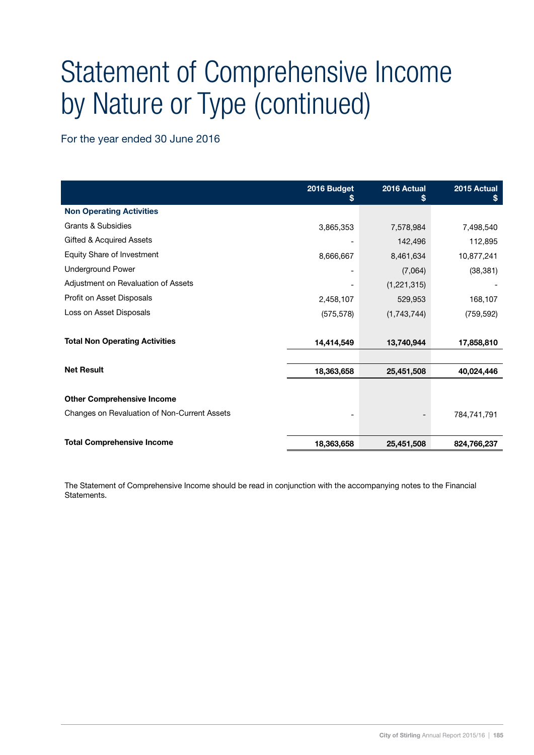# Statement of Comprehensive Income by Nature or Type (continued)

For the year ended 30 June 2016

| | 2016 Budget $ | 2016 Actual $ | 2015 Actual $ |
|---|---|---|---|
| **Non Operating Activities** | | | |
| Grants & Subsidies | 3,865,353 | 7,578,984 | 7,498,540 |
| Gifted & Acquired Assets | - | 142,496 | 112,895 |
| Equity Share of Investment | 8,666,667 | 8,461,634 | 10,877,241 |
| Underground Power | - | (7,064) | (38,381) |
| Adjustment on Revaluation of Assets | - | (1,221,315) | - |
| Profit on Asset Disposals | 2,458,107 | 529,953 | 168,107 |
| Loss on Asset Disposals | (575,578) | (1,743,744) | (759,592) |
| **Total Non Operating Activities** | **14,414,549** | **13,740,944** | **17,858,810** |
| **Net Result** | **18,363,658** | **25,451,508** | **40,024,446** |
| **Other Comprehensive Income** | | | |
| Changes on Revaluation of Non-Current Assets | - | - | 784,741,791 |
| **Total Comprehensive Income** | **18,363,658** | **25,451,508** | **824,766,237** |

The Statement of Comprehensive Income should be read in conjunction with the accompanying notes to the Financial Statements.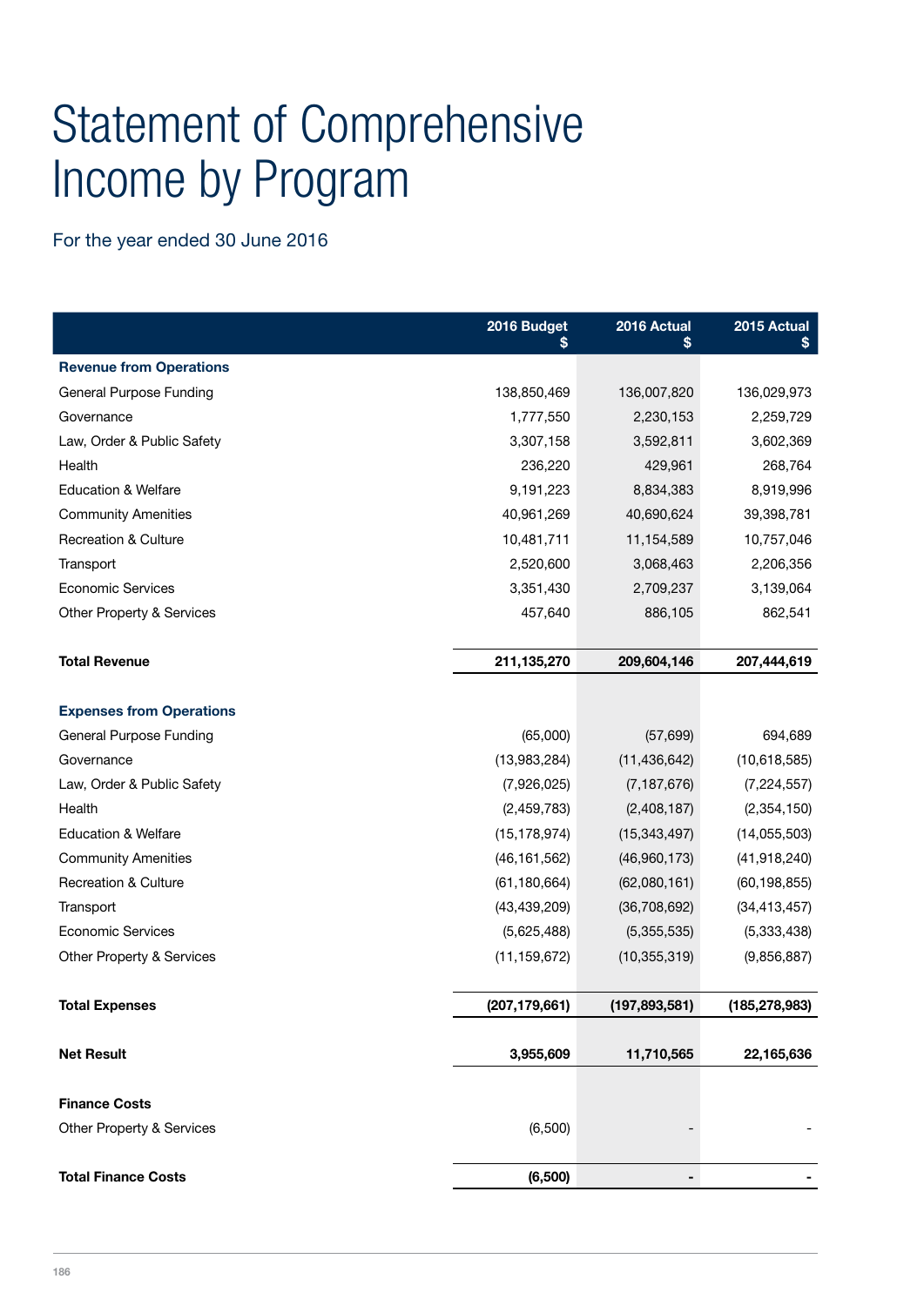# Statement of Comprehensive Income by Program

For the year ended 30 June 2016

| | 2016 Budget $ | 2016 Actual $ | 2015 Actual $ |
|---|---|---|---|
| **Revenue from Operations** | | | |
| General Purpose Funding | 138,850,469 | 136,007,820 | 136,029,973 |
| Governance | 1,777,550 | 2,230,153 | 2,259,729 |
| Law, Order & Public Safety | 3,307,158 | 3,592,811 | 3,602,369 |
| Health | 236,220 | 429,961 | 268,764 |
| Education & Welfare | 9,191,223 | 8,834,383 | 8,919,996 |
| Community Amenities | 40,961,269 | 40,690,624 | 39,398,781 |
| Recreation & Culture | 10,481,711 | 11,154,589 | 10,757,046 |
| Transport | 2,520,600 | 3,068,463 | 2,206,356 |
| Economic Services | 3,351,430 | 2,709,237 | 3,139,064 |
| Other Property & Services | 457,640 | 886,105 | 862,541 |
| **Total Revenue** | **211,135,270** | **209,604,146** | **207,444,619** |
| **Expenses from Operations** | | | |
| General Purpose Funding | (65,000) | (57,699) | 694,689 |
| Governance | (13,983,284) | (11,436,642) | (10,618,585) |
| Law, Order & Public Safety | (7,926,025) | (7,187,676) | (7,224,557) |
| Health | (2,459,783) | (2,408,187) | (2,354,150) |
| Education & Welfare | (15,178,974) | (15,343,497) | (14,055,503) |
| Community Amenities | (46,161,562) | (46,960,173) | (41,918,240) |
| Recreation & Culture | (61,180,664) | (62,080,161) | (60,198,855) |
| Transport | (43,439,209) | (36,708,692) | (34,413,457) |
| Economic Services | (5,625,488) | (5,355,535) | (5,333,438) |
| Other Property & Services | (11,159,672) | (10,355,319) | (9,856,887) |
| **Total Expenses** | **(207,179,661)** | **(197,893,581)** | **(185,278,983)** |
| **Net Result** | **3,955,609** | **11,710,565** | **22,165,636** |
| **Finance Costs** | | | |
| Other Property & Services | (6,500) | - | - |
| **Total Finance Costs** | **(6,500)** | **-** | **-** |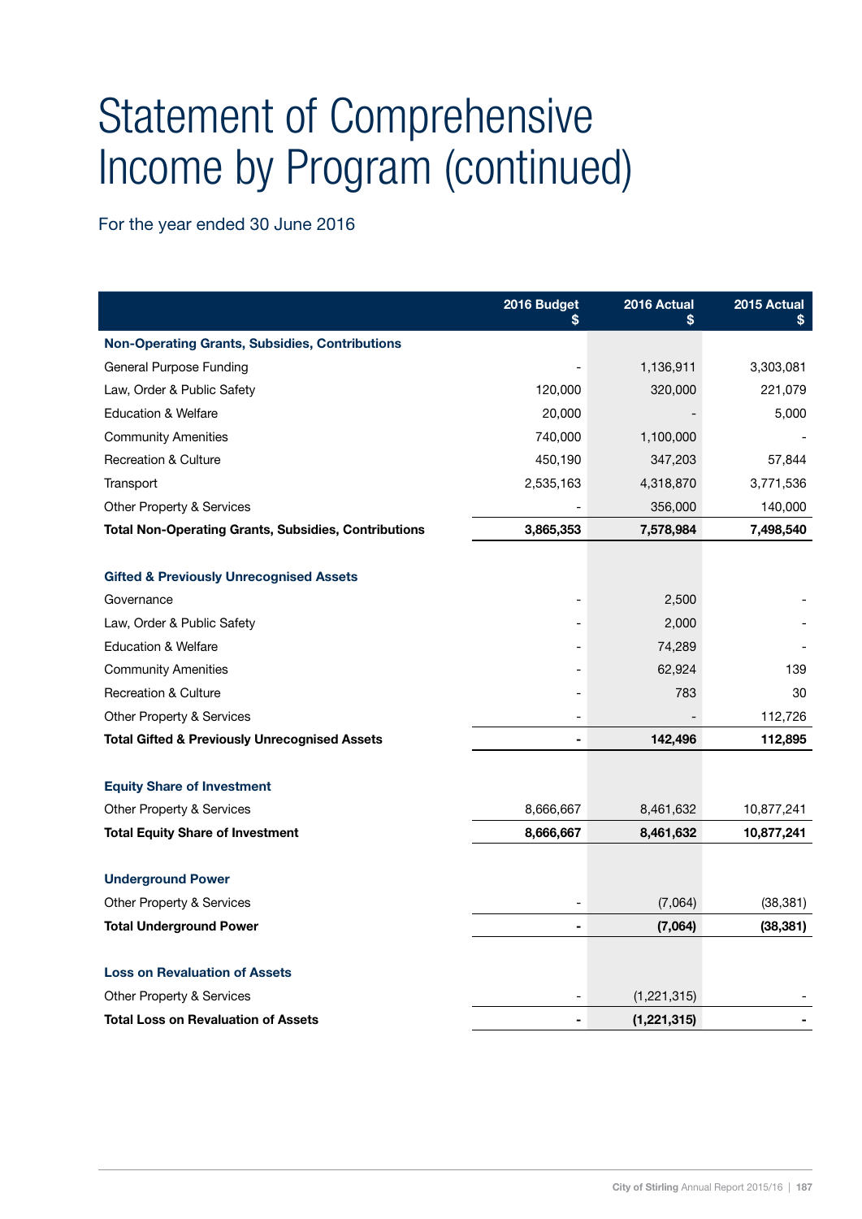# Statement of Comprehensive Income by Program (continued)

For the year ended 30 June 2016

| | 2016 Budget $ | 2016 Actual $ | 2015 Actual $ |
|---|---|---|---|
| **Non-Operating Grants, Subsidies, Contributions** | | | |
| General Purpose Funding | - | 1,136,911 | 3,303,081 |
| Law, Order & Public Safety | 120,000 | 320,000 | 221,079 |
| Education & Welfare | 20,000 | - | 5,000 |
| Community Amenities | 740,000 | 1,100,000 | - |
| Recreation & Culture | 450,190 | 347,203 | 57,844 |
| Transport | 2,535,163 | 4,318,870 | 3,771,536 |
| Other Property & Services | - | 356,000 | 140,000 |
| **Total Non-Operating Grants, Subsidies, Contributions** | **3,865,353** | **7,578,984** | **7,498,540** |
| | | | |
| **Gifted & Previously Unrecognised Assets** | | | |
| Governance | - | 2,500 | - |
| Law, Order & Public Safety | - | 2,000 | - |
| Education & Welfare | - | 74,289 | - |
| Community Amenities | - | 62,924 | 139 |
| Recreation & Culture | - | 783 | 30 |
| Other Property & Services | - | - | 112,726 |
| **Total Gifted & Previously Unrecognised Assets** | **-** | **142,496** | **112,895** |
| | | | |
| **Equity Share of Investment** | | | |
| Other Property & Services | 8,666,667 | 8,461,632 | 10,877,241 |
| **Total Equity Share of Investment** | **8,666,667** | **8,461,632** | **10,877,241** |
| | | | |
| **Underground Power** | | | |
| Other Property & Services | - | (7,064) | (38,381) |
| **Total Underground Power** | **-** | **(7,064)** | **(38,381)** |
| | | | |
| **Loss on Revaluation of Assets** | | | |
| Other Property & Services | - | (1,221,315) | - |
| **Total Loss on Revaluation of Assets** | **-** | **(1,221,315)** | **-** |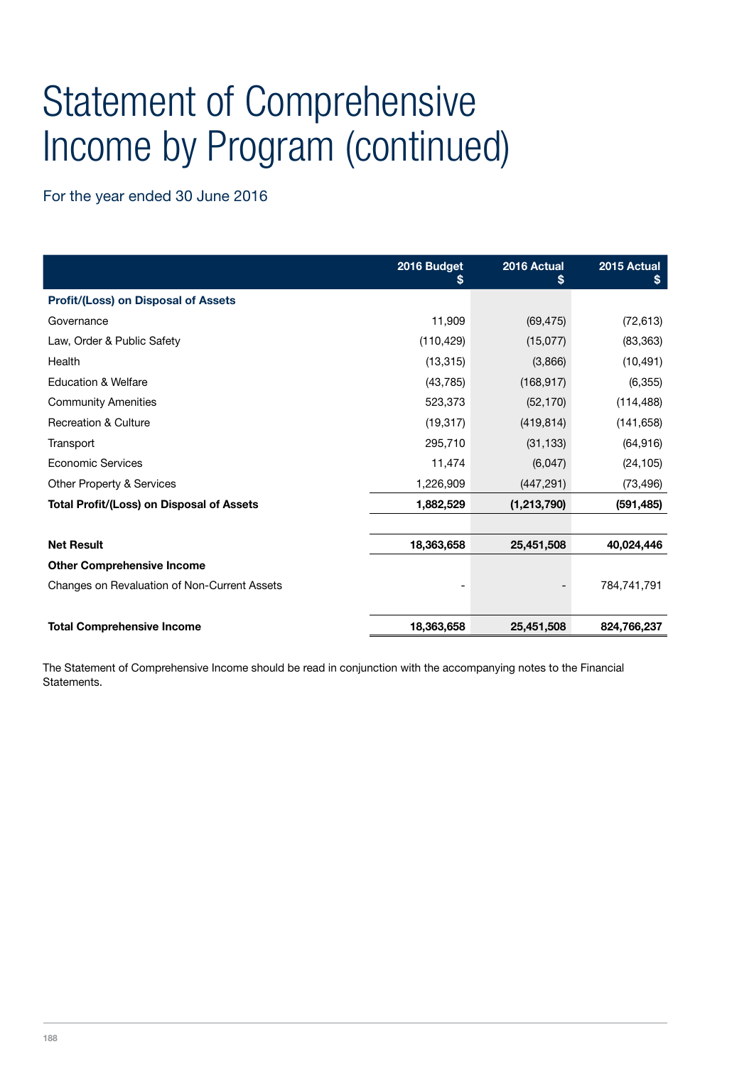# Statement of Comprehensive Income by Program (continued)

For the year ended 30 June 2016

| | 2016 Budget $ | 2016 Actual $ | 2015 Actual $ |
|---|---|---|---|
| **Profit/(Loss) on Disposal of Assets** | | | |
| Governance | 11,909 | (69,475) | (72,613) |
| Law, Order & Public Safety | (110,429) | (15,077) | (83,363) |
| Health | (13,315) | (3,866) | (10,491) |
| Education & Welfare | (43,785) | (168,917) | (6,355) |
| Community Amenities | 523,373 | (52,170) | (114,488) |
| Recreation & Culture | (19,317) | (419,814) | (141,658) |
| Transport | 295,710 | (31,133) | (64,916) |
| Economic Services | 11,474 | (6,047) | (24,105) |
| Other Property & Services | 1,226,909 | (447,291) | (73,496) |
| **Total Profit/(Loss) on Disposal of Assets** | **1,882,529** | **(1,213,790)** | **(591,485)** |
| | | | |
| **Net Result** | **18,363,658** | **25,451,508** | **40,024,446** |
| **Other Comprehensive Income** | | | |
| Changes on Revaluation of Non-Current Assets | - | - | 784,741,791 |
| | | | |
| **Total Comprehensive Income** | **18,363,658** | **25,451,508** | **824,766,237** |

The Statement of Comprehensive Income should be read in conjunction with the accompanying notes to the Financial Statements.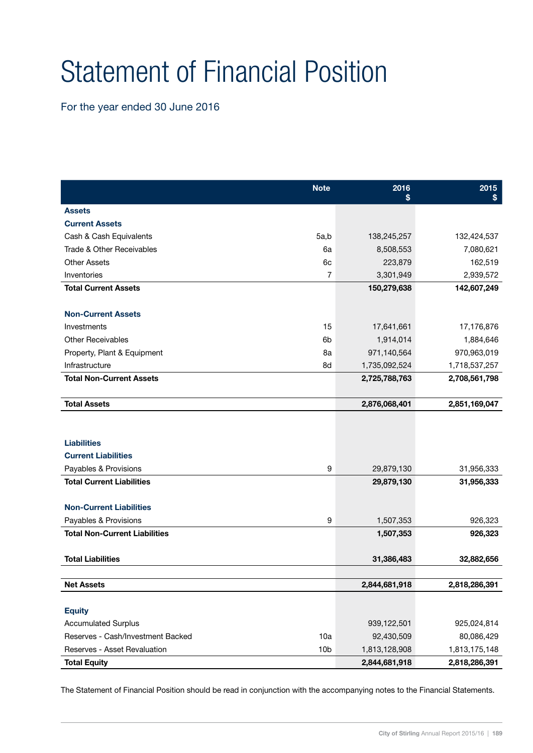# Statement of Financial Position

For the year ended 30 June 2016

| | Note | 2016 $ | 2015 $ |
|---|---|---|---|
| **Assets** | | | |
| **Current Assets** | | | |
| Cash & Cash Equivalents | 5a,b | 138,245,257 | 132,424,537 |
| Trade & Other Receivables | 6a | 8,508,553 | 7,080,621 |
| Other Assets | 6c | 223,879 | 162,519 |
| Inventories | 7 | 3,301,949 | 2,939,572 |
| **Total Current Assets** | | **150,279,638** | **142,607,249** |
| **Non-Current Assets** | | | |
| Investments | 15 | 17,641,661 | 17,176,876 |
| Other Receivables | 6b | 1,914,014 | 1,884,646 |
| Property, Plant & Equipment | 8a | 971,140,564 | 970,963,019 |
| Infrastructure | 8d | 1,735,092,524 | 1,718,537,257 |
| **Total Non-Current Assets** | | **2,725,788,763** | **2,708,561,798** |
| **Total Assets** | | **2,876,068,401** | **2,851,169,047** |
| **Liabilities** | | | |
| **Current Liabilities** | | | |
| Payables & Provisions | 9 | 29,879,130 | 31,956,333 |
| **Total Current Liabilities** | | **29,879,130** | **31,956,333** |
| **Non-Current Liabilities** | | | |
| Payables & Provisions | 9 | 1,507,353 | 926,323 |
| **Total Non-Current Liabilities** | | **1,507,353** | **926,323** |
| **Total Liabilities** | | **31,386,483** | **32,882,656** |
| **Net Assets** | | **2,844,681,918** | **2,818,286,391** |
| **Equity** | | | |
| Accumulated Surplus | | 939,122,501 | 925,024,814 |
| Reserves - Cash/Investment Backed | 10a | 92,430,509 | 80,086,429 |
| Reserves - Asset Revaluation | 10b | 1,813,128,908 | 1,813,175,148 |
| **Total Equity** | | **2,844,681,918** | **2,818,286,391** |

The Statement of Financial Position should be read in conjunction with the accompanying notes to the Financial Statements.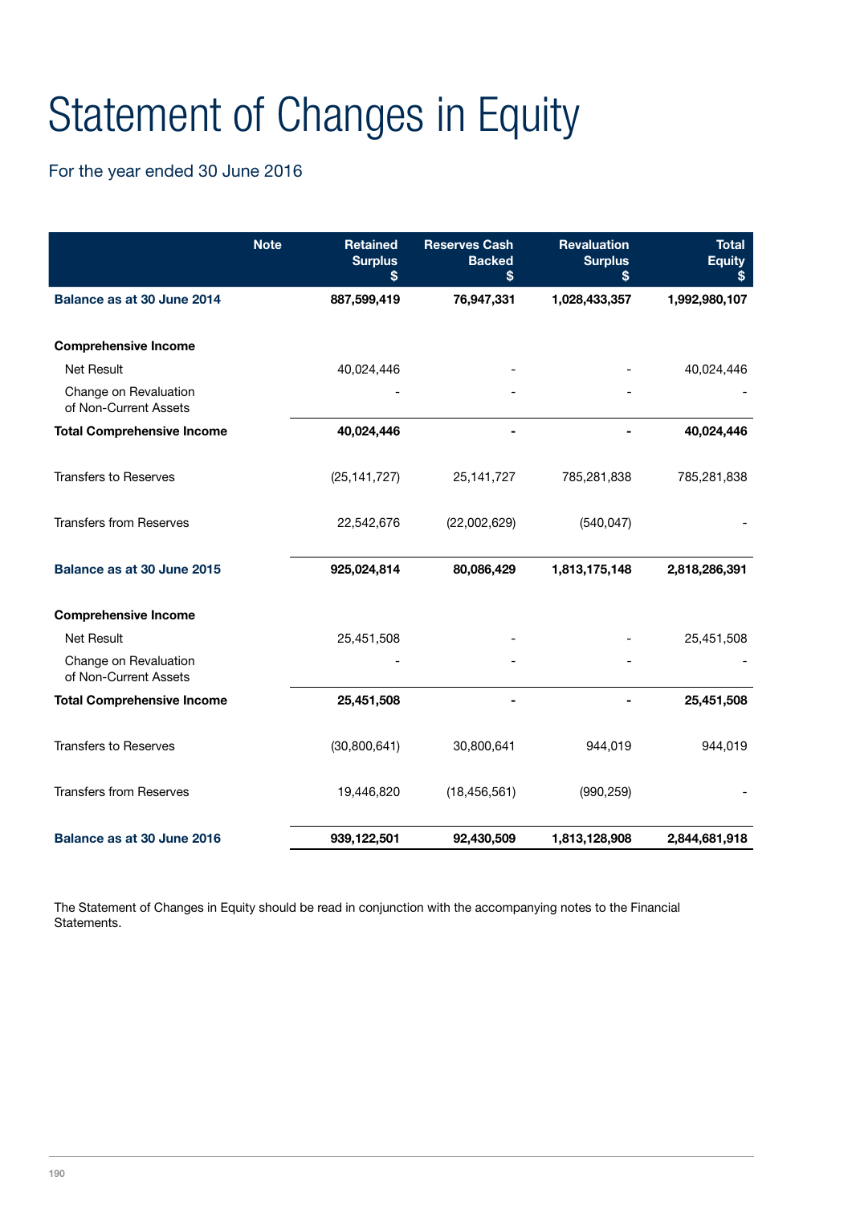# Statement of Changes in Equity

For the year ended 30 June 2016

| | Note | Retained Surplus $ | Reserves Cash Backed $ | Revaluation Surplus $ | Total Equity $ |
|---|---|---|---|---|---|
| **Balance as at 30 June 2014** | | **887,599,419** | **76,947,331** | **1,028,433,357** | **1,992,980,107** |
| **Comprehensive Income** | | | | | |
| Net Result | | 40,024,446 | - | - | 40,024,446 |
| Change on Revaluation of Non-Current Assets | | - | - | - | - |
| **Total Comprehensive Income** | | **40,024,446** | **-** | **-** | **40,024,446** |
| Transfers to Reserves | | (25,141,727) | 25,141,727 | 785,281,838 | 785,281,838 |
| Transfers from Reserves | | 22,542,676 | (22,002,629) | (540,047) | - |
| **Balance as at 30 June 2015** | | **925,024,814** | **80,086,429** | **1,813,175,148** | **2,818,286,391** |
| **Comprehensive Income** | | | | | |
| Net Result | | 25,451,508 | - | - | 25,451,508 |
| Change on Revaluation of Non-Current Assets | | - | - | - | - |
| **Total Comprehensive Income** | | **25,451,508** | **-** | **-** | **25,451,508** |
| Transfers to Reserves | | (30,800,641) | 30,800,641 | 944,019 | 944,019 |
| Transfers from Reserves | | 19,446,820 | (18,456,561) | (990,259) | - |
| **Balance as at 30 June 2016** | | **939,122,501** | **92,430,509** | **1,813,128,908** | **2,844,681,918** |

The Statement of Changes in Equity should be read in conjunction with the accompanying notes to the Financial Statements.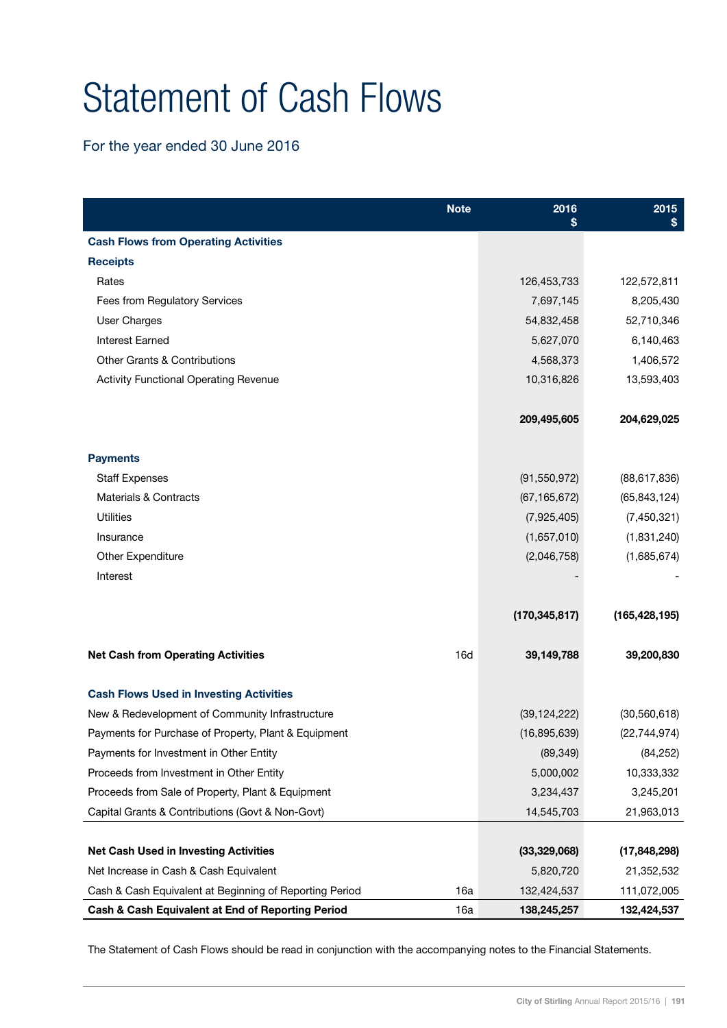# Statement of Cash Flows

For the year ended 30 June 2016

| | Note | 2016<br>$ | 2015<br>$ |
|---|---|---|---|
| **Cash Flows from Operating Activities** | | | |
| **Receipts** | | | |
| Rates | | 126,453,733 | 122,572,811 |
| Fees from Regulatory Services | | 7,697,145 | 8,205,430 |
| User Charges | | 54,832,458 | 52,710,346 |
| Interest Earned | | 5,627,070 | 6,140,463 |
| Other Grants & Contributions | | 4,568,373 | 1,406,572 |
| Activity Functional Operating Revenue | | 10,316,826 | 13,593,403 |
| | | **209,495,605** | **204,629,025** |
| **Payments** | | | |
| Staff Expenses | | (91,550,972) | (88,617,836) |
| Materials & Contracts | | (67,165,672) | (65,843,124) |
| Utilities | | (7,925,405) | (7,450,321) |
| Insurance | | (1,657,010) | (1,831,240) |
| Other Expenditure | | (2,046,758) | (1,685,674) |
| Interest | | - | - |
| | | **(170,345,817)** | **(165,428,195)** |
| **Net Cash from Operating Activities** | 16d | **39,149,788** | **39,200,830** |
| **Cash Flows Used in Investing Activities** | | | |
| New & Redevelopment of Community Infrastructure | | (39,124,222) | (30,560,618) |
| Payments for Purchase of Property, Plant & Equipment | | (16,895,639) | (22,744,974) |
| Payments for Investment in Other Entity | | (89,349) | (84,252) |
| Proceeds from Investment in Other Entity | | 5,000,002 | 10,333,332 |
| Proceeds from Sale of Property, Plant & Equipment | | 3,234,437 | 3,245,201 |
| Capital Grants & Contributions (Govt & Non-Govt) | | 14,545,703 | 21,963,013 |
| **Net Cash Used in Investing Activities** | | **(33,329,068)** | **(17,848,298)** |
| Net Increase in Cash & Cash Equivalent | | 5,820,720 | 21,352,532 |
| Cash & Cash Equivalent at Beginning of Reporting Period | 16a | 132,424,537 | 111,072,005 |
| **Cash & Cash Equivalent at End of Reporting Period** | 16a | **138,245,257** | **132,424,537** |

The Statement of Cash Flows should be read in conjunction with the accompanying notes to the Financial Statements.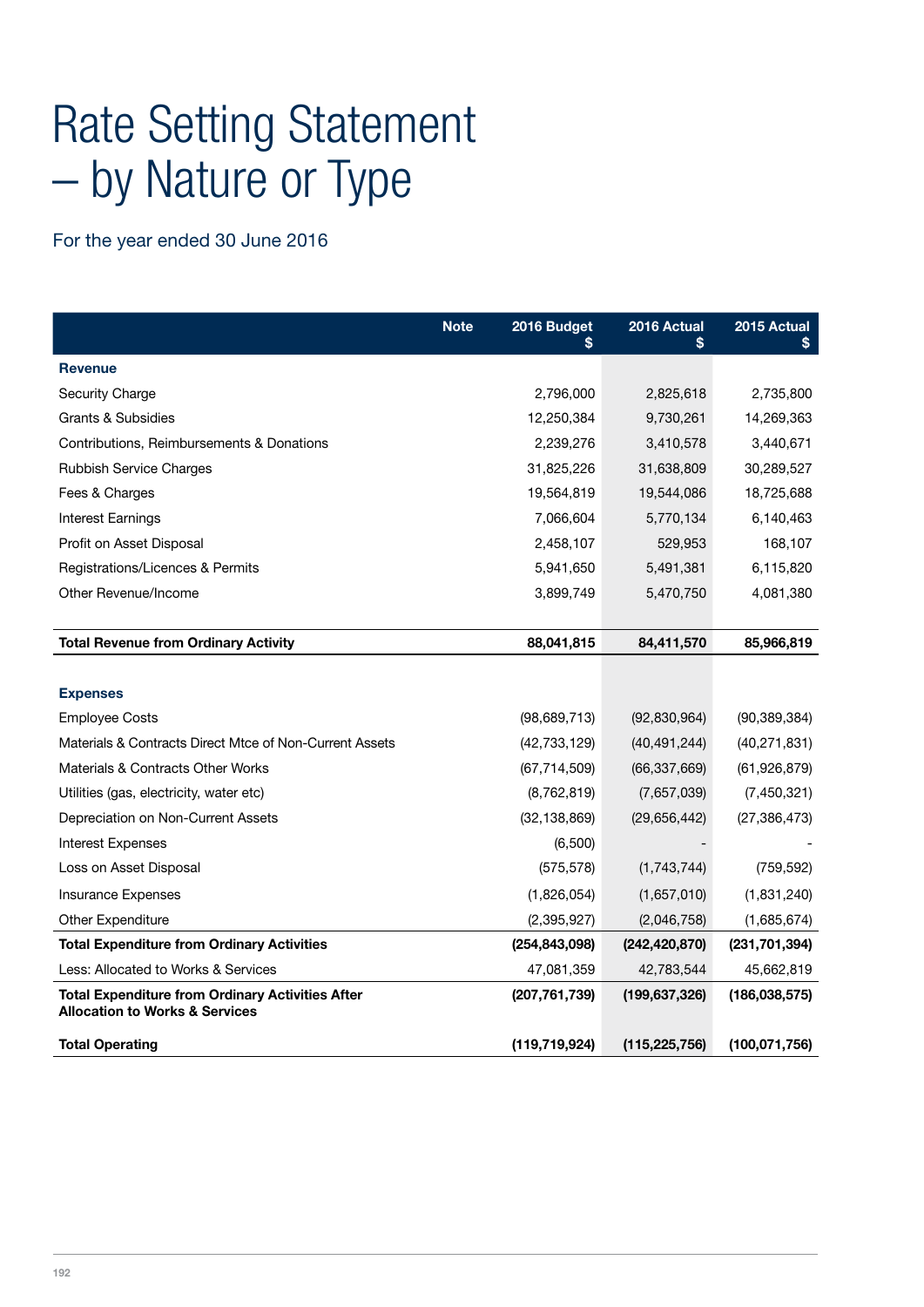# Rate Setting Statement – by Nature or Type

For the year ended 30 June 2016

| | Note | 2016 Budget $ | 2016 Actual $ | 2015 Actual $ |
|---|---|---|---|---|
| **Revenue** | | | | |
| Security Charge | | 2,796,000 | 2,825,618 | 2,735,800 |
| Grants & Subsidies | | 12,250,384 | 9,730,261 | 14,269,363 |
| Contributions, Reimbursements & Donations | | 2,239,276 | 3,410,578 | 3,440,671 |
| Rubbish Service Charges | | 31,825,226 | 31,638,809 | 30,289,527 |
| Fees & Charges | | 19,564,819 | 19,544,086 | 18,725,688 |
| Interest Earnings | | 7,066,604 | 5,770,134 | 6,140,463 |
| Profit on Asset Disposal | | 2,458,107 | 529,953 | 168,107 |
| Registrations/Licences & Permits | | 5,941,650 | 5,491,381 | 6,115,820 |
| Other Revenue/Income | | 3,899,749 | 5,470,750 | 4,081,380 |
| **Total Revenue from Ordinary Activity** | | **88,041,815** | **84,411,570** | **85,966,819** |
| **Expenses** | | | | |
| Employee Costs | | (98,689,713) | (92,830,964) | (90,389,384) |
| Materials & Contracts Direct Mtce of Non-Current Assets | | (42,733,129) | (40,491,244) | (40,271,831) |
| Materials & Contracts Other Works | | (67,714,509) | (66,337,669) | (61,926,879) |
| Utilities (gas, electricity, water etc) | | (8,762,819) | (7,657,039) | (7,450,321) |
| Depreciation on Non-Current Assets | | (32,138,869) | (29,656,442) | (27,386,473) |
| Interest Expenses | | (6,500) | - | - |
| Loss on Asset Disposal | | (575,578) | (1,743,744) | (759,592) |
| Insurance Expenses | | (1,826,054) | (1,657,010) | (1,831,240) |
| Other Expenditure | | (2,395,927) | (2,046,758) | (1,685,674) |
| **Total Expenditure from Ordinary Activities** | | **(254,843,098)** | **(242,420,870)** | **(231,701,394)** |
| Less: Allocated to Works & Services | | 47,081,359 | 42,783,544 | 45,662,819 |
| **Total Expenditure from Ordinary Activities After Allocation to Works & Services** | | **(207,761,739)** | **(199,637,326)** | **(186,038,575)** |
| **Total Operating** | | **(119,719,924)** | **(115,225,756)** | **(100,071,756)** |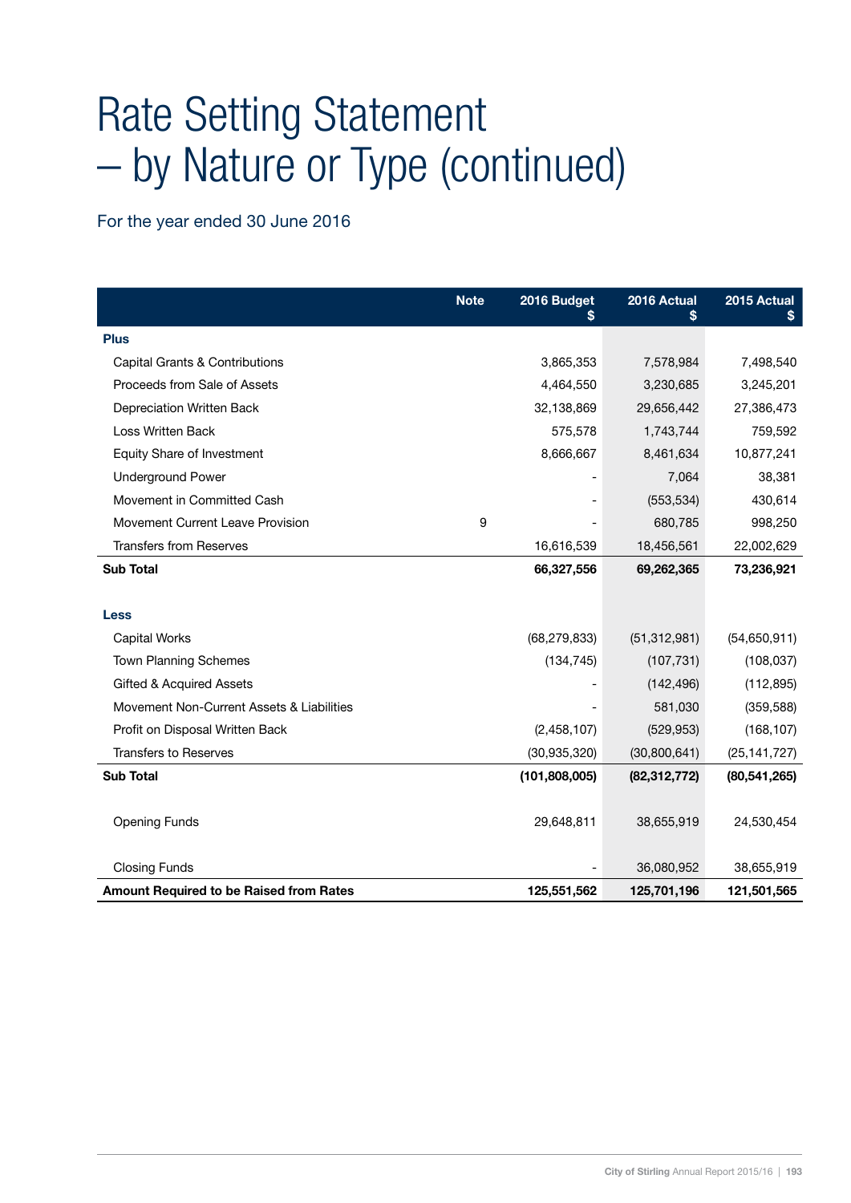# Rate Setting Statement – by Nature or Type (continued)

For the year ended 30 June 2016

| | Note | 2016 Budget $ | 2016 Actual $ | 2015 Actual $ |
|---|---|---|---|---|
| **Plus** | | | | |
| Capital Grants & Contributions | | 3,865,353 | 7,578,984 | 7,498,540 |
| Proceeds from Sale of Assets | | 4,464,550 | 3,230,685 | 3,245,201 |
| Depreciation Written Back | | 32,138,869 | 29,656,442 | 27,386,473 |
| Loss Written Back | | 575,578 | 1,743,744 | 759,592 |
| Equity Share of Investment | | 8,666,667 | 8,461,634 | 10,877,241 |
| Underground Power | | - | 7,064 | 38,381 |
| Movement in Committed Cash | | - | (553,534) | 430,614 |
| Movement Current Leave Provision | 9 | - | 680,785 | 998,250 |
| Transfers from Reserves | | 16,616,539 | 18,456,561 | 22,002,629 |
| **Sub Total** | | **66,327,556** | **69,262,365** | **73,236,921** |
| **Less** | | | | |
| Capital Works | | (68,279,833) | (51,312,981) | (54,650,911) |
| Town Planning Schemes | | (134,745) | (107,731) | (108,037) |
| Gifted & Acquired Assets | | - | (142,496) | (112,895) |
| Movement Non-Current Assets & Liabilities | | - | 581,030 | (359,588) |
| Profit on Disposal Written Back | | (2,458,107) | (529,953) | (168,107) |
| Transfers to Reserves | | (30,935,320) | (30,800,641) | (25,141,727) |
| **Sub Total** | | **(101,808,005)** | **(82,312,772)** | **(80,541,265)** |
| Opening Funds | | 29,648,811 | 38,655,919 | 24,530,454 |
| Closing Funds | | - | 36,080,952 | 38,655,919 |
| **Amount Required to be Raised from Rates** | | **125,551,562** | **125,701,196** | **121,501,565** |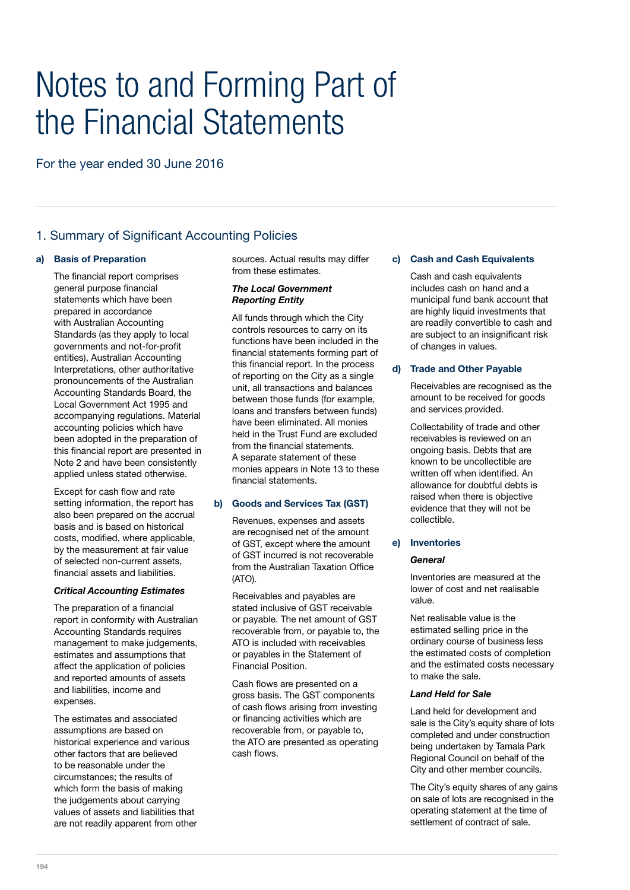# Notes to and Forming Part of the Financial Statements

For the year ended 30 June 2016

## 1. Summary of Significant Accounting Policies

### a) Basis of Preparation

The financial report comprises general purpose financial statements which have been prepared in accordance with Australian Accounting Standards (as they apply to local governments and not-for-profit entities), Australian Accounting Interpretations, other authoritative pronouncements of the Australian Accounting Standards Board, the Local Government Act 1995 and accompanying regulations. Material accounting policies which have been adopted in the preparation of this financial report are presented in Note 2 and have been consistently applied unless stated otherwise.

Except for cash flow and rate setting information, the report has also been prepared on the accrual basis and is based on historical costs, modified, where applicable, by the measurement at fair value of selected non-current assets, financial assets and liabilities.

***Critical Accounting Estimates***

The preparation of a financial report in conformity with Australian Accounting Standards requires management to make judgements, estimates and assumptions that affect the application of policies and reported amounts of assets and liabilities, income and expenses.

The estimates and associated assumptions are based on historical experience and various other factors that are believed to be reasonable under the circumstances; the results of which form the basis of making the judgements about carrying values of assets and liabilities that are not readily apparent from other sources. Actual results may differ from these estimates.

***The Local Government Reporting Entity***

All funds through which the City controls resources to carry on its functions have been included in the financial statements forming part of this financial report. In the process of reporting on the City as a single unit, all transactions and balances between those funds (for example, loans and transfers between funds) have been eliminated. All monies held in the Trust Fund are excluded from the financial statements. A separate statement of these monies appears in Note 13 to these financial statements.

### b) Goods and Services Tax (GST)

Revenues, expenses and assets are recognised net of the amount of GST, except where the amount of GST incurred is not recoverable from the Australian Taxation Office (ATO).

Receivables and payables are stated inclusive of GST receivable or payable. The net amount of GST recoverable from, or payable to, the ATO is included with receivables or payables in the Statement of Financial Position.

Cash flows are presented on a gross basis. The GST components of cash flows arising from investing or financing activities which are recoverable from, or payable to, the ATO are presented as operating cash flows.

### c) Cash and Cash Equivalents

Cash and cash equivalents includes cash on hand and a municipal fund bank account that are highly liquid investments that are readily convertible to cash and are subject to an insignificant risk of changes in values.

### d) Trade and Other Payable

Receivables are recognised as the amount to be received for goods and services provided.

Collectability of trade and other receivables is reviewed on an ongoing basis. Debts that are known to be uncollectible are written off when identified. An allowance for doubtful debts is raised when there is objective evidence that they will not be collectible.

### e) Inventories

***General***

Inventories are measured at the lower of cost and net realisable value.

Net realisable value is the estimated selling price in the ordinary course of business less the estimated costs of completion and the estimated costs necessary to make the sale.

***Land Held for Sale***

Land held for development and sale is the City's equity share of lots completed and under construction being undertaken by Tamala Park Regional Council on behalf of the City and other member councils.

The City's equity shares of any gains on sale of lots are recognised in the operating statement at the time of settlement of contract of sale.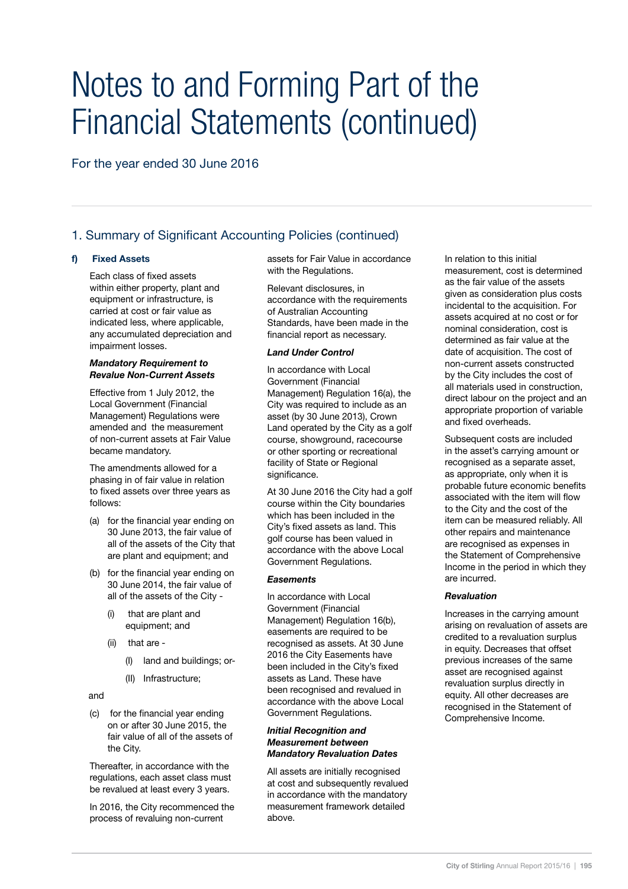# Notes to and Forming Part of the Financial Statements (continued)

For the year ended 30 June 2016

## 1. Summary of Significant Accounting Policies (continued)

### f) Fixed Assets

Each class of fixed assets within either property, plant and equipment or infrastructure, is carried at cost or fair value as indicated less, where applicable, any accumulated depreciation and impairment losses.

***Mandatory Requirement to Revalue Non-Current Assets***

Effective from 1 July 2012, the Local Government (Financial Management) Regulations were amended and the measurement of non-current assets at Fair Value became mandatory.

The amendments allowed for a phasing in of fair value in relation to fixed assets over three years as follows:

(a) for the financial year ending on 30 June 2013, the fair value of all of the assets of the City that are plant and equipment; and

(b) for the financial year ending on 30 June 2014, the fair value of all of the assets of the City -

- (i) that are plant and equipment; and
- (ii) that are -
  - (I) land and buildings; or-
  - (II) Infrastructure;

and

(c) for the financial year ending on or after 30 June 2015, the fair value of all of the assets of the City.

Thereafter, in accordance with the regulations, each asset class must be revalued at least every 3 years.

In 2016, the City recommenced the process of revaluing non-current assets for Fair Value in accordance with the Regulations.

Relevant disclosures, in accordance with the requirements of Australian Accounting Standards, have been made in the financial report as necessary.

***Land Under Control***

In accordance with Local Government (Financial Management) Regulation 16(a), the City was required to include as an asset (by 30 June 2013), Crown Land operated by the City as a golf course, showground, racecourse or other sporting or recreational facility of State or Regional significance.

At 30 June 2016 the City had a golf course within the City boundaries which has been included in the City's fixed assets as land. This golf course has been valued in accordance with the above Local Government Regulations.

***Easements***

In accordance with Local Government (Financial Management) Regulation 16(b), easements are required to be recognised as assets. At 30 June 2016 the City Easements have been included in the City's fixed assets as Land. These have been recognised and revalued in accordance with the above Local Government Regulations.

***Initial Recognition and Measurement between Mandatory Revaluation Dates***

All assets are initially recognised at cost and subsequently revalued in accordance with the mandatory measurement framework detailed above.

In relation to this initial measurement, cost is determined as the fair value of the assets given as consideration plus costs incidental to the acquisition. For assets acquired at no cost or for nominal consideration, cost is determined as fair value at the date of acquisition. The cost of non-current assets constructed by the City includes the cost of all materials used in construction, direct labour on the project and an appropriate proportion of variable and fixed overheads.

Subsequent costs are included in the asset's carrying amount or recognised as a separate asset, as appropriate, only when it is probable future economic benefits associated with the item will flow to the City and the cost of the item can be measured reliably. All other repairs and maintenance are recognised as expenses in the Statement of Comprehensive Income in the period in which they are incurred.

***Revaluation***

Increases in the carrying amount arising on revaluation of assets are credited to a revaluation surplus in equity. Decreases that offset previous increases of the same asset are recognised against revaluation surplus directly in equity. All other decreases are recognised in the Statement of Comprehensive Income.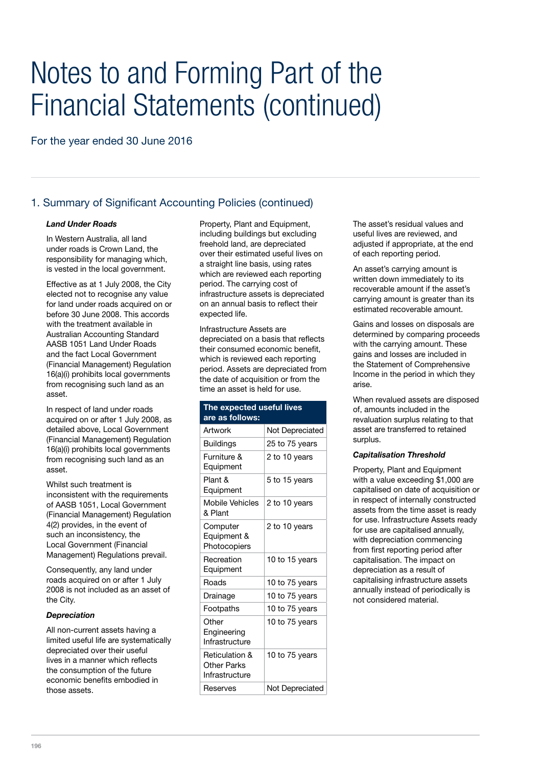# Notes to and Forming Part of the Financial Statements (continued)

For the year ended 30 June 2016

## 1. Summary of Significant Accounting Policies (continued)

***Land Under Roads***

In Western Australia, all land under roads is Crown Land, the responsibility for managing which, is vested in the local government.

Effective as at 1 July 2008, the City elected not to recognise any value for land under roads acquired on or before 30 June 2008. This accords with the treatment available in Australian Accounting Standard AASB 1051 Land Under Roads and the fact Local Government (Financial Management) Regulation 16(a)(i) prohibits local governments from recognising such land as an asset.

In respect of land under roads acquired on or after 1 July 2008, as detailed above, Local Government (Financial Management) Regulation 16(a)(i) prohibits local governments from recognising such land as an asset.

Whilst such treatment is inconsistent with the requirements of AASB 1051, Local Government (Financial Management) Regulation 4(2) provides, in the event of such an inconsistency, the Local Government (Financial Management) Regulations prevail.

Consequently, any land under roads acquired on or after 1 July 2008 is not included as an asset of the City.

***Depreciation***

All non-current assets having a limited useful life are systematically depreciated over their useful lives in a manner which reflects the consumption of the future economic benefits embodied in those assets.

Property, Plant and Equipment, including buildings but excluding freehold land, are depreciated over their estimated useful lives on a straight line basis, using rates which are reviewed each reporting period. The carrying cost of infrastructure assets is depreciated on an annual basis to reflect their expected life.

Infrastructure Assets are depreciated on a basis that reflects their consumed economic benefit, which is reviewed each reporting period. Assets are depreciated from the date of acquisition or from the time an asset is held for use.

| The expected useful lives are as follows: | |
|---|---|
| Artwork | Not Depreciated |
| Buildings | 25 to 75 years |
| Furniture & Equipment | 2 to 10 years |
| Plant & Equipment | 5 to 15 years |
| Mobile Vehicles & Plant | 2 to 10 years |
| Computer Equipment & Photocopiers | 2 to 10 years |
| Recreation Equipment | 10 to 15 years |
| Roads | 10 to 75 years |
| Drainage | 10 to 75 years |
| Footpaths | 10 to 75 years |
| Other Engineering Infrastructure | 10 to 75 years |
| Reticulation & Other Parks Infrastructure | 10 to 75 years |
| Reserves | Not Depreciated |

The asset's residual values and useful lives are reviewed, and adjusted if appropriate, at the end of each reporting period.

An asset's carrying amount is written down immediately to its recoverable amount if the asset's carrying amount is greater than its estimated recoverable amount.

Gains and losses on disposals are determined by comparing proceeds with the carrying amount. These gains and losses are included in the Statement of Comprehensive Income in the period in which they arise.

When revalued assets are disposed of, amounts included in the revaluation surplus relating to that asset are transferred to retained surplus.

***Capitalisation Threshold***

Property, Plant and Equipment with a value exceeding $1,000 are capitalised on date of acquisition or in respect of internally constructed assets from the time asset is ready for use. Infrastructure Assets ready for use are capitalised annually, with depreciation commencing from first reporting period after capitalisation. The impact on depreciation as a result of capitalising infrastructure assets annually instead of periodically is not considered material.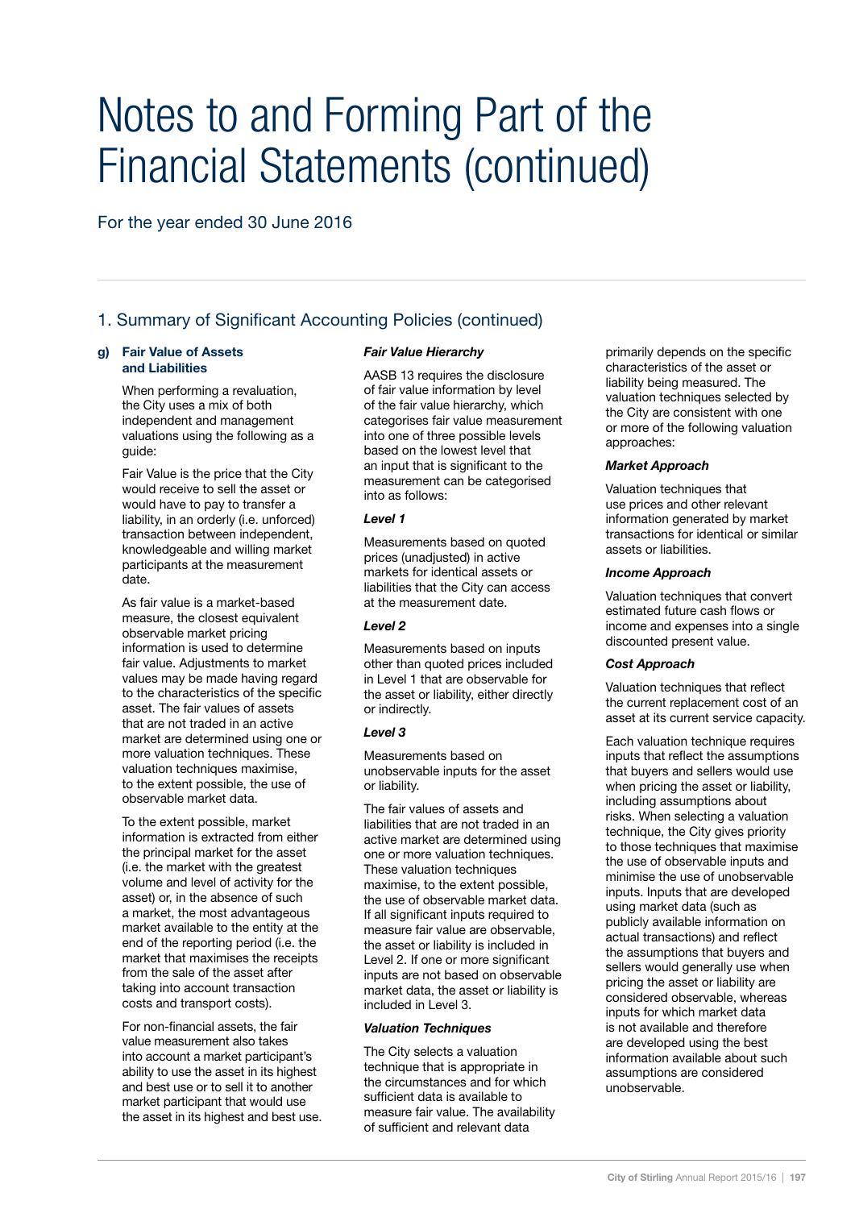# Notes to and Forming Part of the Financial Statements (continued)

For the year ended 30 June 2016

## 1. Summary of Significant Accounting Policies (continued)

### g) Fair Value of Assets and Liabilities

When performing a revaluation, the City uses a mix of both independent and management valuations using the following as a guide:

Fair Value is the price that the City would receive to sell the asset or would have to pay to transfer a liability, in an orderly (i.e. unforced) transaction between independent, knowledgeable and willing market participants at the measurement date.

As fair value is a market-based measure, the closest equivalent observable market pricing information is used to determine fair value. Adjustments to market values may be made having regard to the characteristics of the specific asset. The fair values of assets that are not traded in an active market are determined using one or more valuation techniques. These valuation techniques maximise, to the extent possible, the use of observable market data.

To the extent possible, market information is extracted from either the principal market for the asset (i.e. the market with the greatest volume and level of activity for the asset) or, in the absence of such a market, the most advantageous market available to the entity at the end of the reporting period (i.e. the market that maximises the receipts from the sale of the asset after taking into account transaction costs and transport costs).

For non-financial assets, the fair value measurement also takes into account a market participant's ability to use the asset in its highest and best use or to sell it to another market participant that would use the asset in its highest and best use.

#### *Fair Value Hierarchy*

AASB 13 requires the disclosure of fair value information by level of the fair value hierarchy, which categorises fair value measurement into one of three possible levels based on the lowest level that an input that is significant to the measurement can be categorised into as follows:

***Level 1***

Measurements based on quoted prices (unadjusted) in active markets for identical assets or liabilities that the City can access at the measurement date.

***Level 2***

Measurements based on inputs other than quoted prices included in Level 1 that are observable for the asset or liability, either directly or indirectly.

***Level 3***

Measurements based on unobservable inputs for the asset or liability.

The fair values of assets and liabilities that are not traded in an active market are determined using one or more valuation techniques. These valuation techniques maximise, to the extent possible, the use of observable market data. If all significant inputs required to measure fair value are observable, the asset or liability is included in Level 2. If one or more significant inputs are not based on observable market data, the asset or liability is included in Level 3.

#### *Valuation Techniques*

The City selects a valuation technique that is appropriate in the circumstances and for which sufficient data is available to measure fair value. The availability of sufficient and relevant data primarily depends on the specific characteristics of the asset or liability being measured. The valuation techniques selected by the City are consistent with one or more of the following valuation approaches:

***Market Approach***

Valuation techniques that use prices and other relevant information generated by market transactions for identical or similar assets or liabilities.

***Income Approach***

Valuation techniques that convert estimated future cash flows or income and expenses into a single discounted present value.

***Cost Approach***

Valuation techniques that reflect the current replacement cost of an asset at its current service capacity.

Each valuation technique requires inputs that reflect the assumptions that buyers and sellers would use when pricing the asset or liability, including assumptions about risks. When selecting a valuation technique, the City gives priority to those techniques that maximise the use of observable inputs and minimise the use of unobservable inputs. Inputs that are developed using market data (such as publicly available information on actual transactions) and reflect the assumptions that buyers and sellers would generally use when pricing the asset or liability are considered observable, whereas inputs for which market data is not available and therefore are developed using the best information available about such assumptions are considered unobservable.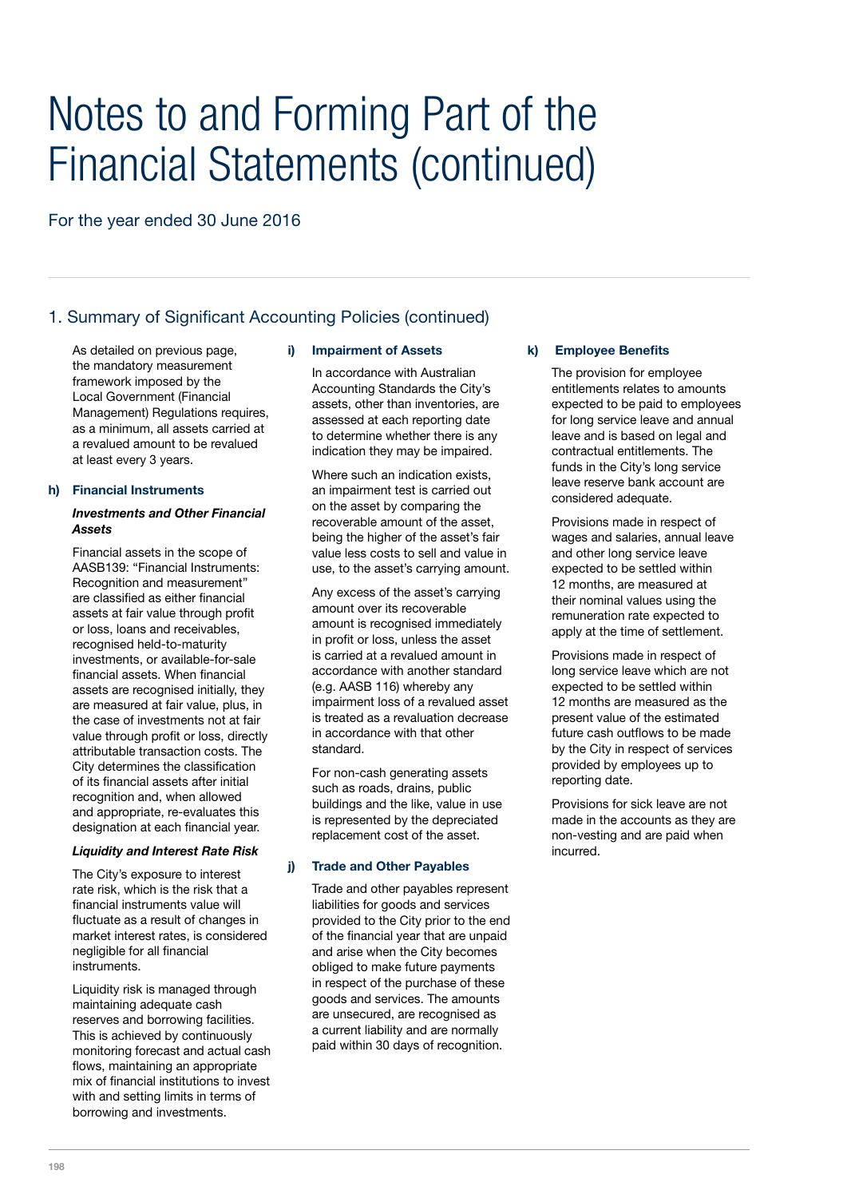# Notes to and Forming Part of the Financial Statements (continued)

For the year ended 30 June 2016

## 1. Summary of Significant Accounting Policies (continued)

As detailed on previous page, the mandatory measurement framework imposed by the Local Government (Financial Management) Regulations requires, as a minimum, all assets carried at a revalued amount to be revalued at least every 3 years.

### h) Financial Instruments

***Investments and Other Financial Assets***

Financial assets in the scope of AASB139: "Financial Instruments: Recognition and measurement" are classified as either financial assets at fair value through profit or loss, loans and receivables, recognised held-to-maturity investments, or available-for-sale financial assets. When financial assets are recognised initially, they are measured at fair value, plus, in the case of investments not at fair value through profit or loss, directly attributable transaction costs. The City determines the classification of its financial assets after initial recognition and, when allowed and appropriate, re-evaluates this designation at each financial year.

***Liquidity and Interest Rate Risk***

The City's exposure to interest rate risk, which is the risk that a financial instruments value will fluctuate as a result of changes in market interest rates, is considered negligible for all financial instruments.

Liquidity risk is managed through maintaining adequate cash reserves and borrowing facilities. This is achieved by continuously monitoring forecast and actual cash flows, maintaining an appropriate mix of financial institutions to invest with and setting limits in terms of borrowing and investments.

### i) Impairment of Assets

In accordance with Australian Accounting Standards the City's assets, other than inventories, are assessed at each reporting date to determine whether there is any indication they may be impaired.

Where such an indication exists, an impairment test is carried out on the asset by comparing the recoverable amount of the asset, being the higher of the asset's fair value less costs to sell and value in use, to the asset's carrying amount.

Any excess of the asset's carrying amount over its recoverable amount is recognised immediately in profit or loss, unless the asset is carried at a revalued amount in accordance with another standard (e.g. AASB 116) whereby any impairment loss of a revalued asset is treated as a revaluation decrease in accordance with that other standard.

For non-cash generating assets such as roads, drains, public buildings and the like, value in use is represented by the depreciated replacement cost of the asset.

### j) Trade and Other Payables

Trade and other payables represent liabilities for goods and services provided to the City prior to the end of the financial year that are unpaid and arise when the City becomes obliged to make future payments in respect of the purchase of these goods and services. The amounts are unsecured, are recognised as a current liability and are normally paid within 30 days of recognition.

### k) Employee Benefits

The provision for employee entitlements relates to amounts expected to be paid to employees for long service leave and annual leave and is based on legal and contractual entitlements. The funds in the City's long service leave reserve bank account are considered adequate.

Provisions made in respect of wages and salaries, annual leave and other long service leave expected to be settled within 12 months, are measured at their nominal values using the remuneration rate expected to apply at the time of settlement.

Provisions made in respect of long service leave which are not expected to be settled within 12 months are measured as the present value of the estimated future cash outflows to be made by the City in respect of services provided by employees up to reporting date.

Provisions for sick leave are not made in the accounts as they are non-vesting and are paid when incurred.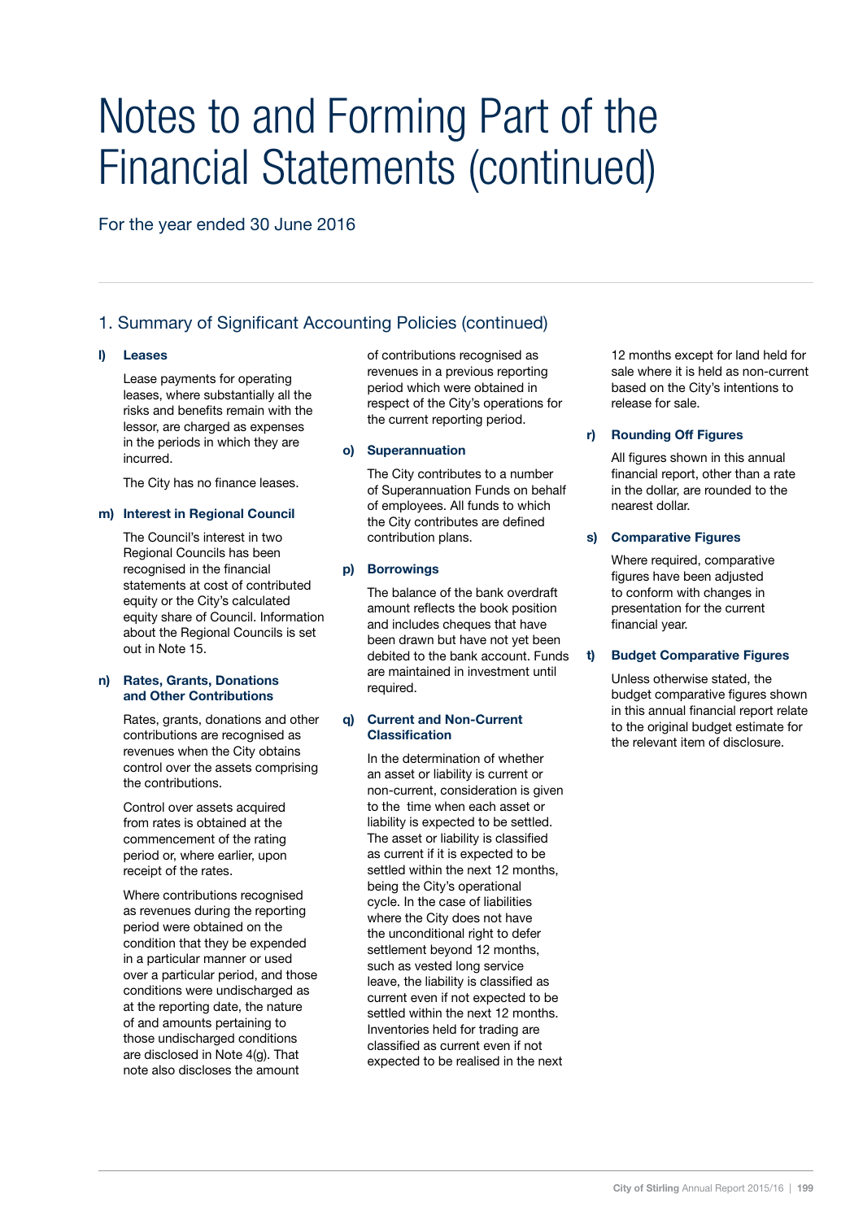# Notes to and Forming Part of the Financial Statements (continued)

For the year ended 30 June 2016

## 1. Summary of Significant Accounting Policies (continued)

### l) Leases

Lease payments for operating leases, where substantially all the risks and benefits remain with the lessor, are charged as expenses in the periods in which they are incurred.

The City has no finance leases.

### m) Interest in Regional Council

The Council's interest in two Regional Councils has been recognised in the financial statements at cost of contributed equity or the City's calculated equity share of Council. Information about the Regional Councils is set out in Note 15.

### n) Rates, Grants, Donations and Other Contributions

Rates, grants, donations and other contributions are recognised as revenues when the City obtains control over the assets comprising the contributions.

Control over assets acquired from rates is obtained at the commencement of the rating period or, where earlier, upon receipt of the rates.

Where contributions recognised as revenues during the reporting period were obtained on the condition that they be expended in a particular manner or used over a particular period, and those conditions were undischarged as at the reporting date, the nature of and amounts pertaining to those undischarged conditions are disclosed in Note 4(g). That note also discloses the amount of contributions recognised as revenues in a previous reporting period which were obtained in respect of the City's operations for the current reporting period.

### o) Superannuation

The City contributes to a number of Superannuation Funds on behalf of employees. All funds to which the City contributes are defined contribution plans.

### p) Borrowings

The balance of the bank overdraft amount reflects the book position and includes cheques that have been drawn but have not yet been debited to the bank account. Funds are maintained in investment until required.

### q) Current and Non-Current Classification

In the determination of whether an asset or liability is current or non-current, consideration is given to the time when each asset or liability is expected to be settled. The asset or liability is classified as current if it is expected to be settled within the next 12 months, being the City's operational cycle. In the case of liabilities where the City does not have the unconditional right to defer settlement beyond 12 months, such as vested long service leave, the liability is classified as current even if not expected to be settled within the next 12 months. Inventories held for trading are classified as current even if not expected to be realised in the next 12 months except for land held for sale where it is held as non-current based on the City's intentions to release for sale.

### r) Rounding Off Figures

All figures shown in this annual financial report, other than a rate in the dollar, are rounded to the nearest dollar.

### s) Comparative Figures

Where required, comparative figures have been adjusted to conform with changes in presentation for the current financial year.

### t) Budget Comparative Figures

Unless otherwise stated, the budget comparative figures shown in this annual financial report relate to the original budget estimate for the relevant item of disclosure.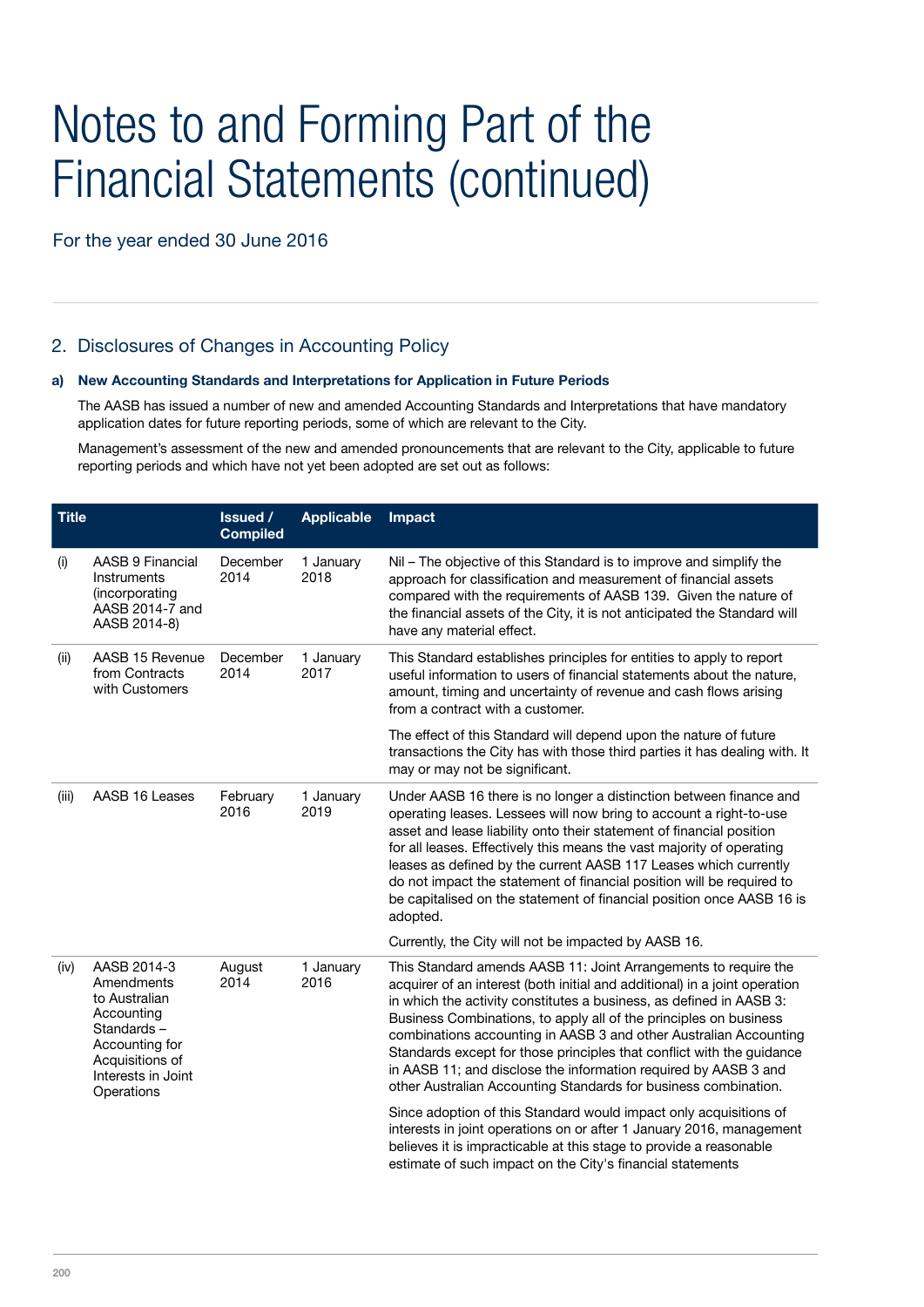# Notes to and Forming Part of the Financial Statements (continued)

For the year ended 30 June 2016

## 2. Disclosures of Changes in Accounting Policy

### a) New Accounting Standards and Interpretations for Application in Future Periods

The AASB has issued a number of new and amended Accounting Standards and Interpretations that have mandatory application dates for future reporting periods, some of which are relevant to the City.

Management's assessment of the new and amended pronouncements that are relevant to the City, applicable to future reporting periods and which have not yet been adopted are set out as follows:

| | Title | Issued / Compiled | Applicable | Impact |
|---|---|---|---|---|
| (i) | AASB 9 Financial Instruments (incorporating AASB 2014-7 and AASB 2014-8) | December 2014 | 1 January 2018 | Nil – The objective of this Standard is to improve and simplify the approach for classification and measurement of financial assets compared with the requirements of AASB 139. Given the nature of the financial assets of the City, it is not anticipated the Standard will have any material effect. |
| (ii) | AASB 15 Revenue from Contracts with Customers | December 2014 | 1 January 2017 | This Standard establishes principles for entities to apply to report useful information to users of financial statements about the nature, amount, timing and uncertainty of revenue and cash flows arising from a contract with a customer.<br><br>The effect of this Standard will depend upon the nature of future transactions the City has with those third parties it has dealing with. It may or may not be significant. |
| (iii) | AASB 16 Leases | February 2016 | 1 January 2019 | Under AASB 16 there is no longer a distinction between finance and operating leases. Lessees will now bring to account a right-to-use asset and lease liability onto their statement of financial position for all leases. Effectively this means the vast majority of operating leases as defined by the current AASB 117 Leases which currently do not impact the statement of financial position will be required to be capitalised on the statement of financial position once AASB 16 is adopted.<br><br>Currently, the City will not be impacted by AASB 16. |
| (iv) | AASB 2014-3 Amendments to Australian Accounting Standards – Accounting for Acquisitions of Interests in Joint Operations | August 2014 | 1 January 2016 | This Standard amends AASB 11: Joint Arrangements to require the acquirer of an interest (both initial and additional) in a joint operation in which the activity constitutes a business, as defined in AASB 3: Business Combinations, to apply all of the principles on business combinations accounting in AASB 3 and other Australian Accounting Standards except for those principles that conflict with the guidance in AASB 11; and disclose the information required by AASB 3 and other Australian Accounting Standards for business combination.<br><br>Since adoption of this Standard would impact only acquisitions of interests in joint operations on or after 1 January 2016, management believes it is impracticable at this stage to provide a reasonable estimate of such impact on the City's financial statements |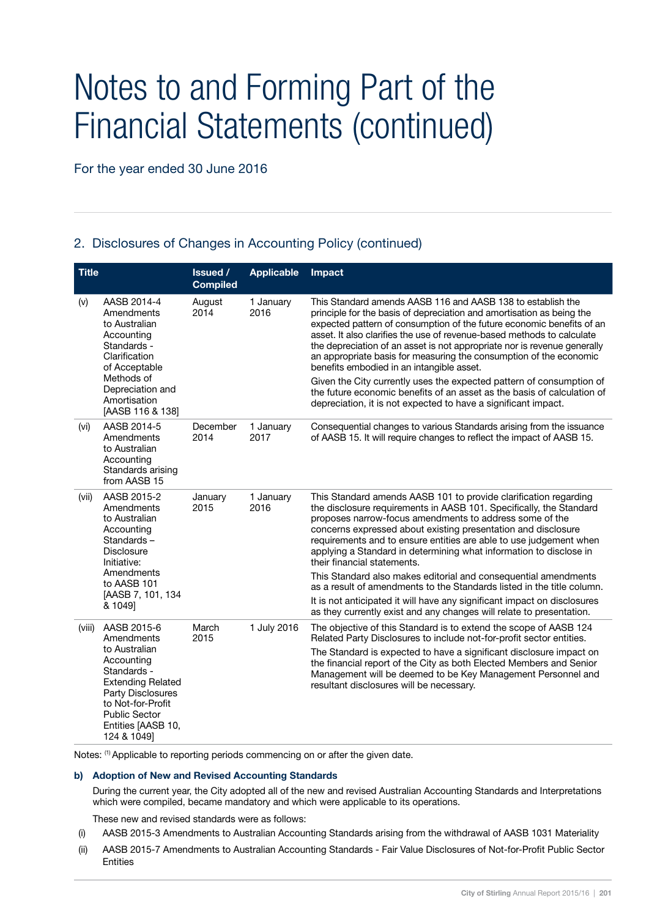# Notes to and Forming Part of the Financial Statements (continued)

For the year ended 30 June 2016

## 2. Disclosures of Changes in Accounting Policy (continued)

| Title | | Issued / Compiled | Applicable | Impact |
|---|---|---|---|---|
| (v) | AASB 2014-4 Amendments to Australian Accounting Standards - Clarification of Acceptable Methods of Depreciation and Amortisation [AASB 116 & 138] | August 2014 | 1 January 2016 | This Standard amends AASB 116 and AASB 138 to establish the principle for the basis of depreciation and amortisation as being the expected pattern of consumption of the future economic benefits of an asset. It also clarifies the use of revenue-based methods to calculate the depreciation of an asset is not appropriate nor is revenue generally an appropriate basis for measuring the consumption of the economic benefits embodied in an intangible asset.<br><br>Given the City currently uses the expected pattern of consumption of the future economic benefits of an asset as the basis of calculation of depreciation, it is not expected to have a significant impact. |
| (vi) | AASB 2014-5 Amendments to Australian Accounting Standards arising from AASB 15 | December 2014 | 1 January 2017 | Consequential changes to various Standards arising from the issuance of AASB 15. It will require changes to reflect the impact of AASB 15. |
| (vii) | AASB 2015-2 Amendments to Australian Accounting Standards – Disclosure Initiative: Amendments to AASB 101 [AASB 7, 101, 134 & 1049] | January 2015 | 1 January 2016 | This Standard amends AASB 101 to provide clarification regarding the disclosure requirements in AASB 101. Specifically, the Standard proposes narrow-focus amendments to address some of the concerns expressed about existing presentation and disclosure requirements and to ensure entities are able to use judgement when applying a Standard in determining what information to disclose in their financial statements.<br><br>This Standard also makes editorial and consequential amendments as a result of amendments to the Standards listed in the title column.<br><br>It is not anticipated it will have any significant impact on disclosures as they currently exist and any changes will relate to presentation. |
| (viii) | AASB 2015-6 Amendments to Australian Accounting Standards - Extending Related Party Disclosures to Not-for-Profit Public Sector Entities [AASB 10, 124 & 1049] | March 2015 | 1 July 2016 | The objective of this Standard is to extend the scope of AASB 124 Related Party Disclosures to include not-for-profit sector entities.<br><br>The Standard is expected to have a significant disclosure impact on the financial report of the City as both Elected Members and Senior Management will be deemed to be Key Management Personnel and resultant disclosures will be necessary. |

Notes: [(1)] Applicable to reporting periods commencing on or after the given date.

### b) Adoption of New and Revised Accounting Standards

During the current year, the City adopted all of the new and revised Australian Accounting Standards and Interpretations which were compiled, became mandatory and which were applicable to its operations.

These new and revised standards were as follows:

(i) AASB 2015-3 Amendments to Australian Accounting Standards arising from the withdrawal of AASB 1031 Materiality

(ii) AASB 2015-7 Amendments to Australian Accounting Standards - Fair Value Disclosures of Not-for-Profit Public Sector Entities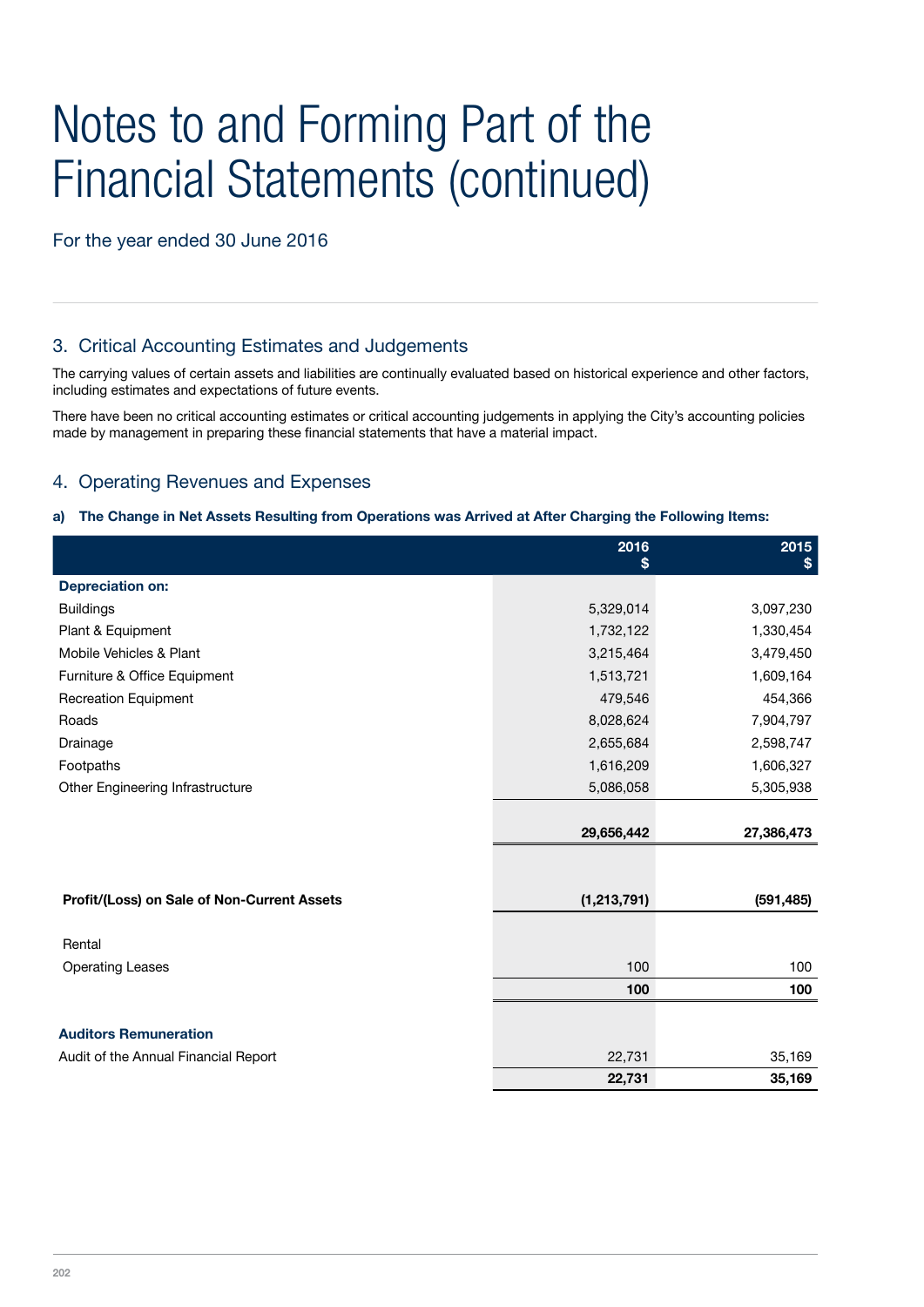# Notes to and Forming Part of the Financial Statements (continued)

For the year ended 30 June 2016

## 3. Critical Accounting Estimates and Judgements

The carrying values of certain assets and liabilities are continually evaluated based on historical experience and other factors, including estimates and expectations of future events.

There have been no critical accounting estimates or critical accounting judgements in applying the City's accounting policies made by management in preparing these financial statements that have a material impact.

## 4. Operating Revenues and Expenses

**a) The Change in Net Assets Resulting from Operations was Arrived at After Charging the Following Items:**

| | 2016 $ | 2015 $ |
|---|---|---|
| **Depreciation on:** | | |
| Buildings | 5,329,014 | 3,097,230 |
| Plant & Equipment | 1,732,122 | 1,330,454 |
| Mobile Vehicles & Plant | 3,215,464 | 3,479,450 |
| Furniture & Office Equipment | 1,513,721 | 1,609,164 |
| Recreation Equipment | 479,546 | 454,366 |
| Roads | 8,028,624 | 7,904,797 |
| Drainage | 2,655,684 | 2,598,747 |
| Footpaths | 1,616,209 | 1,606,327 |
| Other Engineering Infrastructure | 5,086,058 | 5,305,938 |
| | **29,656,442** | **27,386,473** |
| **Profit/(Loss) on Sale of Non-Current Assets** | **(1,213,791)** | **(591,485)** |
| Rental | | |
| Operating Leases | 100 | 100 |
| | **100** | **100** |
| **Auditors Remuneration** | | |
| Audit of the Annual Financial Report | 22,731 | 35,169 |
| | **22,731** | **35,169** |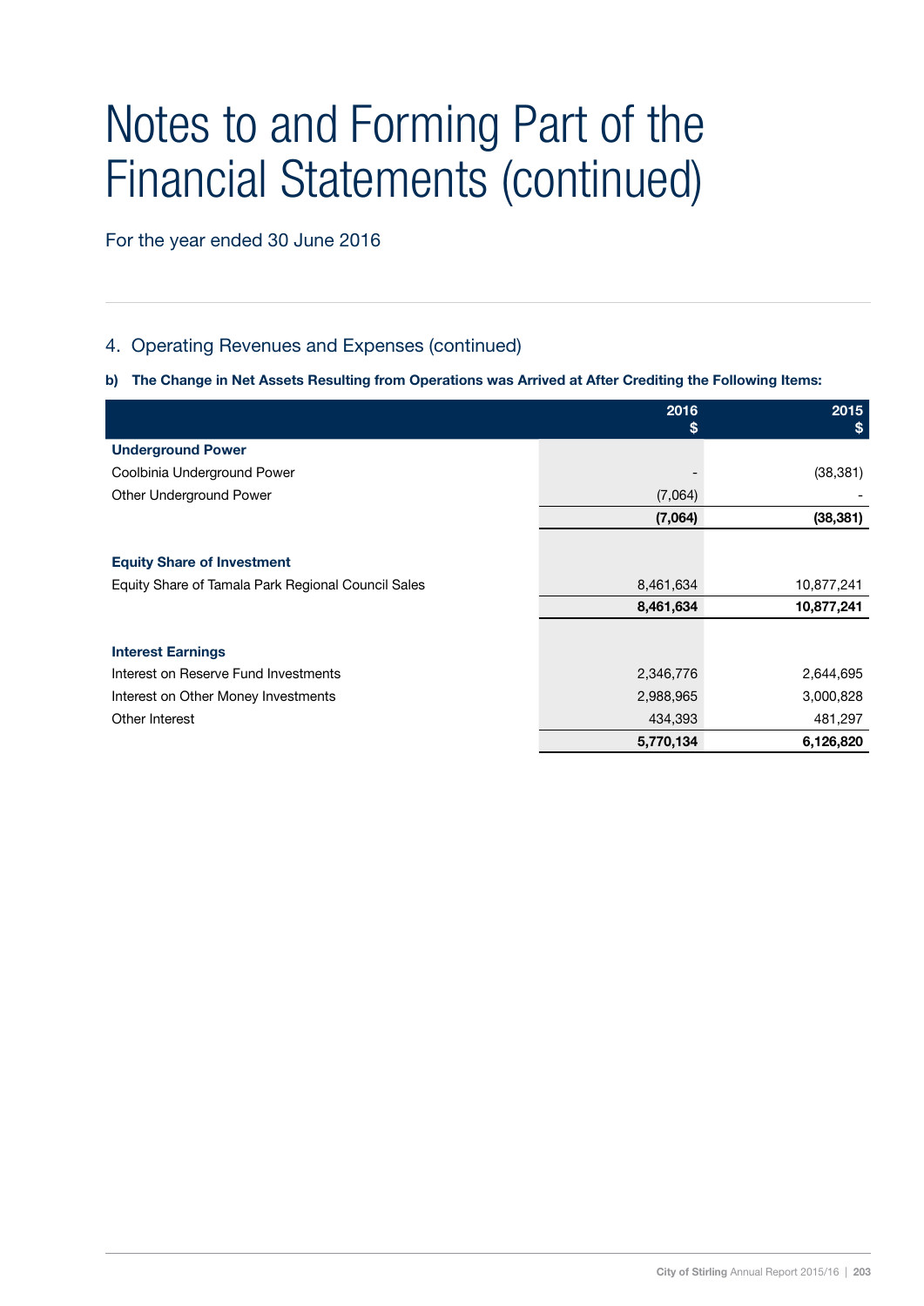# Notes to and Forming Part of the Financial Statements (continued)

For the year ended 30 June 2016

## 4. Operating Revenues and Expenses (continued)

**b) The Change in Net Assets Resulting from Operations was Arrived at After Crediting the Following Items:**

| | 2016<br>$ | 2015<br>$ |
|---|---:|---:|
| **Underground Power** | | |
| Coolbinia Underground Power | - | (38,381) |
| Other Underground Power | (7,064) | - |
| | **(7,064)** | **(38,381)** |
| **Equity Share of Investment** | | |
| Equity Share of Tamala Park Regional Council Sales | 8,461,634 | 10,877,241 |
| | **8,461,634** | **10,877,241** |
| **Interest Earnings** | | |
| Interest on Reserve Fund Investments | 2,346,776 | 2,644,695 |
| Interest on Other Money Investments | 2,988,965 | 3,000,828 |
| Other Interest | 434,393 | 481,297 |
| | **5,770,134** | **6,126,820** |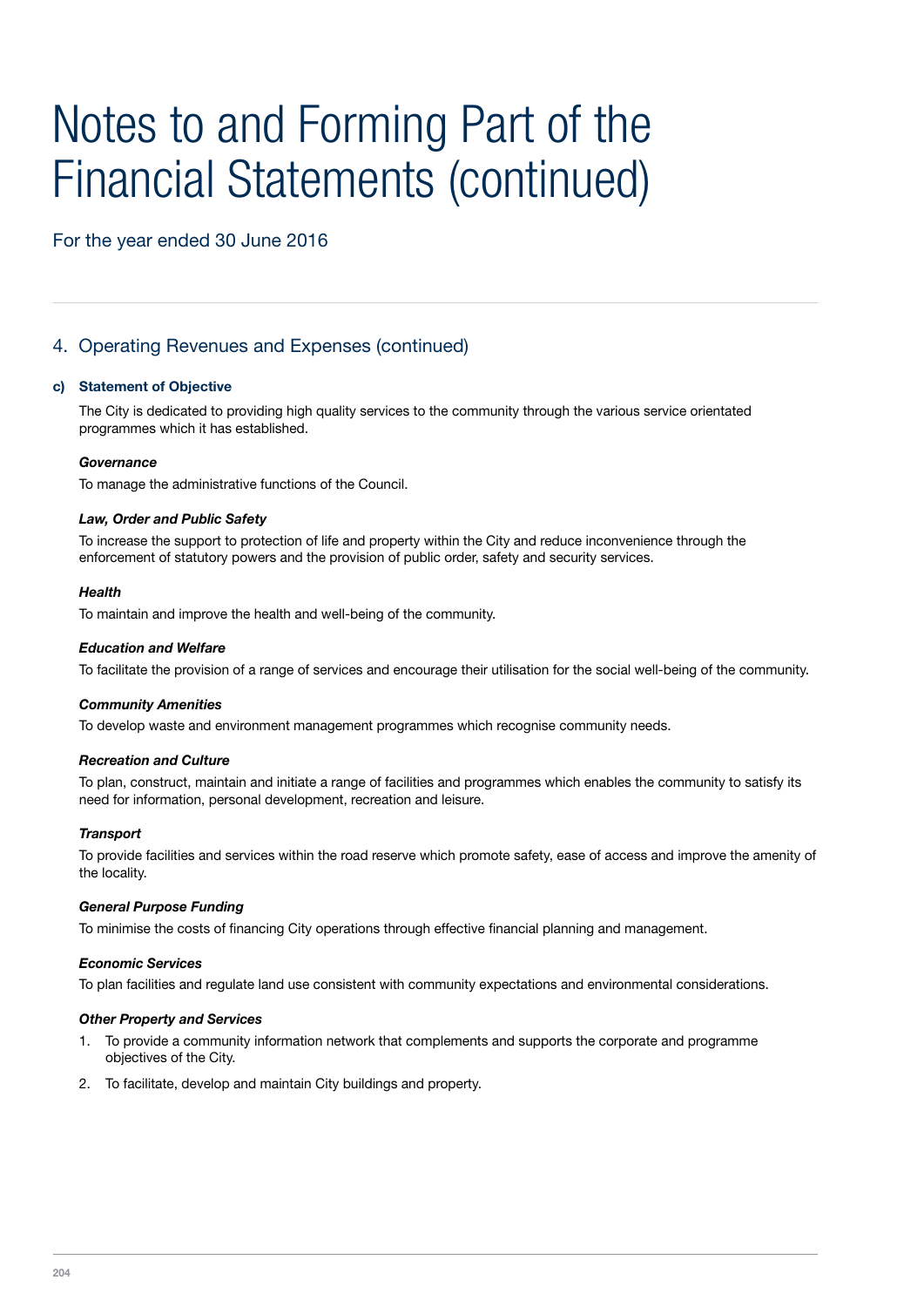# Notes to and Forming Part of the Financial Statements (continued)

For the year ended 30 June 2016

## 4. Operating Revenues and Expenses (continued)

### c) Statement of Objective

The City is dedicated to providing high quality services to the community through the various service orientated programmes which it has established.

***Governance***

To manage the administrative functions of the Council.

***Law, Order and Public Safety***

To increase the support to protection of life and property within the City and reduce inconvenience through the enforcement of statutory powers and the provision of public order, safety and security services.

***Health***

To maintain and improve the health and well-being of the community.

***Education and Welfare***

To facilitate the provision of a range of services and encourage their utilisation for the social well-being of the community.

***Community Amenities***

To develop waste and environment management programmes which recognise community needs.

***Recreation and Culture***

To plan, construct, maintain and initiate a range of facilities and programmes which enables the community to satisfy its need for information, personal development, recreation and leisure.

***Transport***

To provide facilities and services within the road reserve which promote safety, ease of access and improve the amenity of the locality.

***General Purpose Funding***

To minimise the costs of financing City operations through effective financial planning and management.

***Economic Services***

To plan facilities and regulate land use consistent with community expectations and environmental considerations.

***Other Property and Services***

1. To provide a community information network that complements and supports the corporate and programme objectives of the City.
2. To facilitate, develop and maintain City buildings and property.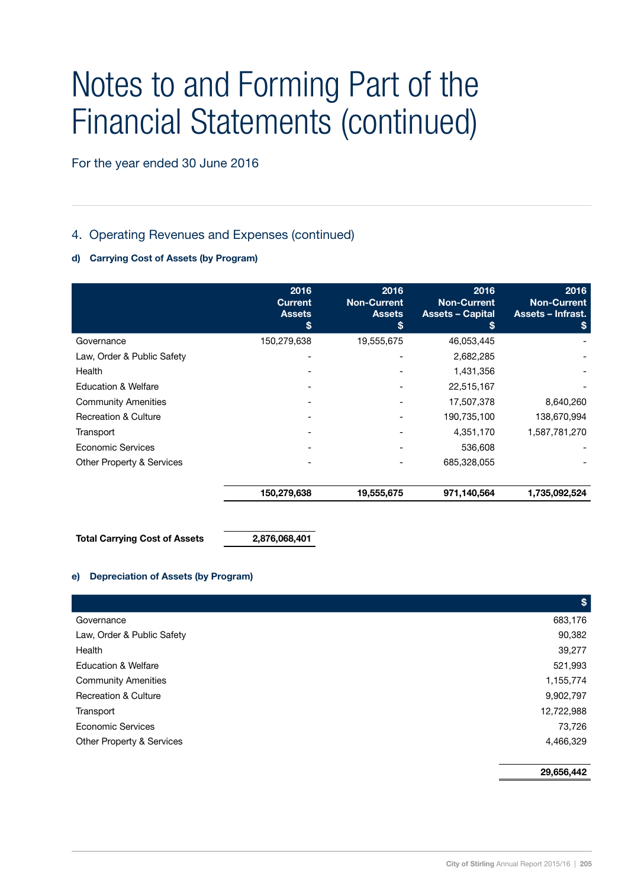# Notes to and Forming Part of the Financial Statements (continued)

For the year ended 30 June 2016

## 4. Operating Revenues and Expenses (continued)

### d) Carrying Cost of Assets (by Program)

| | 2016 Current Assets $ | 2016 Non-Current Assets $ | 2016 Non-Current Assets – Capital $ | 2016 Non-Current Assets – Infrast. $ |
|---|---|---|---|---|
| Governance | 150,279,638 | 19,555,675 | 46,053,445 | - |
| Law, Order & Public Safety | - | - | 2,682,285 | - |
| Health | - | - | 1,431,356 | - |
| Education & Welfare | - | - | 22,515,167 | - |
| Community Amenities | - | - | 17,507,378 | 8,640,260 |
| Recreation & Culture | - | - | 190,735,100 | 138,670,994 |
| Transport | - | - | 4,351,170 | 1,587,781,270 |
| Economic Services | - | - | 536,608 | - |
| Other Property & Services | - | - | 685,328,055 | - |
| | **150,279,638** | **19,555,675** | **971,140,564** | **1,735,092,524** |

| | |
|---|---|
| **Total Carrying Cost of Assets** | **2,876,068,401** |

### e) Depreciation of Assets (by Program)

| | $ |
|---|---|
| Governance | 683,176 |
| Law, Order & Public Safety | 90,382 |
| Health | 39,277 |
| Education & Welfare | 521,993 |
| Community Amenities | 1,155,774 |
| Recreation & Culture | 9,902,797 |
| Transport | 12,722,988 |
| Economic Services | 73,726 |
| Other Property & Services | 4,466,329 |
| | **29,656,442** |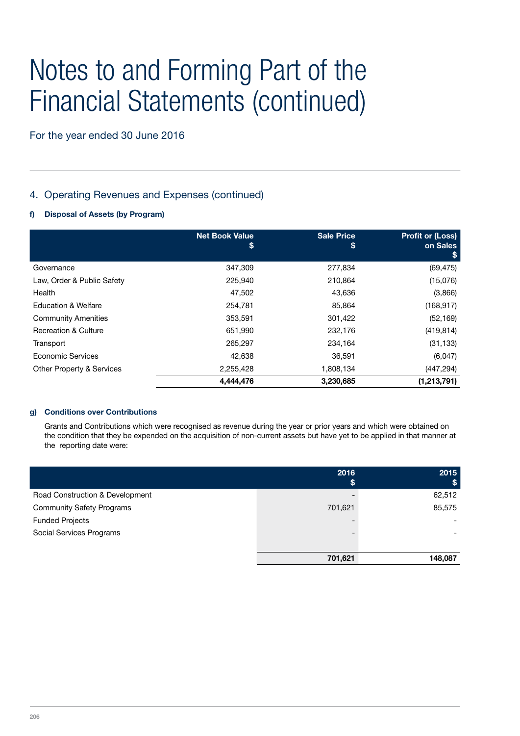# Notes to and Forming Part of the Financial Statements (continued)

For the year ended 30 June 2016

## 4. Operating Revenues and Expenses (continued)

### f) Disposal of Assets (by Program)

| | Net Book Value $ | Sale Price $ | Profit or (Loss) on Sales $ |
|---|---|---|---|
| Governance | 347,309 | 277,834 | (69,475) |
| Law, Order & Public Safety | 225,940 | 210,864 | (15,076) |
| Health | 47,502 | 43,636 | (3,866) |
| Education & Welfare | 254,781 | 85,864 | (168,917) |
| Community Amenities | 353,591 | 301,422 | (52,169) |
| Recreation & Culture | 651,990 | 232,176 | (419,814) |
| Transport | 265,297 | 234,164 | (31,133) |
| Economic Services | 42,638 | 36,591 | (6,047) |
| Other Property & Services | 2,255,428 | 1,808,134 | (447,294) |
| | **4,444,476** | **3,230,685** | **(1,213,791)** |

### g) Conditions over Contributions

Grants and Contributions which were recognised as revenue during the year or prior years and which were obtained on the condition that they be expended on the acquisition of non-current assets but have yet to be applied in that manner at the reporting date were:

| | 2016 $ | 2015 $ |
|---|---|---|
| Road Construction & Development | - | 62,512 |
| Community Safety Programs | 701,621 | 85,575 |
| Funded Projects | - | - |
| Social Services Programs | - | - |
| | **701,621** | **148,087** |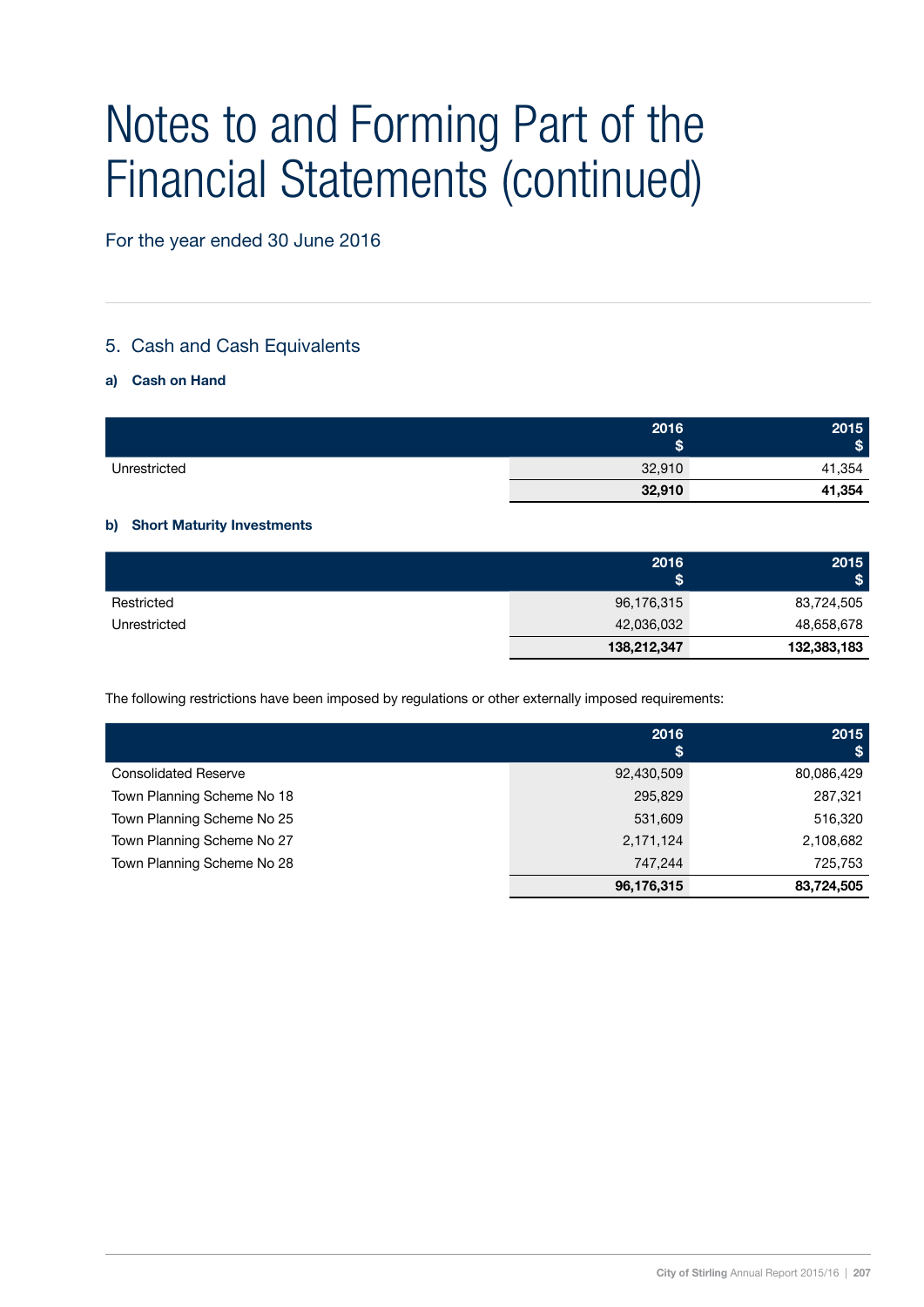# Notes to and Forming Part of the Financial Statements (continued)

For the year ended 30 June 2016

## 5. Cash and Cash Equivalents

### a) Cash on Hand

| | 2016 $ | 2015 $ |
|---|---|---|
| Unrestricted | 32,910 | 41,354 |
| | **32,910** | **41,354** |

### b) Short Maturity Investments

| | 2016 $ | 2015 $ |
|---|---|---|
| Restricted | 96,176,315 | 83,724,505 |
| Unrestricted | 42,036,032 | 48,658,678 |
| | **138,212,347** | **132,383,183** |

The following restrictions have been imposed by regulations or other externally imposed requirements:

| | 2016 $ | 2015 $ |
|---|---|---|
| Consolidated Reserve | 92,430,509 | 80,086,429 |
| Town Planning Scheme No 18 | 295,829 | 287,321 |
| Town Planning Scheme No 25 | 531,609 | 516,320 |
| Town Planning Scheme No 27 | 2,171,124 | 2,108,682 |
| Town Planning Scheme No 28 | 747,244 | 725,753 |
| | **96,176,315** | **83,724,505** |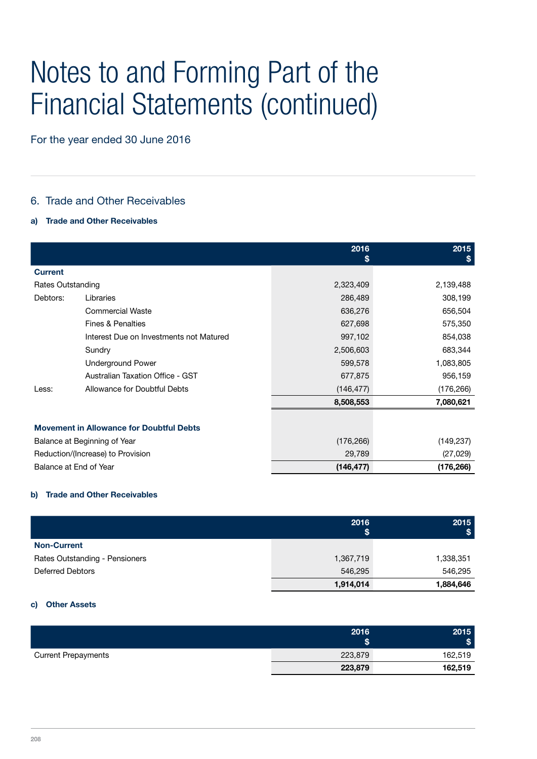# Notes to and Forming Part of the Financial Statements (continued)

For the year ended 30 June 2016

## 6. Trade and Other Receivables

### a) Trade and Other Receivables

| | | 2016 $ | 2015 $ |
|---|---|---|---|
| **Current** | | | |
| Rates Outstanding | | 2,323,409 | 2,139,488 |
| Debtors: | Libraries | 286,489 | 308,199 |
| | Commercial Waste | 636,276 | 656,504 |
| | Fines & Penalties | 627,698 | 575,350 |
| | Interest Due on Investments not Matured | 997,102 | 854,038 |
| | Sundry | 2,506,603 | 683,344 |
| | Underground Power | 599,578 | 1,083,805 |
| | Australian Taxation Office - GST | 677,875 | 956,159 |
| Less: | Allowance for Doubtful Debts | (146,477) | (176,266) |
| | | **8,508,553** | **7,080,621** |
| **Movement in Allowance for Doubtful Debts** | | | |
| Balance at Beginning of Year | | (176,266) | (149,237) |
| Reduction/(Increase) to Provision | | 29,789 | (27,029) |
| Balance at End of Year | | **(146,477)** | **(176,266)** |

### b) Trade and Other Receivables

| | 2016 $ | 2015 $ |
|---|---|---|
| **Non-Current** | | |
| Rates Outstanding - Pensioners | 1,367,719 | 1,338,351 |
| Deferred Debtors | 546,295 | 546,295 |
| | **1,914,014** | **1,884,646** |

### c) Other Assets

| | 2016 $ | 2015 $ |
|---|---|---|
| Current Prepayments | 223,879 | 162,519 |
| | **223,879** | **162,519** |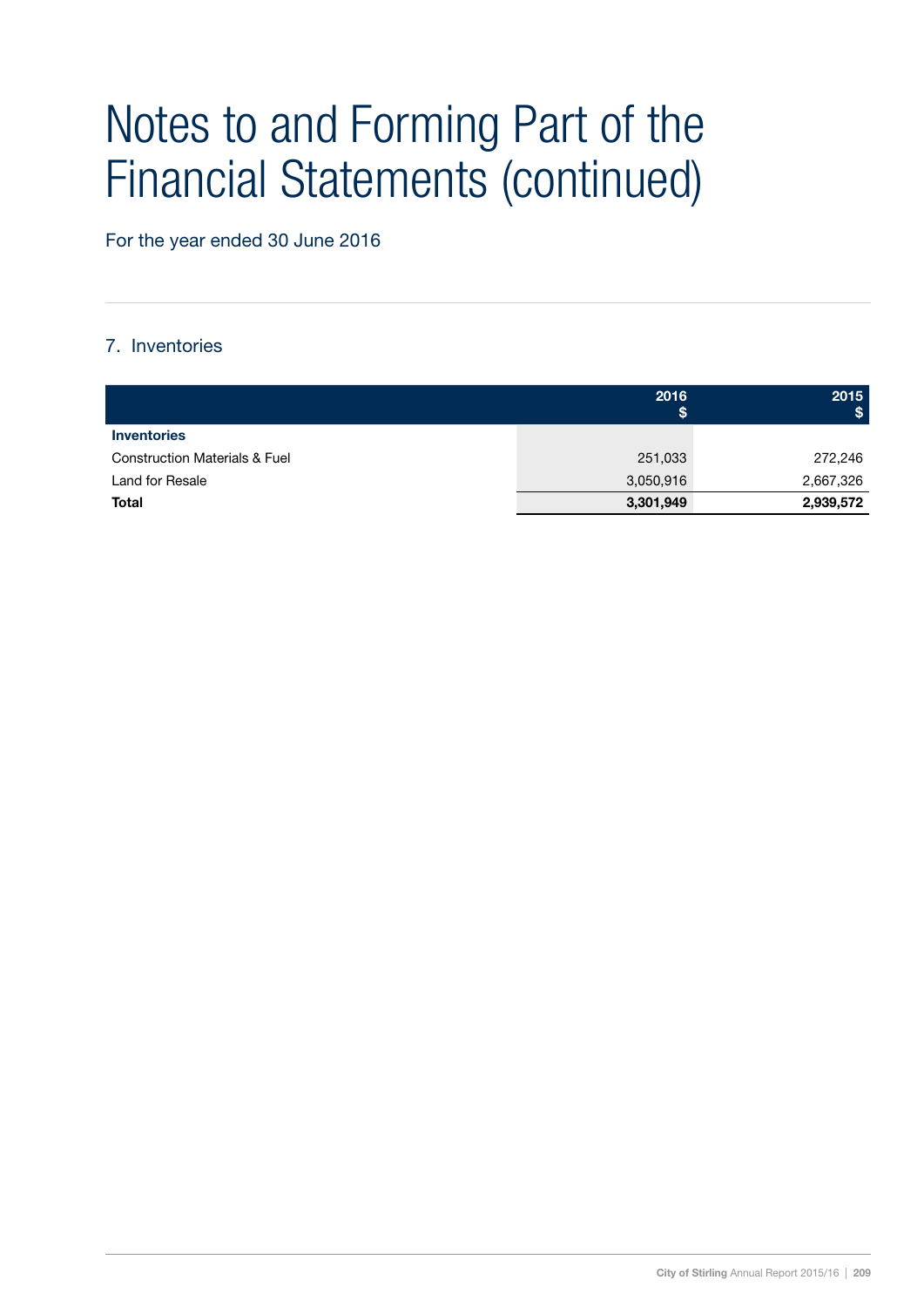# Notes to and Forming Part of the Financial Statements (continued)

For the year ended 30 June 2016

## 7. Inventories

| | 2016 $ | 2015 $ |
|---|---|---|
| **Inventories** | | |
| Construction Materials & Fuel | 251,033 | 272,246 |
| Land for Resale | 3,050,916 | 2,667,326 |
| **Total** | **3,301,949** | **2,939,572** |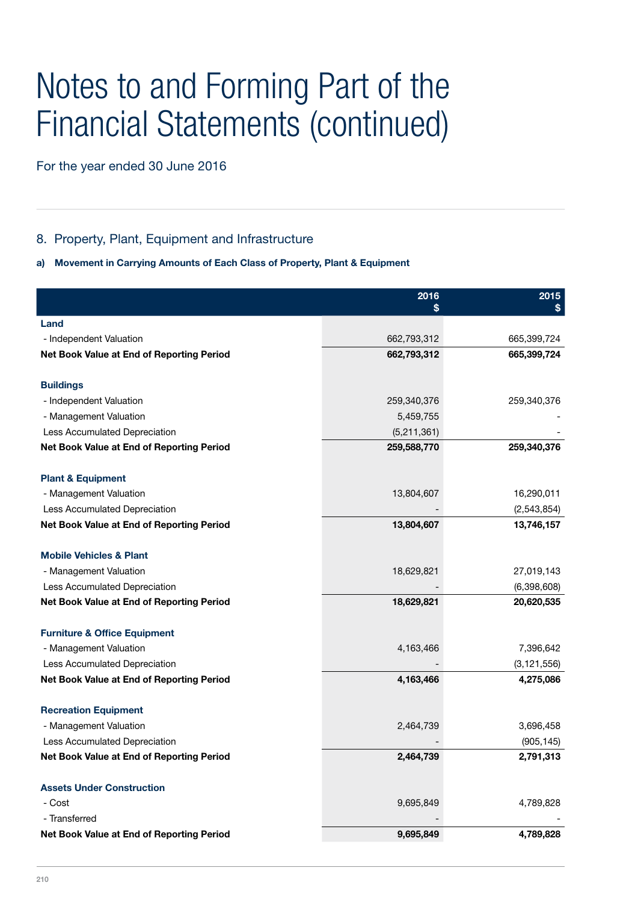# Notes to and Forming Part of the Financial Statements (continued)

For the year ended 30 June 2016

## 8. Property, Plant, Equipment and Infrastructure

**a) Movement in Carrying Amounts of Each Class of Property, Plant & Equipment**

| | 2016 $ | 2015 $ |
|---|---:|---:|
| **Land** | | |
| - Independent Valuation | 662,793,312 | 665,399,724 |
| **Net Book Value at End of Reporting Period** | **662,793,312** | **665,399,724** |
| | | |
| **Buildings** | | |
| - Independent Valuation | 259,340,376 | 259,340,376 |
| - Management Valuation | 5,459,755 | - |
| Less Accumulated Depreciation | (5,211,361) | - |
| **Net Book Value at End of Reporting Period** | **259,588,770** | **259,340,376** |
| | | |
| **Plant & Equipment** | | |
| - Management Valuation | 13,804,607 | 16,290,011 |
| Less Accumulated Depreciation | - | (2,543,854) |
| **Net Book Value at End of Reporting Period** | **13,804,607** | **13,746,157** |
| | | |
| **Mobile Vehicles & Plant** | | |
| - Management Valuation | 18,629,821 | 27,019,143 |
| Less Accumulated Depreciation | - | (6,398,608) |
| **Net Book Value at End of Reporting Period** | **18,629,821** | **20,620,535** |
| | | |
| **Furniture & Office Equipment** | | |
| - Management Valuation | 4,163,466 | 7,396,642 |
| Less Accumulated Depreciation | - | (3,121,556) |
| **Net Book Value at End of Reporting Period** | **4,163,466** | **4,275,086** |
| | | |
| **Recreation Equipment** | | |
| - Management Valuation | 2,464,739 | 3,696,458 |
| Less Accumulated Depreciation | - | (905,145) |
| **Net Book Value at End of Reporting Period** | **2,464,739** | **2,791,313** |
| | | |
| **Assets Under Construction** | | |
| - Cost | 9,695,849 | 4,789,828 |
| - Transferred | - | - |
| **Net Book Value at End of Reporting Period** | **9,695,849** | **4,789,828** |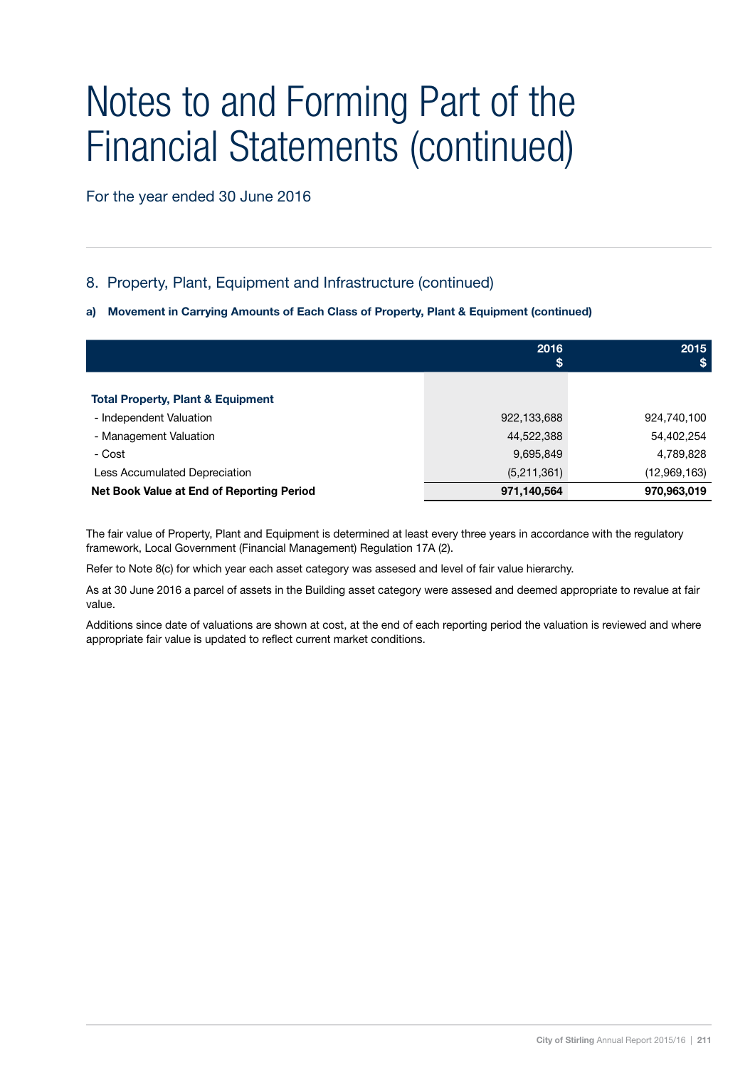# Notes to and Forming Part of the Financial Statements (continued)

For the year ended 30 June 2016

## 8. Property, Plant, Equipment and Infrastructure (continued)

**a) Movement in Carrying Amounts of Each Class of Property, Plant & Equipment (continued)**

| | 2016 $ | 2015 $ |
|---|---|---|
| **Total Property, Plant & Equipment** | | |
| - Independent Valuation | 922,133,688 | 924,740,100 |
| - Management Valuation | 44,522,388 | 54,402,254 |
| - Cost | 9,695,849 | 4,789,828 |
| Less Accumulated Depreciation | (5,211,361) | (12,969,163) |
| **Net Book Value at End of Reporting Period** | **971,140,564** | **970,963,019** |

The fair value of Property, Plant and Equipment is determined at least every three years in accordance with the regulatory framework, Local Government (Financial Management) Regulation 17A (2).

Refer to Note 8(c) for which year each asset category was assesed and level of fair value hierarchy.

As at 30 June 2016 a parcel of assets in the Building asset category were assesed and deemed appropriate to revalue at fair value.

Additions since date of valuations are shown at cost, at the end of each reporting period the valuation is reviewed and where appropriate fair value is updated to reflect current market conditions.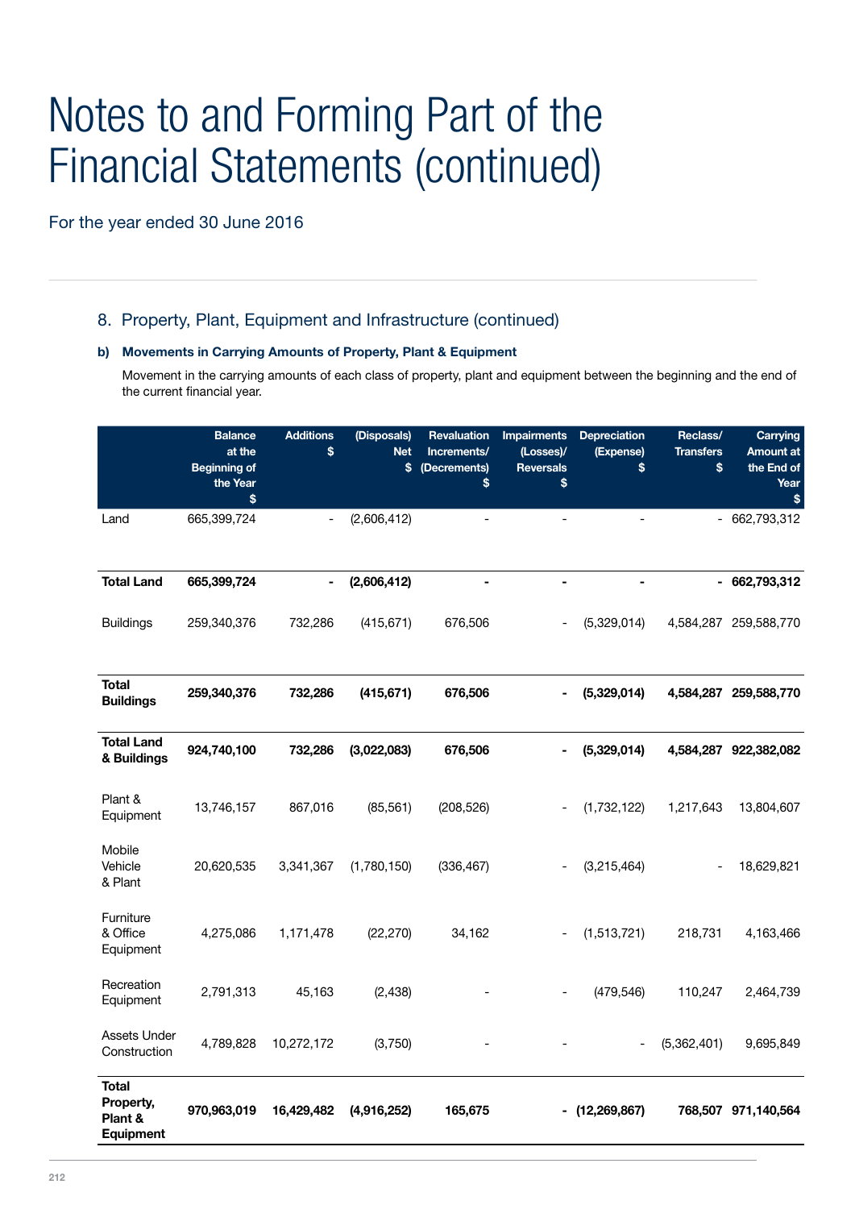# Notes to and Forming Part of the Financial Statements (continued)

For the year ended 30 June 2016

## 8. Property, Plant, Equipment and Infrastructure (continued)

### b) Movements in Carrying Amounts of Property, Plant & Equipment

Movement in the carrying amounts of each class of property, plant and equipment between the beginning and the end of the current financial year.

| | Balance at the Beginning of the Year $ | Additions $ | (Disposals) Net $ | Revaluation Increments/ (Decrements) $ | Impairments (Losses)/ Reversals $ | Depreciation (Expense) $ | Reclass/ Transfers $ | Carrying Amount at the End of Year $ |
|---|---|---|---|---|---|---|---|---|
| Land | 665,399,724 | - | (2,606,412) | - | - | - | - | 662,793,312 |
| **Total Land** | **665,399,724** | **-** | **(2,606,412)** | **-** | **-** | **-** | **-** | **662,793,312** |
| Buildings | 259,340,376 | 732,286 | (415,671) | 676,506 | - | (5,329,014) | 4,584,287 | 259,588,770 |
| **Total Buildings** | **259,340,376** | **732,286** | **(415,671)** | **676,506** | **-** | **(5,329,014)** | **4,584,287** | **259,588,770** |
| **Total Land & Buildings** | **924,740,100** | **732,286** | **(3,022,083)** | **676,506** | **-** | **(5,329,014)** | **4,584,287** | **922,382,082** |
| Plant & Equipment | 13,746,157 | 867,016 | (85,561) | (208,526) | - | (1,732,122) | 1,217,643 | 13,804,607 |
| Mobile Vehicle & Plant | 20,620,535 | 3,341,367 | (1,780,150) | (336,467) | - | (3,215,464) | - | 18,629,821 |
| Furniture & Office Equipment | 4,275,086 | 1,171,478 | (22,270) | 34,162 | - | (1,513,721) | 218,731 | 4,163,466 |
| Recreation Equipment | 2,791,313 | 45,163 | (2,438) | - | - | (479,546) | 110,247 | 2,464,739 |
| Assets Under Construction | 4,789,828 | 10,272,172 | (3,750) | - | - | - | (5,362,401) | 9,695,849 |
| **Total Property, Plant & Equipment** | **970,963,019** | **16,429,482** | **(4,916,252)** | **165,675** | **-** | **(12,269,867)** | **768,507** | **971,140,564** |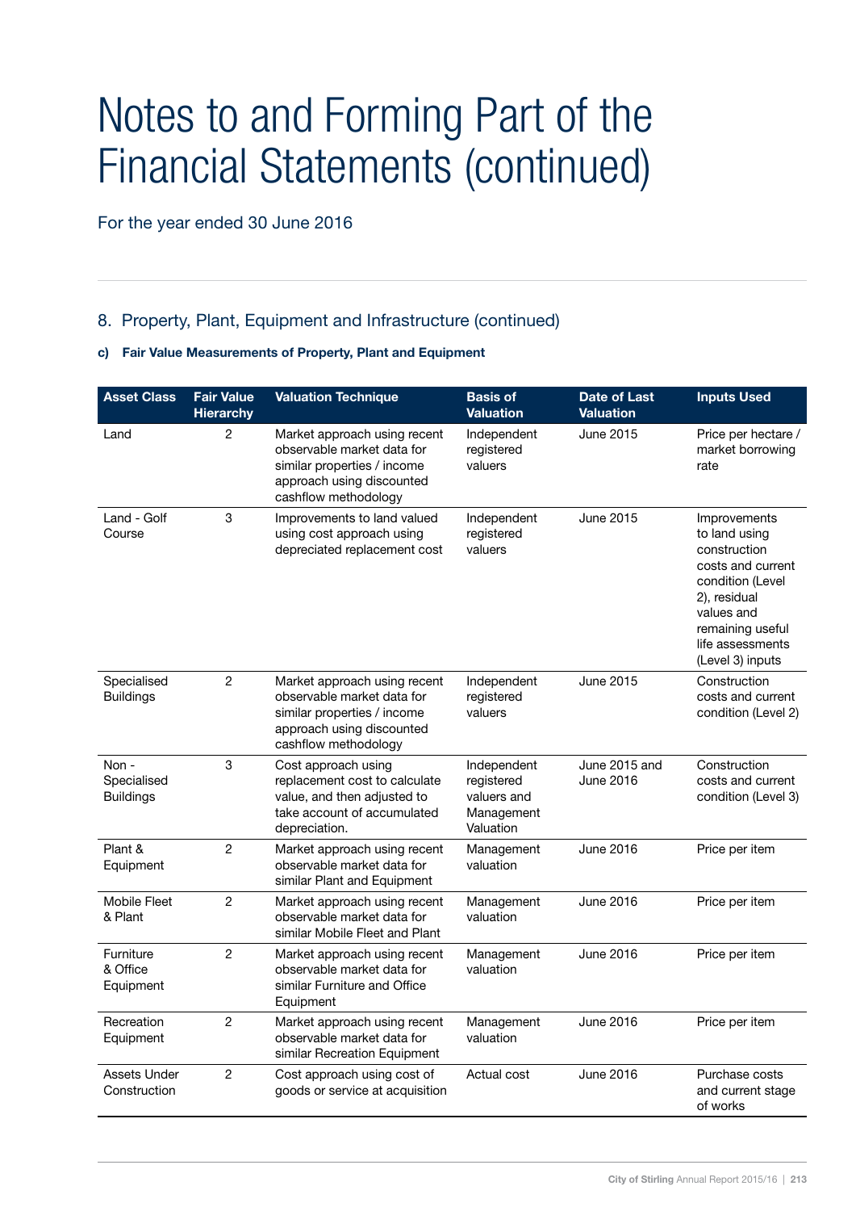# Notes to and Forming Part of the Financial Statements (continued)

For the year ended 30 June 2016

## 8. Property, Plant, Equipment and Infrastructure (continued)

### c) Fair Value Measurements of Property, Plant and Equipment

| Asset Class | Fair Value Hierarchy | Valuation Technique | Basis of Valuation | Date of Last Valuation | Inputs Used |
|---|---|---|---|---|---|
| Land | 2 | Market approach using recent observable market data for similar properties / income approach using discounted cashflow methodology | Independent registered valuers | June 2015 | Price per hectare / market borrowing rate |
| Land - Golf Course | 3 | Improvements to land valued using cost approach using depreciated replacement cost | Independent registered valuers | June 2015 | Improvements to land using construction costs and current condition (Level 2), residual values and remaining useful life assessments (Level 3) inputs |
| Specialised Buildings | 2 | Market approach using recent observable market data for similar properties / income approach using discounted cashflow methodology | Independent registered valuers | June 2015 | Construction costs and current condition (Level 2) |
| Non - Specialised Buildings | 3 | Cost approach using replacement cost to calculate value, and then adjusted to take account of accumulated depreciation. | Independent registered valuers and Management Valuation | June 2015 and June 2016 | Construction costs and current condition (Level 3) |
| Plant & Equipment | 2 | Market approach using recent observable market data for similar Plant and Equipment | Management valuation | June 2016 | Price per item |
| Mobile Fleet & Plant | 2 | Market approach using recent observable market data for similar Mobile Fleet and Plant | Management valuation | June 2016 | Price per item |
| Furniture & Office Equipment | 2 | Market approach using recent observable market data for similar Furniture and Office Equipment | Management valuation | June 2016 | Price per item |
| Recreation Equipment | 2 | Market approach using recent observable market data for similar Recreation Equipment | Management valuation | June 2016 | Price per item |
| Assets Under Construction | 2 | Cost approach using cost of goods or service at acquisition | Actual cost | June 2016 | Purchase costs and current stage of works |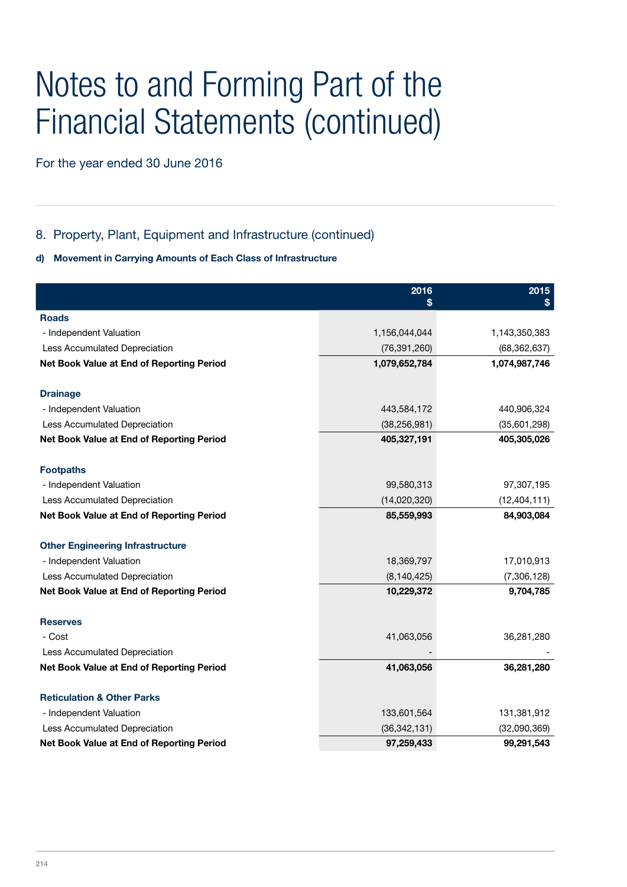# Notes to and Forming Part of the Financial Statements (continued)

For the year ended 30 June 2016

## 8. Property, Plant, Equipment and Infrastructure (continued)

### d) Movement in Carrying Amounts of Each Class of Infrastructure

| | 2016 $ | 2015 $ |
|---|---|---|
| **Roads** | | |
| - Independent Valuation | 1,156,044,044 | 1,143,350,383 |
| Less Accumulated Depreciation | (76,391,260) | (68,362,637) |
| **Net Book Value at End of Reporting Period** | **1,079,652,784** | **1,074,987,746** |
| | | |
| **Drainage** | | |
| - Independent Valuation | 443,584,172 | 440,906,324 |
| Less Accumulated Depreciation | (38,256,981) | (35,601,298) |
| **Net Book Value at End of Reporting Period** | **405,327,191** | **405,305,026** |
| | | |
| **Footpaths** | | |
| - Independent Valuation | 99,580,313 | 97,307,195 |
| Less Accumulated Depreciation | (14,020,320) | (12,404,111) |
| **Net Book Value at End of Reporting Period** | **85,559,993** | **84,903,084** |
| | | |
| **Other Engineering Infrastructure** | | |
| - Independent Valuation | 18,369,797 | 17,010,913 |
| Less Accumulated Depreciation | (8,140,425) | (7,306,128) |
| **Net Book Value at End of Reporting Period** | **10,229,372** | **9,704,785** |
| | | |
| **Reserves** | | |
| - Cost | 41,063,056 | 36,281,280 |
| Less Accumulated Depreciation | - | - |
| **Net Book Value at End of Reporting Period** | **41,063,056** | **36,281,280** |
| | | |
| **Reticulation & Other Parks** | | |
| - Independent Valuation | 133,601,564 | 131,381,912 |
| Less Accumulated Depreciation | (36,342,131) | (32,090,369) |
| **Net Book Value at End of Reporting Period** | **97,259,433** | **99,291,543** |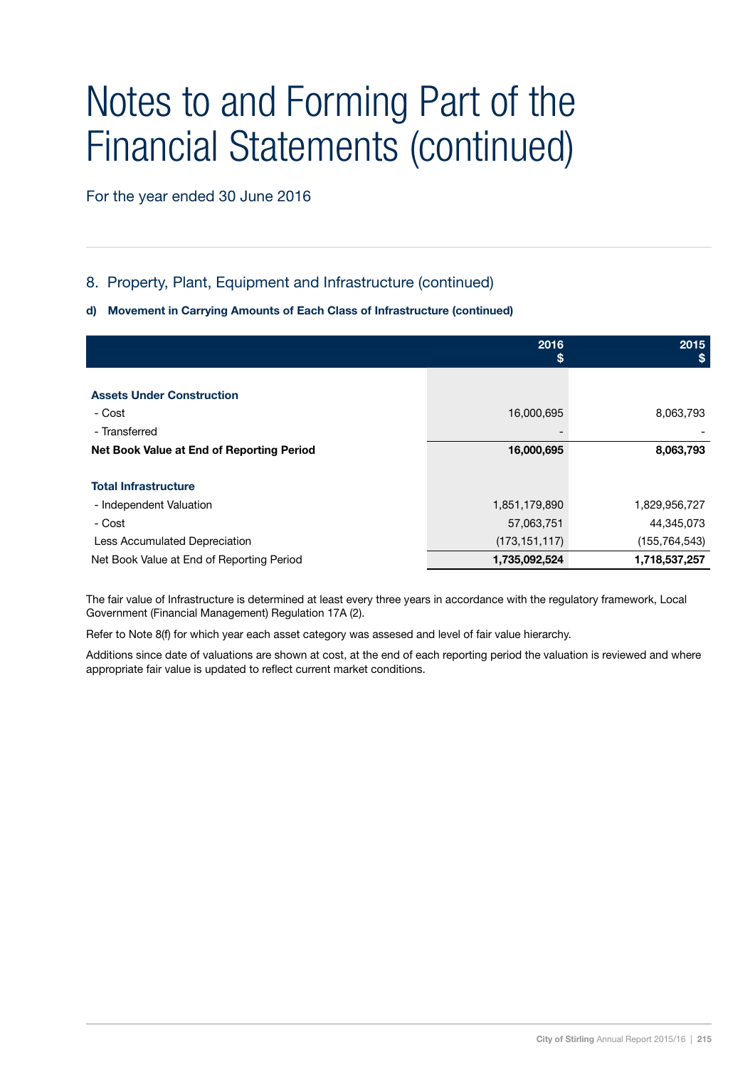# Notes to and Forming Part of the Financial Statements (continued)

For the year ended 30 June 2016

## 8. Property, Plant, Equipment and Infrastructure (continued)

**d) Movement in Carrying Amounts of Each Class of Infrastructure (continued)**

| | 2016 $ | 2015 $ |
|---|---|---|
| **Assets Under Construction** | | |
| - Cost | 16,000,695 | 8,063,793 |
| - Transferred | - | - |
| **Net Book Value at End of Reporting Period** | **16,000,695** | **8,063,793** |
| | | |
| **Total Infrastructure** | | |
| - Independent Valuation | 1,851,179,890 | 1,829,956,727 |
| - Cost | 57,063,751 | 44,345,073 |
| Less Accumulated Depreciation | (173,151,117) | (155,764,543) |
| Net Book Value at End of Reporting Period | **1,735,092,524** | **1,718,537,257** |

The fair value of Infrastructure is determined at least every three years in accordance with the regulatory framework, Local Government (Financial Management) Regulation 17A (2).

Refer to Note 8(f) for which year each asset category was assesed and level of fair value hierarchy.

Additions since date of valuations are shown at cost, at the end of each reporting period the valuation is reviewed and where appropriate fair value is updated to reflect current market conditions.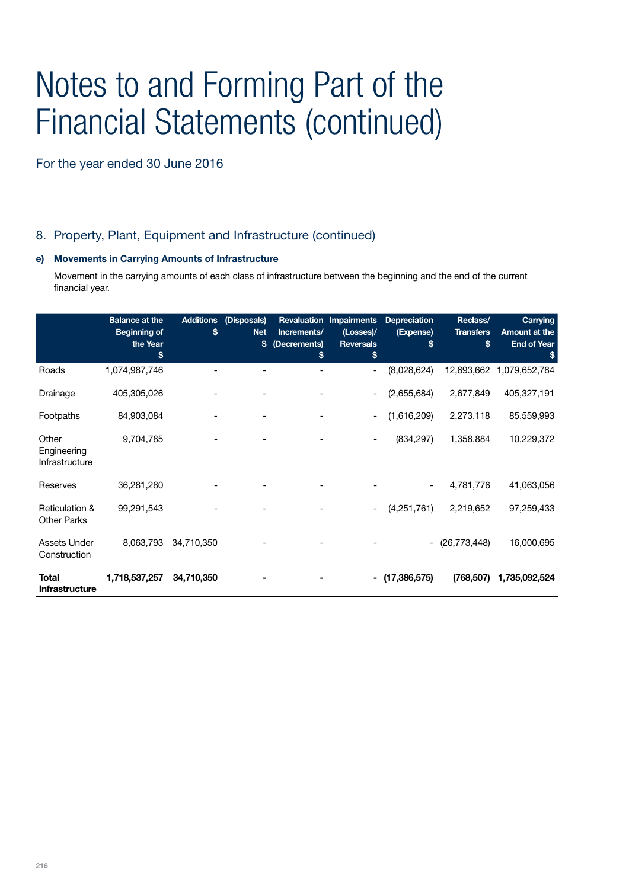# Notes to and Forming Part of the Financial Statements (continued)

For the year ended 30 June 2016

## 8. Property, Plant, Equipment and Infrastructure (continued)

### e) Movements in Carrying Amounts of Infrastructure

Movement in the carrying amounts of each class of infrastructure between the beginning and the end of the current financial year.

| | Balance at the Beginning of the Year $ | Additions $ | (Disposals) Net $ | Revaluation Increments/ (Decrements) $ | Impairments (Losses)/ Reversals $ | Depreciation (Expense) $ | Reclass/ Transfers $ | Carrying Amount at the End of Year $ |
|---|---|---|---|---|---|---|---|---|
| Roads | 1,074,987,746 | - | - | - | - | (8,028,624) | 12,693,662 | 1,079,652,784 |
| Drainage | 405,305,026 | - | - | - | - | (2,655,684) | 2,677,849 | 405,327,191 |
| Footpaths | 84,903,084 | - | - | - | - | (1,616,209) | 2,273,118 | 85,559,993 |
| Other Engineering Infrastructure | 9,704,785 | - | - | - | - | (834,297) | 1,358,884 | 10,229,372 |
| Reserves | 36,281,280 | - | - | - | - | - | 4,781,776 | 41,063,056 |
| Reticulation & Other Parks | 99,291,543 | - | - | - | - | (4,251,761) | 2,219,652 | 97,259,433 |
| Assets Under Construction | 8,063,793 | 34,710,350 | - | - | - | - | (26,773,448) | 16,000,695 |
| **Total Infrastructure** | **1,718,537,257** | **34,710,350** | **-** | **-** | **-** | **(17,386,575)** | **(768,507)** | **1,735,092,524** |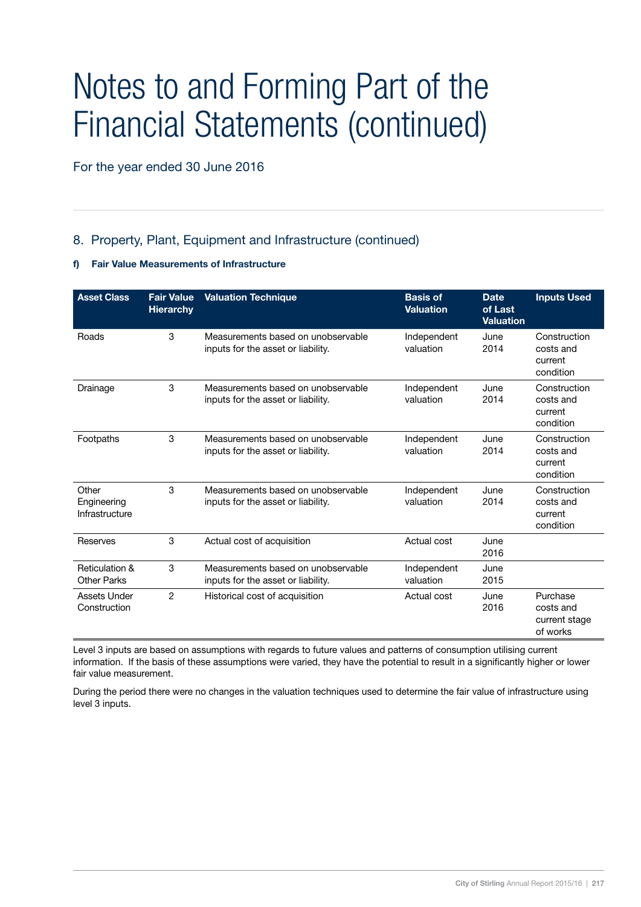# Notes to and Forming Part of the Financial Statements (continued)

For the year ended 30 June 2016

## 8. Property, Plant, Equipment and Infrastructure (continued)

### f) Fair Value Measurements of Infrastructure

| Asset Class | Fair Value Hierarchy | Valuation Technique | Basis of Valuation | Date of Last Valuation | Inputs Used |
|---|---|---|---|---|---|
| Roads | 3 | Measurements based on unobservable inputs for the asset or liability. | Independent valuation | June 2014 | Construction costs and current condition |
| Drainage | 3 | Measurements based on unobservable inputs for the asset or liability. | Independent valuation | June 2014 | Construction costs and current condition |
| Footpaths | 3 | Measurements based on unobservable inputs for the asset or liability. | Independent valuation | June 2014 | Construction costs and current condition |
| Other Engineering Infrastructure | 3 | Measurements based on unobservable inputs for the asset or liability. | Independent valuation | June 2014 | Construction costs and current condition |
| Reserves | 3 | Actual cost of acquisition | Actual cost | June 2016 | |
| Reticulation & Other Parks | 3 | Measurements based on unobservable inputs for the asset or liability. | Independent valuation | June 2015 | |
| Assets Under Construction | 2 | Historical cost of acquisition | Actual cost | June 2016 | Purchase costs and current stage of works |

Level 3 inputs are based on assumptions with regards to future values and patterns of consumption utilising current information. If the basis of these assumptions were varied, they have the potential to result in a significantly higher or lower fair value measurement.

During the period there were no changes in the valuation techniques used to determine the fair value of infrastructure using level 3 inputs.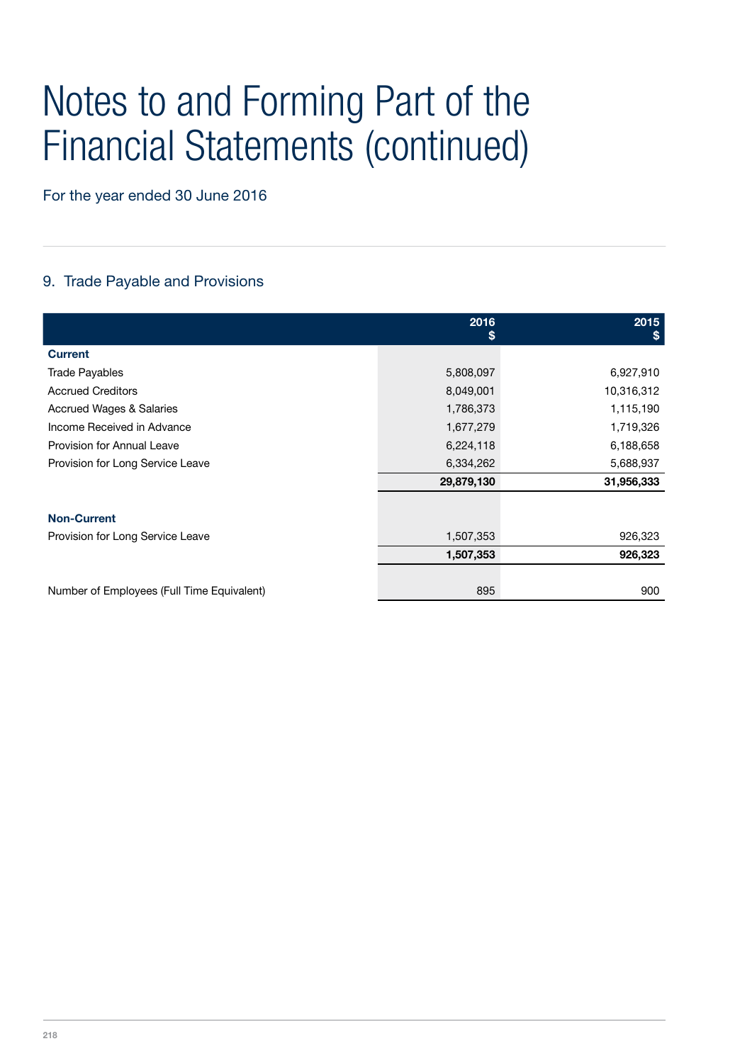# Notes to and Forming Part of the Financial Statements (continued)

For the year ended 30 June 2016

## 9. Trade Payable and Provisions

| | 2016 $ | 2015 $ |
|---|---|---|
| **Current** | | |
| Trade Payables | 5,808,097 | 6,927,910 |
| Accrued Creditors | 8,049,001 | 10,316,312 |
| Accrued Wages & Salaries | 1,786,373 | 1,115,190 |
| Income Received in Advance | 1,677,279 | 1,719,326 |
| Provision for Annual Leave | 6,224,118 | 6,188,658 |
| Provision for Long Service Leave | 6,334,262 | 5,688,937 |
| | **29,879,130** | **31,956,333** |
| **Non-Current** | | |
| Provision for Long Service Leave | 1,507,353 | 926,323 |
| | **1,507,353** | **926,323** |
| Number of Employees (Full Time Equivalent) | 895 | 900 |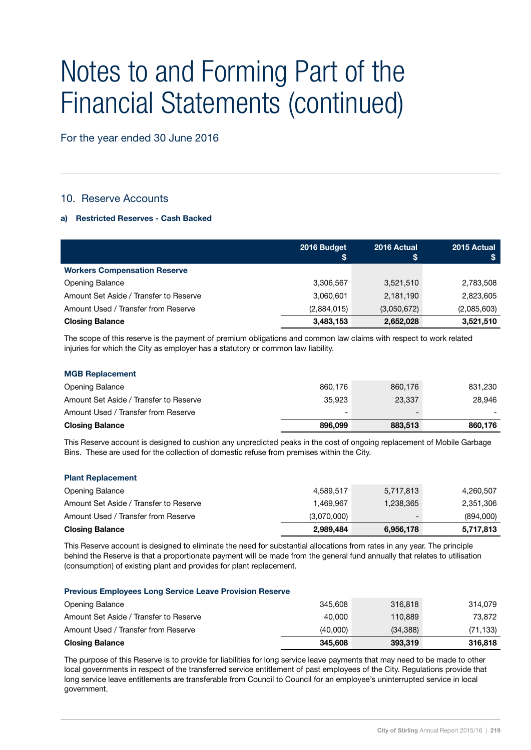# Notes to and Forming Part of the Financial Statements (continued)

For the year ended 30 June 2016

## 10. Reserve Accounts

### a) Restricted Reserves - Cash Backed

| | 2016 Budget $ | 2016 Actual $ | 2015 Actual $ |
|---|---|---|---|
| **Workers Compensation Reserve** | | | |
| Opening Balance | 3,306,567 | 3,521,510 | 2,783,508 |
| Amount Set Aside / Transfer to Reserve | 3,060,601 | 2,181,190 | 2,823,605 |
| Amount Used / Transfer from Reserve | (2,884,015) | (3,050,672) | (2,085,603) |
| **Closing Balance** | **3,483,153** | **2,652,028** | **3,521,510** |

The scope of this reserve is the payment of premium obligations and common law claims with respect to work related injuries for which the City as employer has a statutory or common law liability.

| | 2016 Budget $ | 2016 Actual $ | 2015 Actual $ |
|---|---|---|---|
| **MGB Replacement** | | | |
| Opening Balance | 860,176 | 860,176 | 831,230 |
| Amount Set Aside / Transfer to Reserve | 35,923 | 23,337 | 28,946 |
| Amount Used / Transfer from Reserve | - | - | - |
| **Closing Balance** | **896,099** | **883,513** | **860,176** |

This Reserve account is designed to cushion any unpredicted peaks in the cost of ongoing replacement of Mobile Garbage Bins. These are used for the collection of domestic refuse from premises within the City.

| | 2016 Budget $ | 2016 Actual $ | 2015 Actual $ |
|---|---|---|---|
| **Plant Replacement** | | | |
| Opening Balance | 4,589,517 | 5,717,813 | 4,260,507 |
| Amount Set Aside / Transfer to Reserve | 1,469,967 | 1,238,365 | 2,351,306 |
| Amount Used / Transfer from Reserve | (3,070,000) | - | (894,000) |
| **Closing Balance** | **2,989,484** | **6,956,178** | **5,717,813** |

This Reserve account is designed to eliminate the need for substantial allocations from rates in any year. The principle behind the Reserve is that a proportionate payment will be made from the general fund annually that relates to utilisation (consumption) of existing plant and provides for plant replacement.

| | 2016 Budget $ | 2016 Actual $ | 2015 Actual $ |
|---|---|---|---|
| **Previous Employees Long Service Leave Provision Reserve** | | | |
| Opening Balance | 345,608 | 316,818 | 314,079 |
| Amount Set Aside / Transfer to Reserve | 40,000 | 110,889 | 73,872 |
| Amount Used / Transfer from Reserve | (40,000) | (34,388) | (71,133) |
| **Closing Balance** | **345,608** | **393,319** | **316,818** |

The purpose of this Reserve is to provide for liabilities for long service leave payments that may need to be made to other local governments in respect of the transferred service entitlement of past employees of the City. Regulations provide that long service leave entitlements are transferable from Council to Council for an employee's uninterrupted service in local government.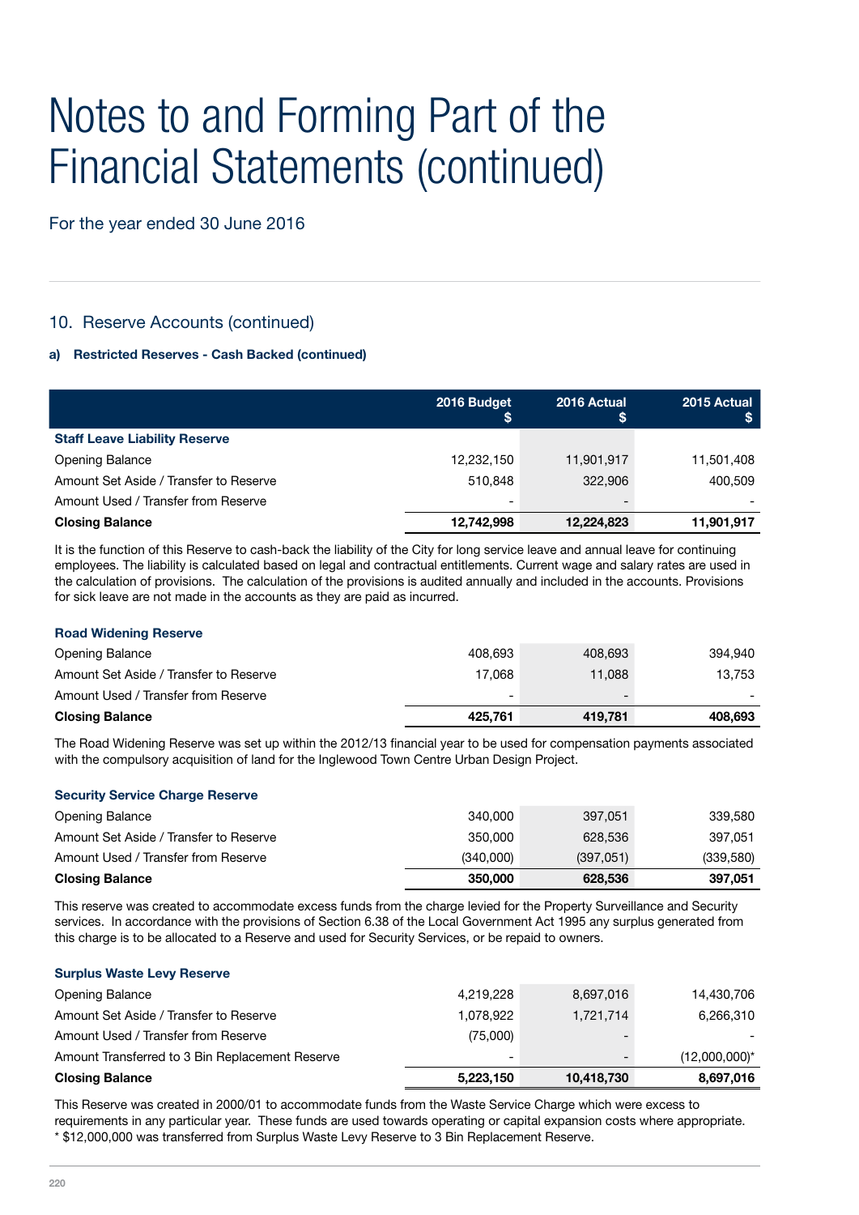// Notes to and Forming Part of the Financial Statements (continued)

For the year ended 30 June 2016

## 10. Reserve Accounts (continued)

### a) Restricted Reserves - Cash Backed (continued)

| | 2016 Budget $ | 2016 Actual $ | 2015 Actual $ |
|---|---|---|---|
| **Staff Leave Liability Reserve** | | | |
| Opening Balance | 12,232,150 | 11,901,917 | 11,501,408 |
| Amount Set Aside / Transfer to Reserve | 510,848 | 322,906 | 400,509 |
| Amount Used / Transfer from Reserve | - | - | - |
| **Closing Balance** | **12,742,998** | **12,224,823** | **11,901,917** |

It is the function of this Reserve to cash-back the liability of the City for long service leave and annual leave for continuing employees. The liability is calculated based on legal and contractual entitlements. Current wage and salary rates are used in the calculation of provisions. The calculation of the provisions is audited annually and included in the accounts. Provisions for sick leave are not made in the accounts as they are paid as incurred.

| | 2016 Budget $ | 2016 Actual $ | 2015 Actual $ |
|---|---|---|---|
| **Road Widening Reserve** | | | |
| Opening Balance | 408,693 | 408,693 | 394,940 |
| Amount Set Aside / Transfer to Reserve | 17,068 | 11,088 | 13,753 |
| Amount Used / Transfer from Reserve | - | - | - |
| **Closing Balance** | **425,761** | **419,781** | **408,693** |

The Road Widening Reserve was set up within the 2012/13 financial year to be used for compensation payments associated with the compulsory acquisition of land for the Inglewood Town Centre Urban Design Project.

| | 2016 Budget $ | 2016 Actual $ | 2015 Actual $ |
|---|---|---|---|
| **Security Service Charge Reserve** | | | |
| Opening Balance | 340,000 | 397,051 | 339,580 |
| Amount Set Aside / Transfer to Reserve | 350,000 | 628,536 | 397,051 |
| Amount Used / Transfer from Reserve | (340,000) | (397,051) | (339,580) |
| **Closing Balance** | **350,000** | **628,536** | **397,051** |

This reserve was created to accommodate excess funds from the charge levied for the Property Surveillance and Security services. In accordance with the provisions of Section 6.38 of the Local Government Act 1995 any surplus generated from this charge is to be allocated to a Reserve and used for Security Services, or be repaid to owners.

| | 2016 Budget $ | 2016 Actual $ | 2015 Actual $ |
|---|---|---|---|
| **Surplus Waste Levy Reserve** | | | |
| Opening Balance | 4,219,228 | 8,697,016 | 14,430,706 |
| Amount Set Aside / Transfer to Reserve | 1,078,922 | 1,721,714 | 6,266,310 |
| Amount Used / Transfer from Reserve | (75,000) | - | - |
| Amount Transferred to 3 Bin Replacement Reserve | - | - | (12,000,000)* |
| **Closing Balance** | **5,223,150** | **10,418,730** | **8,697,016** |

This Reserve was created in 2000/01 to accommodate funds from the Waste Service Charge which were excess to requirements in any particular year. These funds are used towards operating or capital expansion costs where appropriate.
* $12,000,000 was transferred from Surplus Waste Levy Reserve to 3 Bin Replacement Reserve.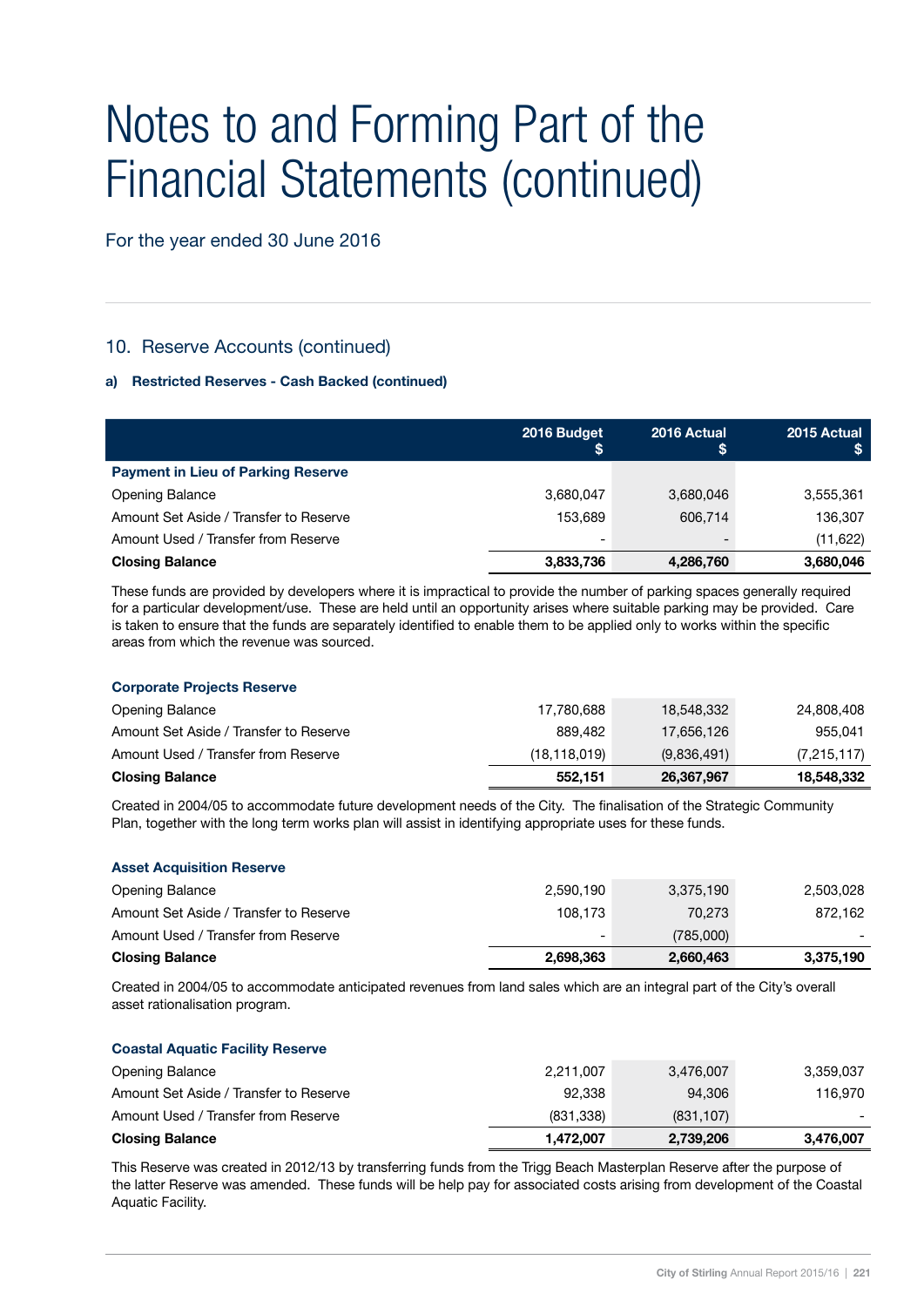# Notes to and Forming Part of the Financial Statements (continued)

For the year ended 30 June 2016

## 10. Reserve Accounts (continued)

### a) Restricted Reserves - Cash Backed (continued)

| | 2016 Budget $ | 2016 Actual $ | 2015 Actual $ |
|---|---|---|---|
| **Payment in Lieu of Parking Reserve** | | | |
| Opening Balance | 3,680,047 | 3,680,046 | 3,555,361 |
| Amount Set Aside / Transfer to Reserve | 153,689 | 606,714 | 136,307 |
| Amount Used / Transfer from Reserve | - | - | (11,622) |
| **Closing Balance** | **3,833,736** | **4,286,760** | **3,680,046** |

These funds are provided by developers where it is impractical to provide the number of parking spaces generally required for a particular development/use. These are held until an opportunity arises where suitable parking may be provided. Care is taken to ensure that the funds are separately identified to enable them to be applied only to works within the specific areas from which the revenue was sourced.

| | 2016 Budget $ | 2016 Actual $ | 2015 Actual $ |
|---|---|---|---|
| **Corporate Projects Reserve** | | | |
| Opening Balance | 17,780,688 | 18,548,332 | 24,808,408 |
| Amount Set Aside / Transfer to Reserve | 889,482 | 17,656,126 | 955,041 |
| Amount Used / Transfer from Reserve | (18,118,019) | (9,836,491) | (7,215,117) |
| **Closing Balance** | **552,151** | **26,367,967** | **18,548,332** |

Created in 2004/05 to accommodate future development needs of the City. The finalisation of the Strategic Community Plan, together with the long term works plan will assist in identifying appropriate uses for these funds.

| | 2016 Budget $ | 2016 Actual $ | 2015 Actual $ |
|---|---|---|---|
| **Asset Acquisition Reserve** | | | |
| Opening Balance | 2,590,190 | 3,375,190 | 2,503,028 |
| Amount Set Aside / Transfer to Reserve | 108,173 | 70,273 | 872,162 |
| Amount Used / Transfer from Reserve | - | (785,000) | - |
| **Closing Balance** | **2,698,363** | **2,660,463** | **3,375,190** |

Created in 2004/05 to accommodate anticipated revenues from land sales which are an integral part of the City's overall asset rationalisation program.

| | 2016 Budget $ | 2016 Actual $ | 2015 Actual $ |
|---|---|---|---|
| **Coastal Aquatic Facility Reserve** | | | |
| Opening Balance | 2,211,007 | 3,476,007 | 3,359,037 |
| Amount Set Aside / Transfer to Reserve | 92,338 | 94,306 | 116,970 |
| Amount Used / Transfer from Reserve | (831,338) | (831,107) | - |
| **Closing Balance** | **1,472,007** | **2,739,206** | **3,476,007** |

This Reserve was created in 2012/13 by transferring funds from the Trigg Beach Masterplan Reserve after the purpose of the latter Reserve was amended. These funds will be help pay for associated costs arising from development of the Coastal Aquatic Facility.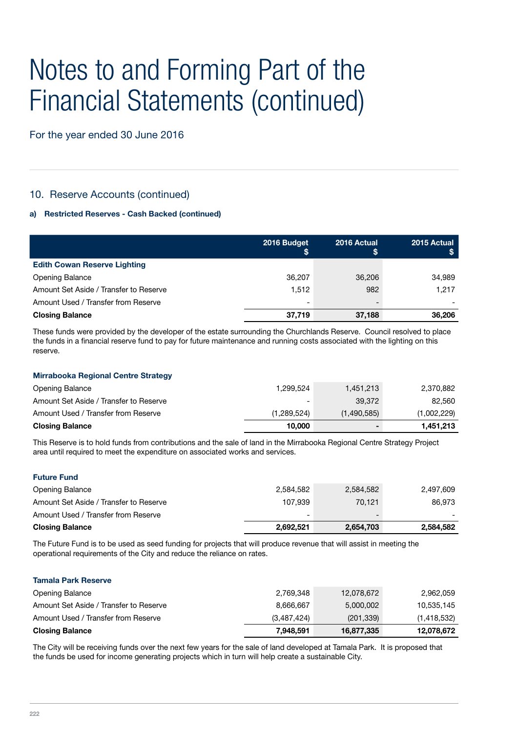# Notes to and Forming Part of the Financial Statements (continued)

For the year ended 30 June 2016

## 10. Reserve Accounts (continued)

### a) Restricted Reserves - Cash Backed (continued)

| | 2016 Budget $ | 2016 Actual $ | 2015 Actual $ |
|---|---|---|---|
| **Edith Cowan Reserve Lighting** | | | |
| Opening Balance | 36,207 | 36,206 | 34,989 |
| Amount Set Aside / Transfer to Reserve | 1,512 | 982 | 1,217 |
| Amount Used / Transfer from Reserve | - | - | - |
| **Closing Balance** | **37,719** | **37,188** | **36,206** |

These funds were provided by the developer of the estate surrounding the Churchlands Reserve. Council resolved to place the funds in a financial reserve fund to pay for future maintenance and running costs associated with the lighting on this reserve.

| | 2016 Budget $ | 2016 Actual $ | 2015 Actual $ |
|---|---|---|---|
| **Mirrabooka Regional Centre Strategy** | | | |
| Opening Balance | 1,299,524 | 1,451,213 | 2,370,882 |
| Amount Set Aside / Transfer to Reserve | - | 39,372 | 82,560 |
| Amount Used / Transfer from Reserve | (1,289,524) | (1,490,585) | (1,002,229) |
| **Closing Balance** | **10,000** | **-** | **1,451,213** |

This Reserve is to hold funds from contributions and the sale of land in the Mirrabooka Regional Centre Strategy Project area until required to meet the expenditure on associated works and services.

| | 2016 Budget $ | 2016 Actual $ | 2015 Actual $ |
|---|---|---|---|
| **Future Fund** | | | |
| Opening Balance | 2,584,582 | 2,584,582 | 2,497,609 |
| Amount Set Aside / Transfer to Reserve | 107,939 | 70,121 | 86,973 |
| Amount Used / Transfer from Reserve | - | - | - |
| **Closing Balance** | **2,692,521** | **2,654,703** | **2,584,582** |

The Future Fund is to be used as seed funding for projects that will produce revenue that will assist in meeting the operational requirements of the City and reduce the reliance on rates.

| | 2016 Budget $ | 2016 Actual $ | 2015 Actual $ |
|---|---|---|---|
| **Tamala Park Reserve** | | | |
| Opening Balance | 2,769,348 | 12,078,672 | 2,962,059 |
| Amount Set Aside / Transfer to Reserve | 8,666,667 | 5,000,002 | 10,535,145 |
| Amount Used / Transfer from Reserve | (3,487,424) | (201,339) | (1,418,532) |
| **Closing Balance** | **7,948,591** | **16,877,335** | **12,078,672** |

The City will be receiving funds over the next few years for the sale of land developed at Tamala Park. It is proposed that the funds be used for income generating projects which in turn will help create a sustainable City.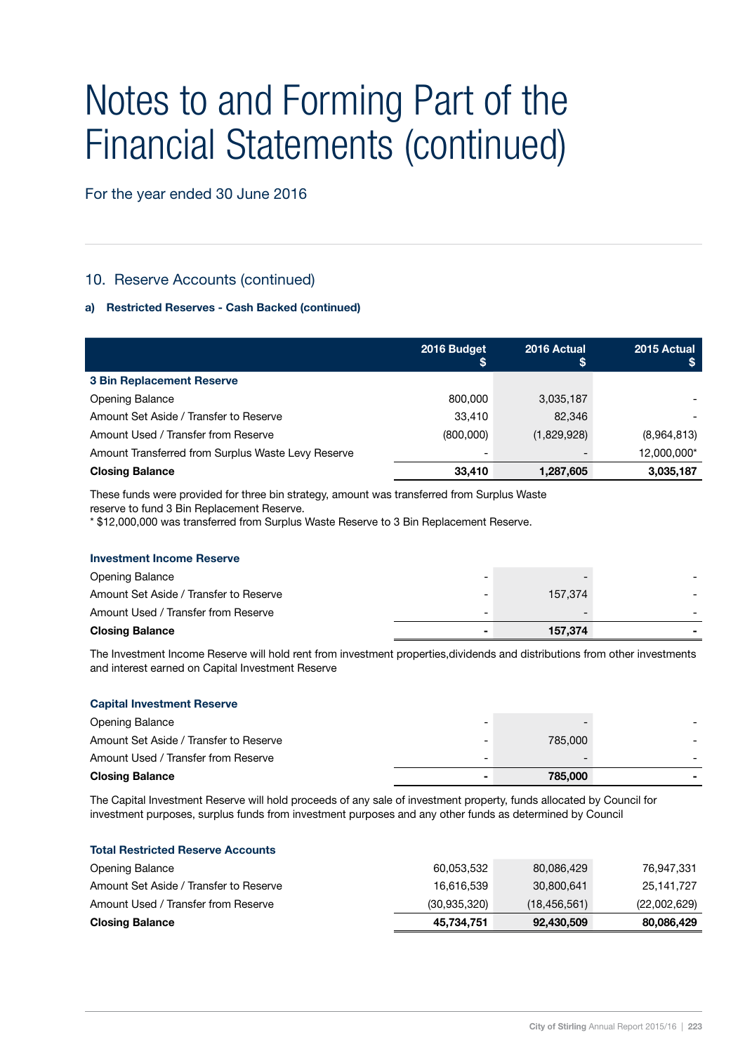# Notes to and Forming Part of the Financial Statements (continued)

For the year ended 30 June 2016

## 10. Reserve Accounts (continued)

### a) Restricted Reserves - Cash Backed (continued)

| | 2016 Budget $ | 2016 Actual $ | 2015 Actual $ |
|---|---|---|---|
| **3 Bin Replacement Reserve** | | | |
| Opening Balance | 800,000 | 3,035,187 | - |
| Amount Set Aside / Transfer to Reserve | 33,410 | 82,346 | - |
| Amount Used / Transfer from Reserve | (800,000) | (1,829,928) | (8,964,813) |
| Amount Transferred from Surplus Waste Levy Reserve | - | - | 12,000,000* |
| **Closing Balance** | **33,410** | **1,287,605** | **3,035,187** |

These funds were provided for three bin strategy, amount was transferred from Surplus Waste reserve to fund 3 Bin Replacement Reserve.
* $12,000,000 was transferred from Surplus Waste Reserve to 3 Bin Replacement Reserve.

| | 2016 Budget $ | 2016 Actual $ | 2015 Actual $ |
|---|---|---|---|
| **Investment Income Reserve** | | | |
| Opening Balance | - | - | - |
| Amount Set Aside / Transfer to Reserve | - | 157,374 | - |
| Amount Used / Transfer from Reserve | - | - | - |
| **Closing Balance** | **-** | **157,374** | **-** |

The Investment Income Reserve will hold rent from investment properties,dividends and distributions from other investments and interest earned on Capital Investment Reserve

| | 2016 Budget $ | 2016 Actual $ | 2015 Actual $ |
|---|---|---|---|
| **Capital Investment Reserve** | | | |
| Opening Balance | - | - | - |
| Amount Set Aside / Transfer to Reserve | - | 785,000 | - |
| Amount Used / Transfer from Reserve | - | - | - |
| **Closing Balance** | **-** | **785,000** | **-** |

The Capital Investment Reserve will hold proceeds of any sale of investment property, funds allocated by Council for investment purposes, surplus funds from investment purposes and any other funds as determined by Council

| | 2016 Budget $ | 2016 Actual $ | 2015 Actual $ |
|---|---|---|---|
| **Total Restricted Reserve Accounts** | | | |
| Opening Balance | 60,053,532 | 80,086,429 | 76,947,331 |
| Amount Set Aside / Transfer to Reserve | 16,616,539 | 30,800,641 | 25,141,727 |
| Amount Used / Transfer from Reserve | (30,935,320) | (18,456,561) | (22,002,629) |
| **Closing Balance** | **45,734,751** | **92,430,509** | **80,086,429** |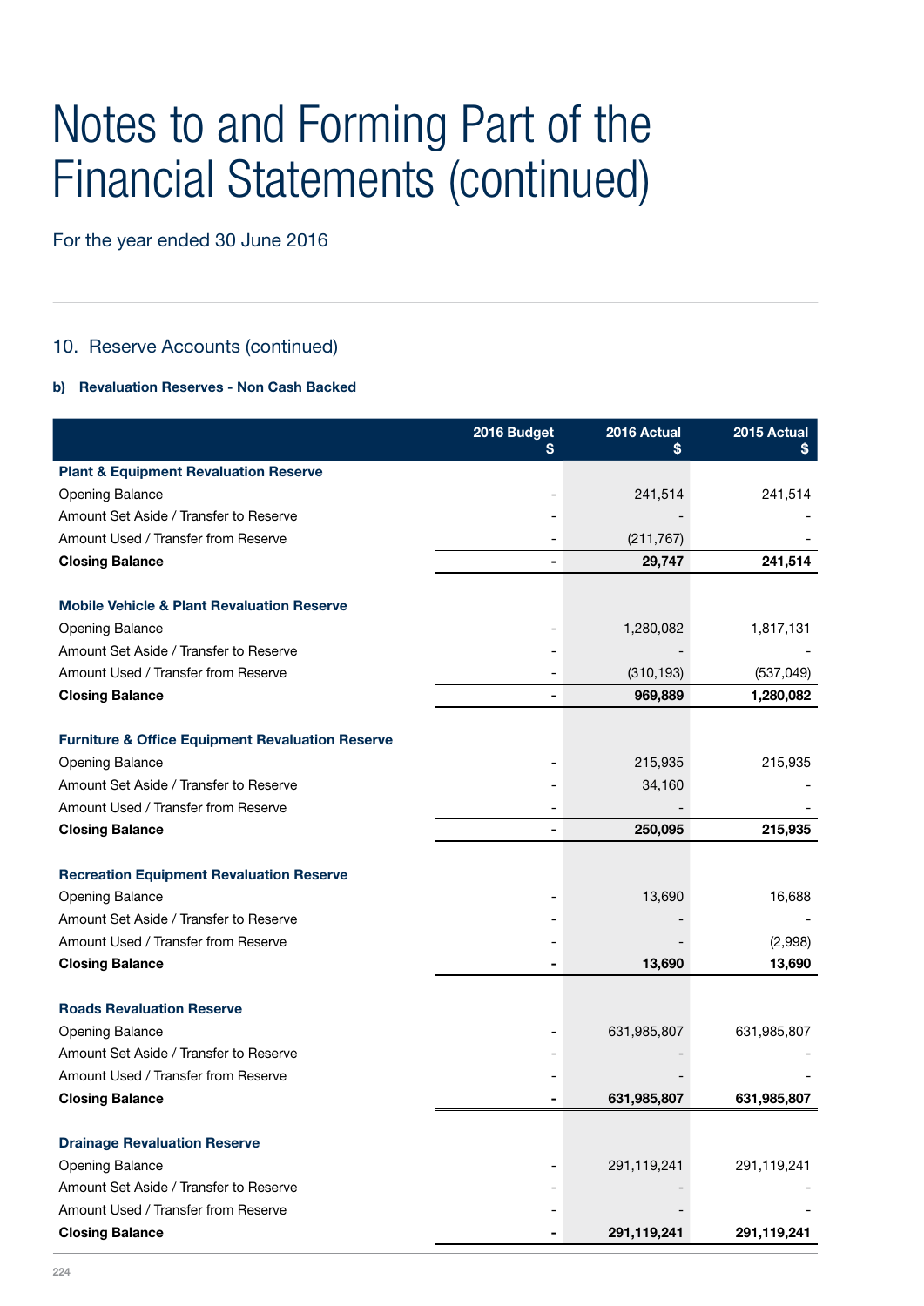# Notes to and Forming Part of the Financial Statements (continued)

For the year ended 30 June 2016

## 10. Reserve Accounts (continued)

**b) Revaluation Reserves - Non Cash Backed**

| | 2016 Budget $ | 2016 Actual $ | 2015 Actual $ |
|---|---|---|---|
| **Plant & Equipment Revaluation Reserve** | | | |
| Opening Balance | - | 241,514 | 241,514 |
| Amount Set Aside / Transfer to Reserve | - | - | - |
| Amount Used / Transfer from Reserve | - | (211,767) | - |
| **Closing Balance** | **-** | **29,747** | **241,514** |
| | | | |
| **Mobile Vehicle & Plant Revaluation Reserve** | | | |
| Opening Balance | - | 1,280,082 | 1,817,131 |
| Amount Set Aside / Transfer to Reserve | - | - | - |
| Amount Used / Transfer from Reserve | - | (310,193) | (537,049) |
| **Closing Balance** | **-** | **969,889** | **1,280,082** |
| | | | |
| **Furniture & Office Equipment Revaluation Reserve** | | | |
| Opening Balance | - | 215,935 | 215,935 |
| Amount Set Aside / Transfer to Reserve | - | 34,160 | - |
| Amount Used / Transfer from Reserve | - | - | - |
| **Closing Balance** | **-** | **250,095** | **215,935** |
| | | | |
| **Recreation Equipment Revaluation Reserve** | | | |
| Opening Balance | - | 13,690 | 16,688 |
| Amount Set Aside / Transfer to Reserve | - | - | - |
| Amount Used / Transfer from Reserve | - | - | (2,998) |
| **Closing Balance** | **-** | **13,690** | **13,690** |
| | | | |
| **Roads Revaluation Reserve** | | | |
| Opening Balance | - | 631,985,807 | 631,985,807 |
| Amount Set Aside / Transfer to Reserve | - | - | - |
| Amount Used / Transfer from Reserve | - | - | - |
| **Closing Balance** | **-** | **631,985,807** | **631,985,807** |
| | | | |
| **Drainage Revaluation Reserve** | | | |
| Opening Balance | - | 291,119,241 | 291,119,241 |
| Amount Set Aside / Transfer to Reserve | - | - | - |
| Amount Used / Transfer from Reserve | - | - | - |
| **Closing Balance** | **-** | **291,119,241** | **291,119,241** |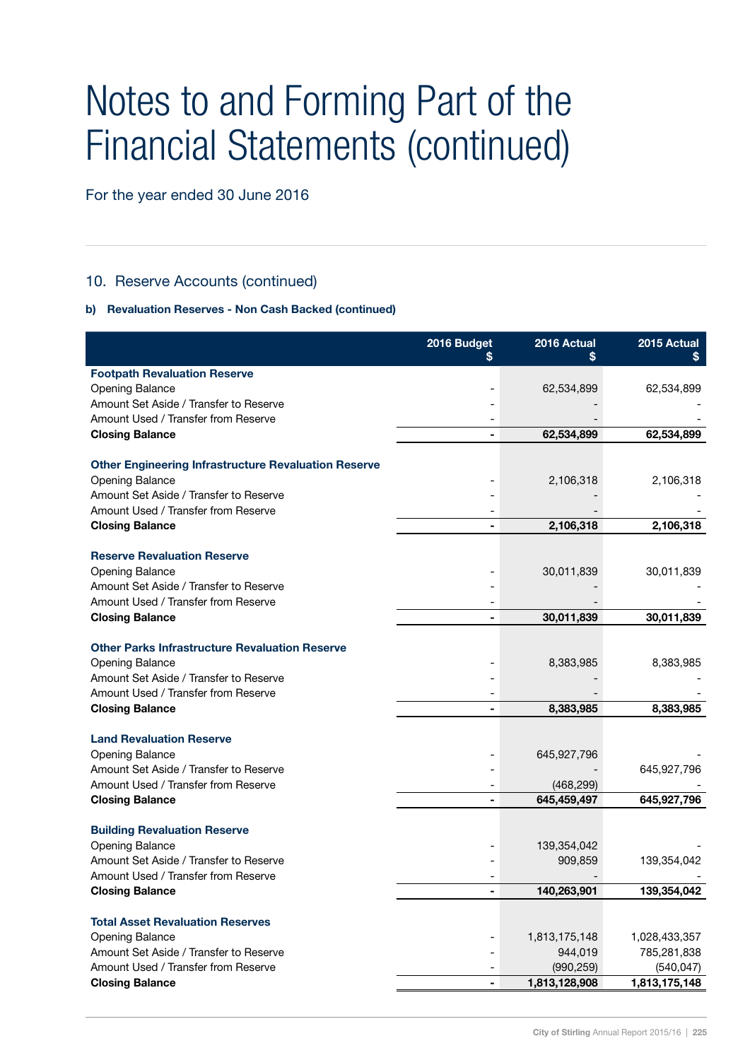# Notes to and Forming Part of the Financial Statements (continued)

For the year ended 30 June 2016

## 10. Reserve Accounts (continued)

### b) Revaluation Reserves - Non Cash Backed (continued)

| | 2016 Budget $ | 2016 Actual $ | 2015 Actual $ |
|---|---|---|---|
| **Footpath Revaluation Reserve** | | | |
| Opening Balance | - | 62,534,899 | 62,534,899 |
| Amount Set Aside / Transfer to Reserve | - | - | - |
| Amount Used / Transfer from Reserve | - | - | - |
| **Closing Balance** | **-** | **62,534,899** | **62,534,899** |
| **Other Engineering Infrastructure Revaluation Reserve** | | | |
| Opening Balance | - | 2,106,318 | 2,106,318 |
| Amount Set Aside / Transfer to Reserve | - | - | - |
| Amount Used / Transfer from Reserve | - | - | - |
| **Closing Balance** | **-** | **2,106,318** | **2,106,318** |
| **Reserve Revaluation Reserve** | | | |
| Opening Balance | - | 30,011,839 | 30,011,839 |
| Amount Set Aside / Transfer to Reserve | - | - | - |
| Amount Used / Transfer from Reserve | - | - | - |
| **Closing Balance** | **-** | **30,011,839** | **30,011,839** |
| **Other Parks Infrastructure Revaluation Reserve** | | | |
| Opening Balance | - | 8,383,985 | 8,383,985 |
| Amount Set Aside / Transfer to Reserve | - | - | - |
| Amount Used / Transfer from Reserve | - | - | - |
| **Closing Balance** | **-** | **8,383,985** | **8,383,985** |
| **Land Revaluation Reserve** | | | |
| Opening Balance | - | 645,927,796 | - |
| Amount Set Aside / Transfer to Reserve | - | - | 645,927,796 |
| Amount Used / Transfer from Reserve | - | (468,299) | - |
| **Closing Balance** | **-** | **645,459,497** | **645,927,796** |
| **Building Revaluation Reserve** | | | |
| Opening Balance | - | 139,354,042 | - |
| Amount Set Aside / Transfer to Reserve | - | 909,859 | 139,354,042 |
| Amount Used / Transfer from Reserve | - | - | - |
| **Closing Balance** | **-** | **140,263,901** | **139,354,042** |
| **Total Asset Revaluation Reserves** | | | |
| Opening Balance | - | 1,813,175,148 | 1,028,433,357 |
| Amount Set Aside / Transfer to Reserve | - | 944,019 | 785,281,838 |
| Amount Used / Transfer from Reserve | - | (990,259) | (540,047) |
| **Closing Balance** | **-** | **1,813,128,908** | **1,813,175,148** |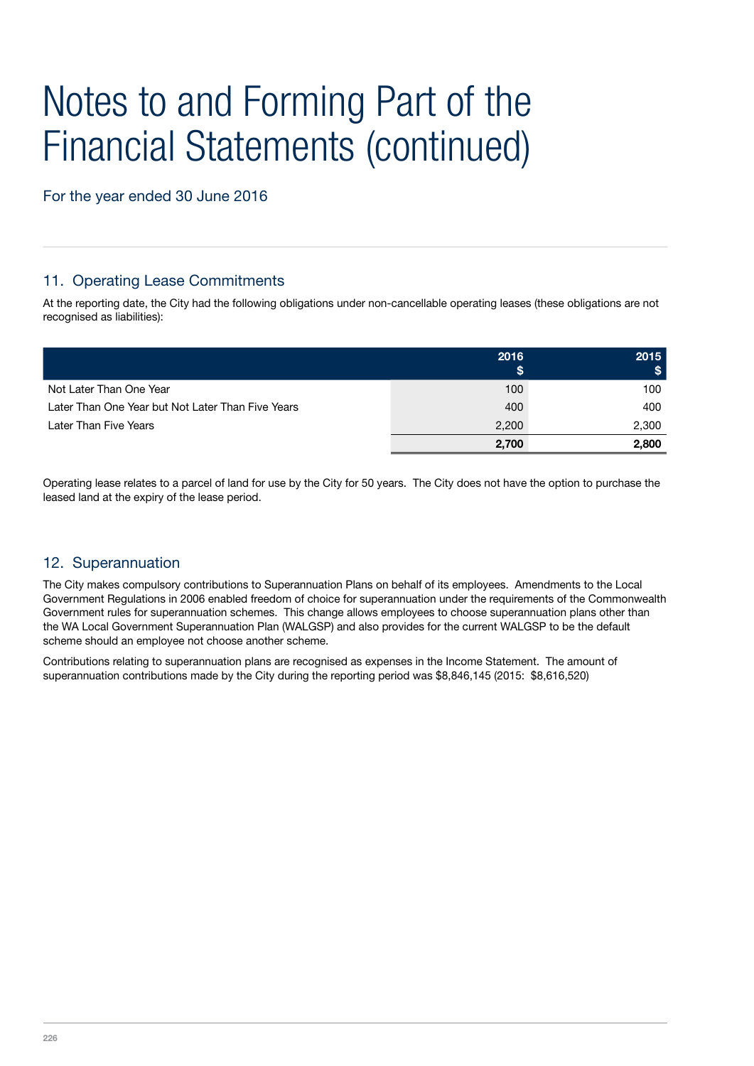# Notes to and Forming Part of the Financial Statements (continued)

For the year ended 30 June 2016

## 11. Operating Lease Commitments

At the reporting date, the City had the following obligations under non-cancellable operating leases (these obligations are not recognised as liabilities):

| | 2016 $ | 2015 $ |
|---|---|---|
| Not Later Than One Year | 100 | 100 |
| Later Than One Year but Not Later Than Five Years | 400 | 400 |
| Later Than Five Years | 2,200 | 2,300 |
| | **2,700** | **2,800** |

Operating lease relates to a parcel of land for use by the City for 50 years. The City does not have the option to purchase the leased land at the expiry of the lease period.

## 12. Superannuation

The City makes compulsory contributions to Superannuation Plans on behalf of its employees. Amendments to the Local Government Regulations in 2006 enabled freedom of choice for superannuation under the requirements of the Commonwealth Government rules for superannuation schemes. This change allows employees to choose superannuation plans other than the WA Local Government Superannuation Plan (WALGSP) and also provides for the current WALGSP to be the default scheme should an employee not choose another scheme.

Contributions relating to superannuation plans are recognised as expenses in the Income Statement. The amount of superannuation contributions made by the City during the reporting period was $8,846,145 (2015: $8,616,520)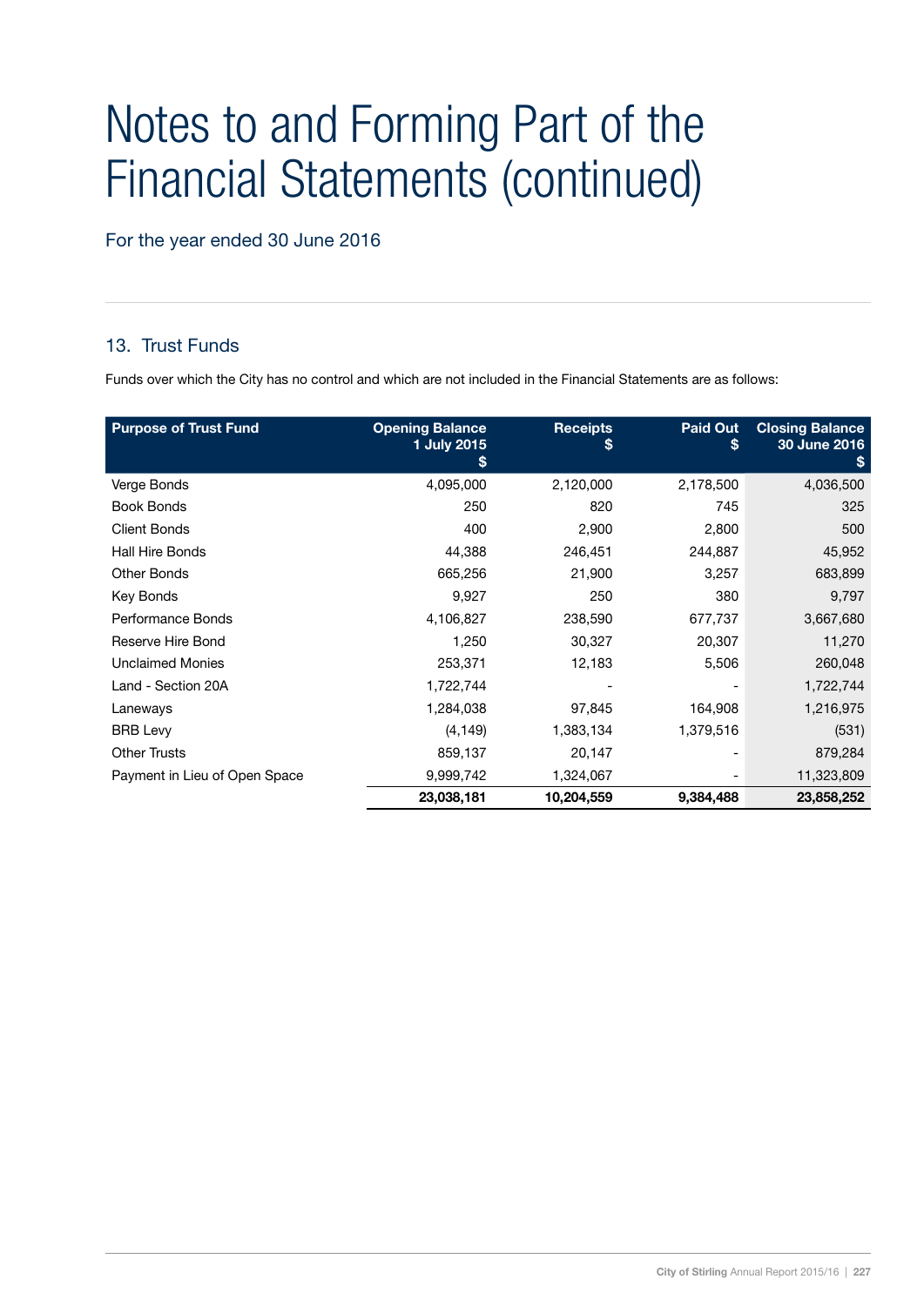# Notes to and Forming Part of the Financial Statements (continued)

For the year ended 30 June 2016

## 13. Trust Funds

Funds over which the City has no control and which are not included in the Financial Statements are as follows:

| Purpose of Trust Fund | Opening Balance 1 July 2015 $ | Receipts $ | Paid Out $ | Closing Balance 30 June 2016 $ |
|---|---|---|---|---|
| Verge Bonds | 4,095,000 | 2,120,000 | 2,178,500 | 4,036,500 |
| Book Bonds | 250 | 820 | 745 | 325 |
| Client Bonds | 400 | 2,900 | 2,800 | 500 |
| Hall Hire Bonds | 44,388 | 246,451 | 244,887 | 45,952 |
| Other Bonds | 665,256 | 21,900 | 3,257 | 683,899 |
| Key Bonds | 9,927 | 250 | 380 | 9,797 |
| Performance Bonds | 4,106,827 | 238,590 | 677,737 | 3,667,680 |
| Reserve Hire Bond | 1,250 | 30,327 | 20,307 | 11,270 |
| Unclaimed Monies | 253,371 | 12,183 | 5,506 | 260,048 |
| Land - Section 20A | 1,722,744 | - | - | 1,722,744 |
| Laneways | 1,284,038 | 97,845 | 164,908 | 1,216,975 |
| BRB Levy | (4,149) | 1,383,134 | 1,379,516 | (531) |
| Other Trusts | 859,137 | 20,147 | - | 879,284 |
| Payment in Lieu of Open Space | 9,999,742 | 1,324,067 | - | 11,323,809 |
| | **23,038,181** | **10,204,559** | **9,384,488** | **23,858,252** |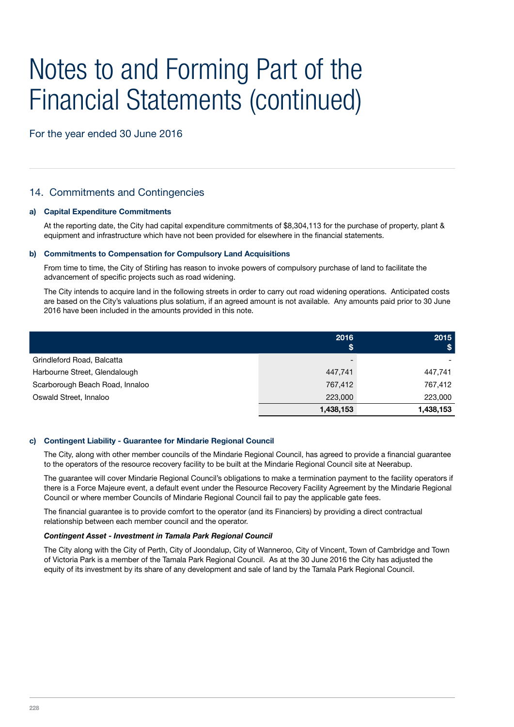# Notes to and Forming Part of the Financial Statements (continued)

For the year ended 30 June 2016

## 14. Commitments and Contingencies

### a) Capital Expenditure Commitments

At the reporting date, the City had capital expenditure commitments of $8,304,113 for the purchase of property, plant & equipment and infrastructure which have not been provided for elsewhere in the financial statements.

### b) Commitments to Compensation for Compulsory Land Acquisitions

From time to time, the City of Stirling has reason to invoke powers of compulsory purchase of land to facilitate the advancement of specific projects such as road widening.

The City intends to acquire land in the following streets in order to carry out road widening operations. Anticipated costs are based on the City's valuations plus solatium, if an agreed amount is not available. Any amounts paid prior to 30 June 2016 have been included in the amounts provided in this note.

| | 2016 $ | 2015 $ |
|---|---|---|
| Grindleford Road, Balcatta | - | - |
| Harbourne Street, Glendalough | 447,741 | 447,741 |
| Scarborough Beach Road, Innaloo | 767,412 | 767,412 |
| Oswald Street, Innaloo | 223,000 | 223,000 |
| | **1,438,153** | **1,438,153** |

### c) Contingent Liability - Guarantee for Mindarie Regional Council

The City, along with other member councils of the Mindarie Regional Council, has agreed to provide a financial guarantee to the operators of the resource recovery facility to be built at the Mindarie Regional Council site at Neerabup.

The guarantee will cover Mindarie Regional Council's obligations to make a termination payment to the facility operators if there is a Force Majeure event, a default event under the Resource Recovery Facility Agreement by the Mindarie Regional Council or where member Councils of Mindarie Regional Council fail to pay the applicable gate fees.

The financial guarantee is to provide comfort to the operator (and its Financiers) by providing a direct contractual relationship between each member council and the operator.

***Contingent Asset - Investment in Tamala Park Regional Council***

The City along with the City of Perth, City of Joondalup, City of Wanneroo, City of Vincent, Town of Cambridge and Town of Victoria Park is a member of the Tamala Park Regional Council. As at the 30 June 2016 the City has adjusted the equity of its investment by its share of any development and sale of land by the Tamala Park Regional Council.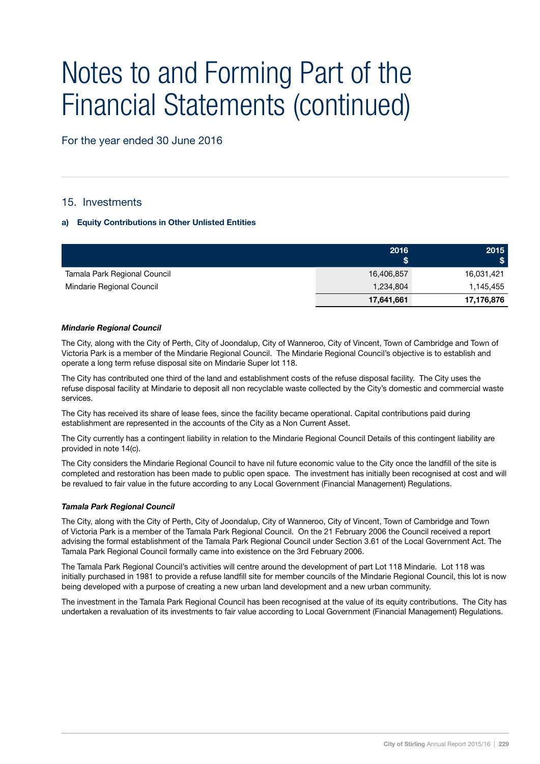# Notes to and Forming Part of the Financial Statements (continued)

For the year ended 30 June 2016

## 15. Investments

### a) Equity Contributions in Other Unlisted Entities

| | 2016 $ | 2015 $ |
|---|---|---|
| Tamala Park Regional Council | 16,406,857 | 16,031,421 |
| Mindarie Regional Council | 1,234,804 | 1,145,455 |
| | **17,641,661** | **17,176,876** |

***Mindarie Regional Council***

The City, along with the City of Perth, City of Joondalup, City of Wanneroo, City of Vincent, Town of Cambridge and Town of Victoria Park is a member of the Mindarie Regional Council. The Mindarie Regional Council's objective is to establish and operate a long term refuse disposal site on Mindarie Super lot 118.

The City has contributed one third of the land and establishment costs of the refuse disposal facility. The City uses the refuse disposal facility at Mindarie to deposit all non recyclable waste collected by the City's domestic and commercial waste services.

The City has received its share of lease fees, since the facility became operational. Capital contributions paid during establishment are represented in the accounts of the City as a Non Current Asset.

The City currently has a contingent liability in relation to the Mindarie Regional Council Details of this contingent liability are provided in note 14(c).

The City considers the Mindarie Regional Council to have nil future economic value to the City once the landfill of the site is completed and restoration has been made to public open space. The investment has initially been recognised at cost and will be revalued to fair value in the future according to any Local Government (Financial Management) Regulations.

***Tamala Park Regional Council***

The City, along with the City of Perth, City of Joondalup, City of Wanneroo, City of Vincent, Town of Cambridge and Town of Victoria Park is a member of the Tamala Park Regional Council. On the 21 February 2006 the Council received a report advising the formal establishment of the Tamala Park Regional Council under Section 3.61 of the Local Government Act. The Tamala Park Regional Council formally came into existence on the 3rd February 2006.

The Tamala Park Regional Council's activities will centre around the development of part Lot 118 Mindarie. Lot 118 was initially purchased in 1981 to provide a refuse landfill site for member councils of the Mindarie Regional Council, this lot is now being developed with a purpose of creating a new urban land development and a new urban community.

The investment in the Tamala Park Regional Council has been recognised at the value of its equity contributions. The City has undertaken a revaluation of its investments to fair value according to Local Government (Financial Management) Regulations.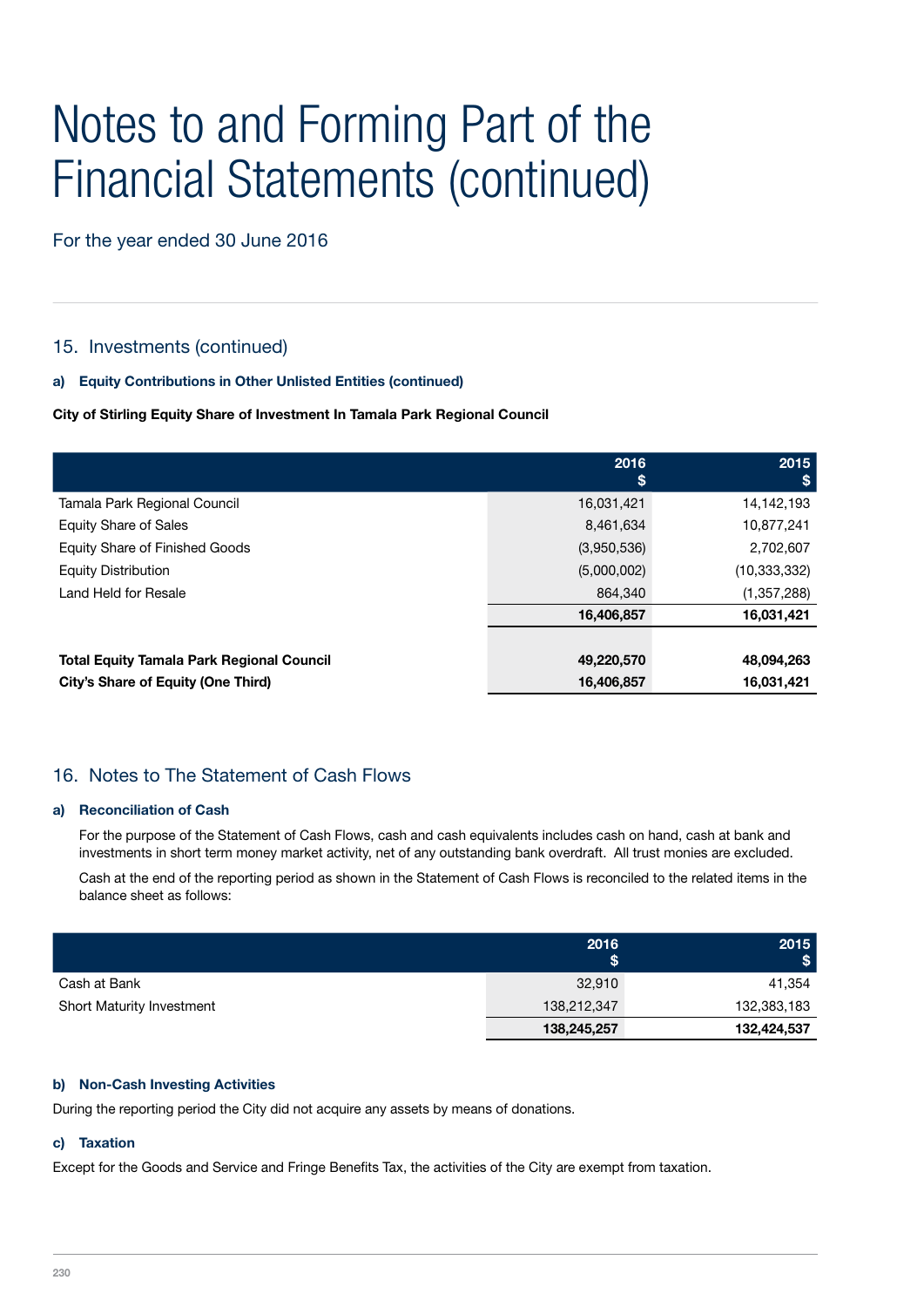# Notes to and Forming Part of the Financial Statements (continued)

For the year ended 30 June 2016

## 15. Investments (continued)

### a) Equity Contributions in Other Unlisted Entities (continued)

**City of Stirling Equity Share of Investment In Tamala Park Regional Council**

| | 2016 $ | 2015 $ |
|---|---|---|
| Tamala Park Regional Council | 16,031,421 | 14,142,193 |
| Equity Share of Sales | 8,461,634 | 10,877,241 |
| Equity Share of Finished Goods | (3,950,536) | 2,702,607 |
| Equity Distribution | (5,000,002) | (10,333,332) |
| Land Held for Resale | 864,340 | (1,357,288) |
| | **16,406,857** | **16,031,421** |
| | | |
| **Total Equity Tamala Park Regional Council** | **49,220,570** | **48,094,263** |
| **City's Share of Equity (One Third)** | **16,406,857** | **16,031,421** |

## 16. Notes to The Statement of Cash Flows

### a) Reconciliation of Cash

For the purpose of the Statement of Cash Flows, cash and cash equivalents includes cash on hand, cash at bank and investments in short term money market activity, net of any outstanding bank overdraft. All trust monies are excluded.

Cash at the end of the reporting period as shown in the Statement of Cash Flows is reconciled to the related items in the balance sheet as follows:

| | 2016 $ | 2015 $ |
|---|---|---|
| Cash at Bank | 32,910 | 41,354 |
| Short Maturity Investment | 138,212,347 | 132,383,183 |
| | **138,245,257** | **132,424,537** |

### b) Non-Cash Investing Activities

During the reporting period the City did not acquire any assets by means of donations.

### c) Taxation

Except for the Goods and Service and Fringe Benefits Tax, the activities of the City are exempt from taxation.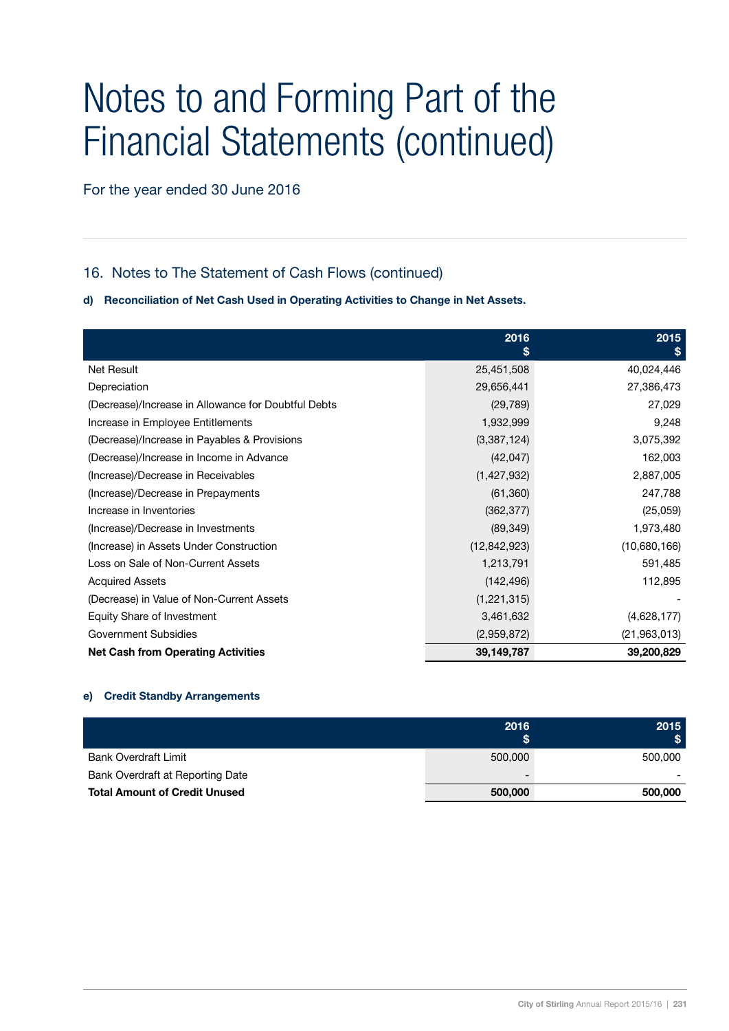# Notes to and Forming Part of the Financial Statements (continued)

For the year ended 30 June 2016

## 16. Notes to The Statement of Cash Flows (continued)

**d) Reconciliation of Net Cash Used in Operating Activities to Change in Net Assets.**

| | 2016 $ | 2015 $ |
|---|---|---|
| Net Result | 25,451,508 | 40,024,446 |
| Depreciation | 29,656,441 | 27,386,473 |
| (Decrease)/Increase in Allowance for Doubtful Debts | (29,789) | 27,029 |
| Increase in Employee Entitlements | 1,932,999 | 9,248 |
| (Decrease)/Increase in Payables & Provisions | (3,387,124) | 3,075,392 |
| (Decrease)/Increase in Income in Advance | (42,047) | 162,003 |
| (Increase)/Decrease in Receivables | (1,427,932) | 2,887,005 |
| (Increase)/Decrease in Prepayments | (61,360) | 247,788 |
| Increase in Inventories | (362,377) | (25,059) |
| (Increase)/Decrease in Investments | (89,349) | 1,973,480 |
| (Increase) in Assets Under Construction | (12,842,923) | (10,680,166) |
| Loss on Sale of Non-Current Assets | 1,213,791 | 591,485 |
| Acquired Assets | (142,496) | 112,895 |
| (Decrease) in Value of Non-Current Assets | (1,221,315) | - |
| Equity Share of Investment | 3,461,632 | (4,628,177) |
| Government Subsidies | (2,959,872) | (21,963,013) |
| **Net Cash from Operating Activities** | **39,149,787** | **39,200,829** |

**e) Credit Standby Arrangements**

| | 2016 $ | 2015 $ |
|---|---|---|
| Bank Overdraft Limit | 500,000 | 500,000 |
| Bank Overdraft at Reporting Date | - | - |
| **Total Amount of Credit Unused** | **500,000** | **500,000** |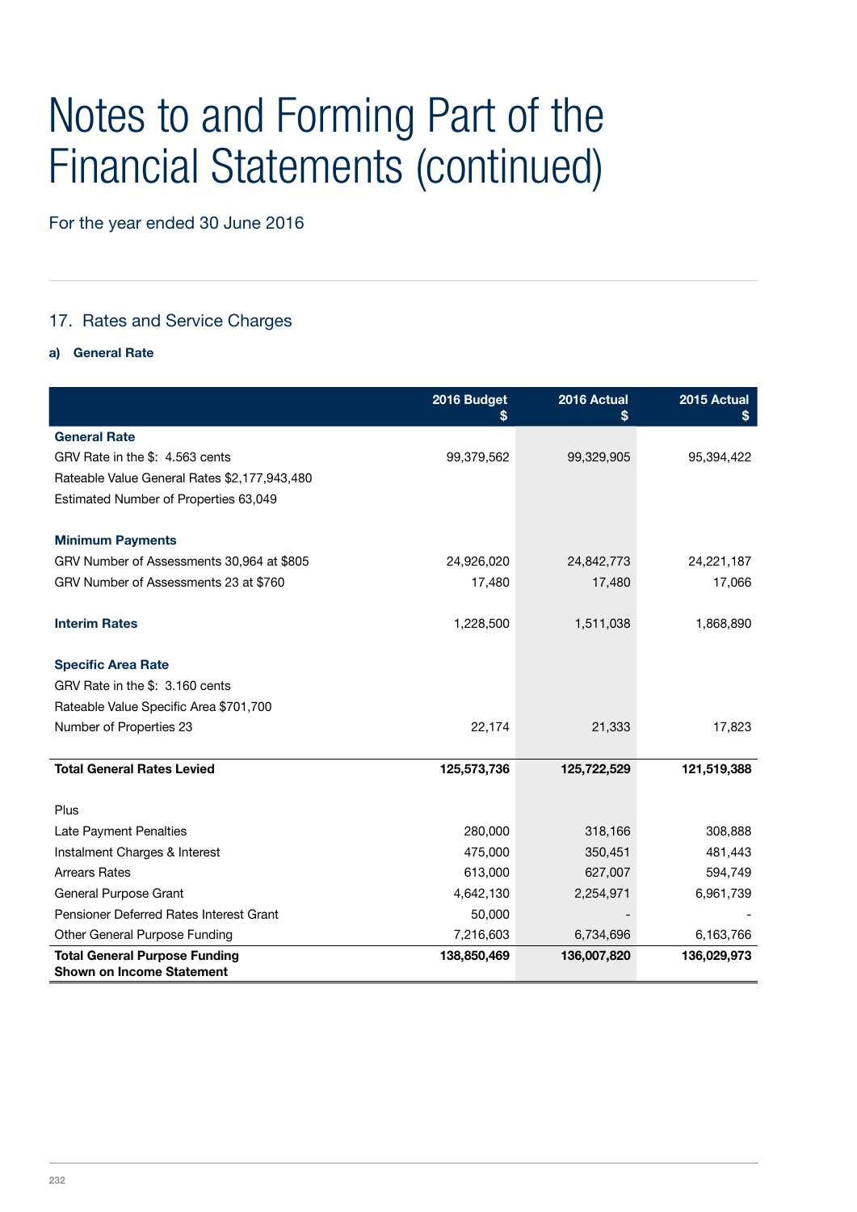# Notes to and Forming Part of the Financial Statements (continued)

For the year ended 30 June 2016

## 17. Rates and Service Charges

### a) General Rate

| | 2016 Budget $ | 2016 Actual $ | 2015 Actual $ |
|---|---|---|---|
| **General Rate** | | | |
| GRV Rate in the $: 4.563 cents | 99,379,562 | 99,329,905 | 95,394,422 |
| Rateable Value General Rates $2,177,943,480 | | | |
| Estimated Number of Properties 63,049 | | | |
| | | | |
| **Minimum Payments** | | | |
| GRV Number of Assessments 30,964 at $805 | 24,926,020 | 24,842,773 | 24,221,187 |
| GRV Number of Assessments 23 at $760 | 17,480 | 17,480 | 17,066 |
| | | | |
| **Interim Rates** | 1,228,500 | 1,511,038 | 1,868,890 |
| | | | |
| **Specific Area Rate** | | | |
| GRV Rate in the $: 3.160 cents | | | |
| Rateable Value Specific Area $701,700 | | | |
| Number of Properties 23 | 22,174 | 21,333 | 17,823 |
| | | | |
| **Total General Rates Levied** | **125,573,736** | **125,722,529** | **121,519,388** |
| | | | |
| Plus | | | |
| Late Payment Penalties | 280,000 | 318,166 | 308,888 |
| Instalment Charges & Interest | 475,000 | 350,451 | 481,443 |
| Arrears Rates | 613,000 | 627,007 | 594,749 |
| General Purpose Grant | 4,642,130 | 2,254,971 | 6,961,739 |
| Pensioner Deferred Rates Interest Grant | 50,000 | - | - |
| Other General Purpose Funding | 7,216,603 | 6,734,696 | 6,163,766 |
| **Total General Purpose Funding Shown on Income Statement** | **138,850,469** | **136,007,820** | **136,029,973** |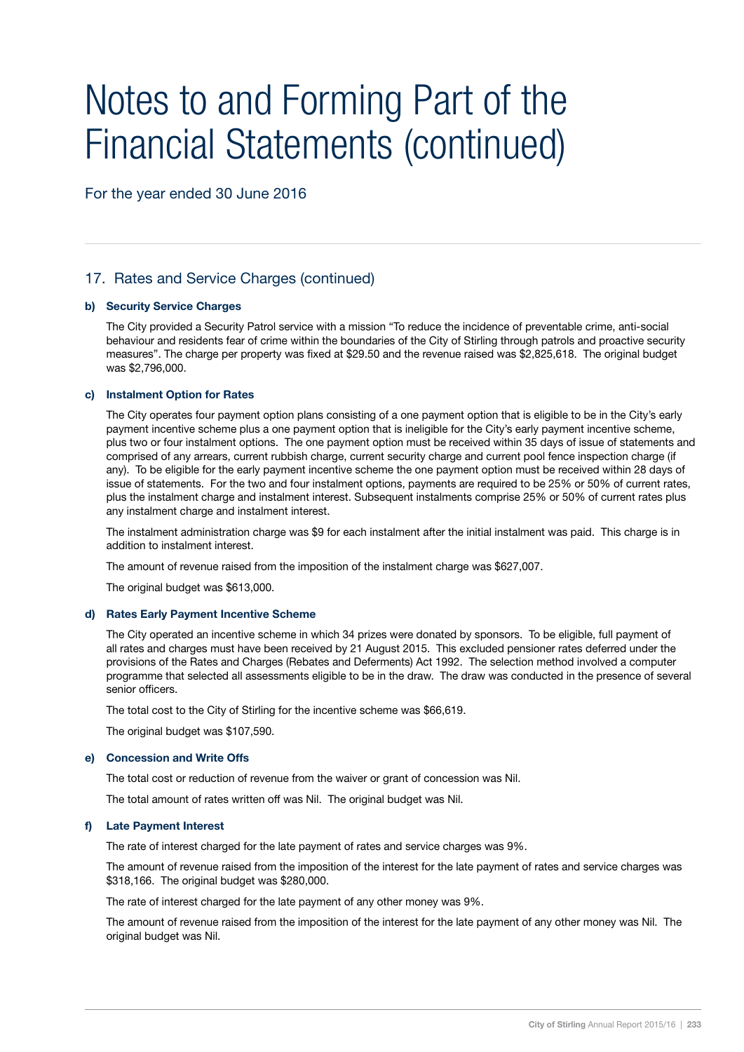# Notes to and Forming Part of the Financial Statements (continued)

For the year ended 30 June 2016

## 17. Rates and Service Charges (continued)

### b) Security Service Charges

The City provided a Security Patrol service with a mission "To reduce the incidence of preventable crime, anti-social behaviour and residents fear of crime within the boundaries of the City of Stirling through patrols and proactive security measures". The charge per property was fixed at $29.50 and the revenue raised was $2,825,618. The original budget was $2,796,000.

### c) Instalment Option for Rates

The City operates four payment option plans consisting of a one payment option that is eligible to be in the City's early payment incentive scheme plus a one payment option that is ineligible for the City's early payment incentive scheme, plus two or four instalment options. The one payment option must be received within 35 days of issue of statements and comprised of any arrears, current rubbish charge, current security charge and current pool fence inspection charge (if any). To be eligible for the early payment incentive scheme the one payment option must be received within 28 days of issue of statements. For the two and four instalment options, payments are required to be 25% or 50% of current rates, plus the instalment charge and instalment interest. Subsequent instalments comprise 25% or 50% of current rates plus any instalment charge and instalment interest.

The instalment administration charge was $9 for each instalment after the initial instalment was paid. This charge is in addition to instalment interest.

The amount of revenue raised from the imposition of the instalment charge was $627,007.

The original budget was $613,000.

### d) Rates Early Payment Incentive Scheme

The City operated an incentive scheme in which 34 prizes were donated by sponsors. To be eligible, full payment of all rates and charges must have been received by 21 August 2015. This excluded pensioner rates deferred under the provisions of the Rates and Charges (Rebates and Deferments) Act 1992. The selection method involved a computer programme that selected all assessments eligible to be in the draw. The draw was conducted in the presence of several senior officers.

The total cost to the City of Stirling for the incentive scheme was $66,619.

The original budget was $107,590.

### e) Concession and Write Offs

The total cost or reduction of revenue from the waiver or grant of concession was Nil.

The total amount of rates written off was Nil. The original budget was Nil.

### f) Late Payment Interest

The rate of interest charged for the late payment of rates and service charges was 9%.

The amount of revenue raised from the imposition of the interest for the late payment of rates and service charges was $318,166. The original budget was $280,000.

The rate of interest charged for the late payment of any other money was 9%.

The amount of revenue raised from the imposition of the interest for the late payment of any other money was Nil. The original budget was Nil.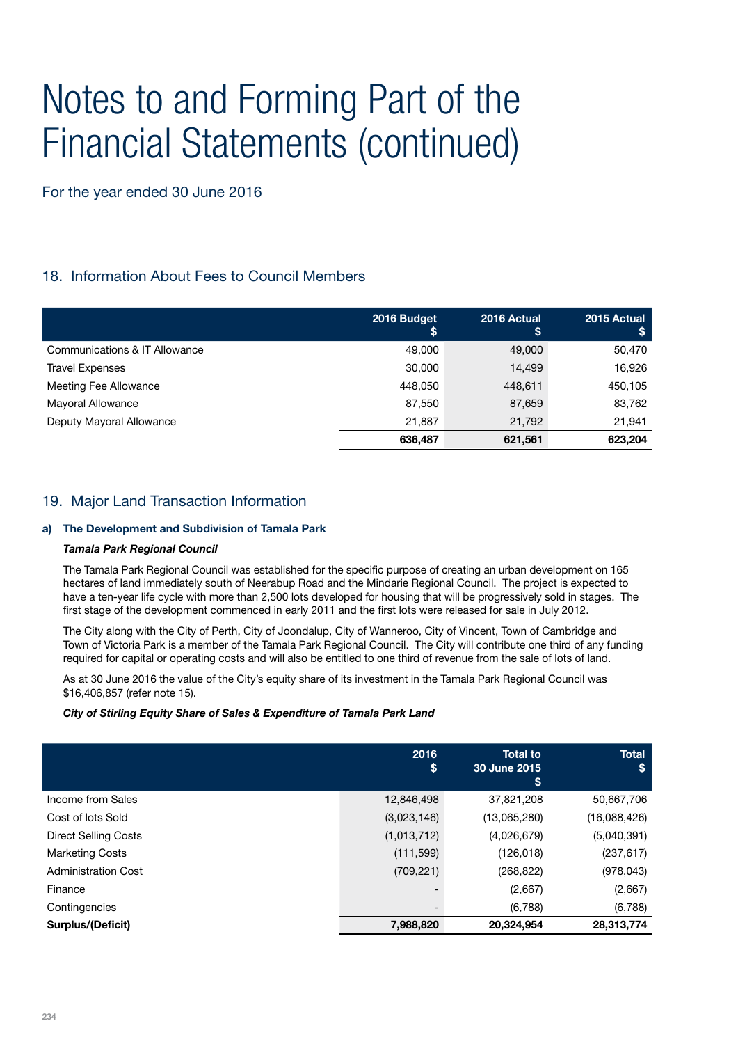# Notes to and Forming Part of the Financial Statements (continued)

For the year ended 30 June 2016

## 18. Information About Fees to Council Members

| | 2016 Budget $ | 2016 Actual $ | 2015 Actual $ |
|---|---|---|---|
| Communications & IT Allowance | 49,000 | 49,000 | 50,470 |
| Travel Expenses | 30,000 | 14,499 | 16,926 |
| Meeting Fee Allowance | 448,050 | 448,611 | 450,105 |
| Mayoral Allowance | 87,550 | 87,659 | 83,762 |
| Deputy Mayoral Allowance | 21,887 | 21,792 | 21,941 |
| | **636,487** | **621,561** | **623,204** |

## 19. Major Land Transaction Information

### a) The Development and Subdivision of Tamala Park

***Tamala Park Regional Council***

The Tamala Park Regional Council was established for the specific purpose of creating an urban development on 165 hectares of land immediately south of Neerabup Road and the Mindarie Regional Council. The project is expected to have a ten-year life cycle with more than 2,500 lots developed for housing that will be progressively sold in stages. The first stage of the development commenced in early 2011 and the first lots were released for sale in July 2012.

The City along with the City of Perth, City of Joondalup, City of Wanneroo, City of Vincent, Town of Cambridge and Town of Victoria Park is a member of the Tamala Park Regional Council. The City will contribute one third of any funding required for capital or operating costs and will also be entitled to one third of revenue from the sale of lots of land.

As at 30 June 2016 the value of the City's equity share of its investment in the Tamala Park Regional Council was $16,406,857 (refer note 15).

***City of Stirling Equity Share of Sales & Expenditure of Tamala Park Land***

| | 2016 $ | Total to 30 June 2015 $ | Total $ |
|---|---|---|---|
| Income from Sales | 12,846,498 | 37,821,208 | 50,667,706 |
| Cost of lots Sold | (3,023,146) | (13,065,280) | (16,088,426) |
| Direct Selling Costs | (1,013,712) | (4,026,679) | (5,040,391) |
| Marketing Costs | (111,599) | (126,018) | (237,617) |
| Administration Cost | (709,221) | (268,822) | (978,043) |
| Finance | - | (2,667) | (2,667) |
| Contingencies | - | (6,788) | (6,788) |
| **Surplus/(Deficit)** | **7,988,820** | **20,324,954** | **28,313,774** |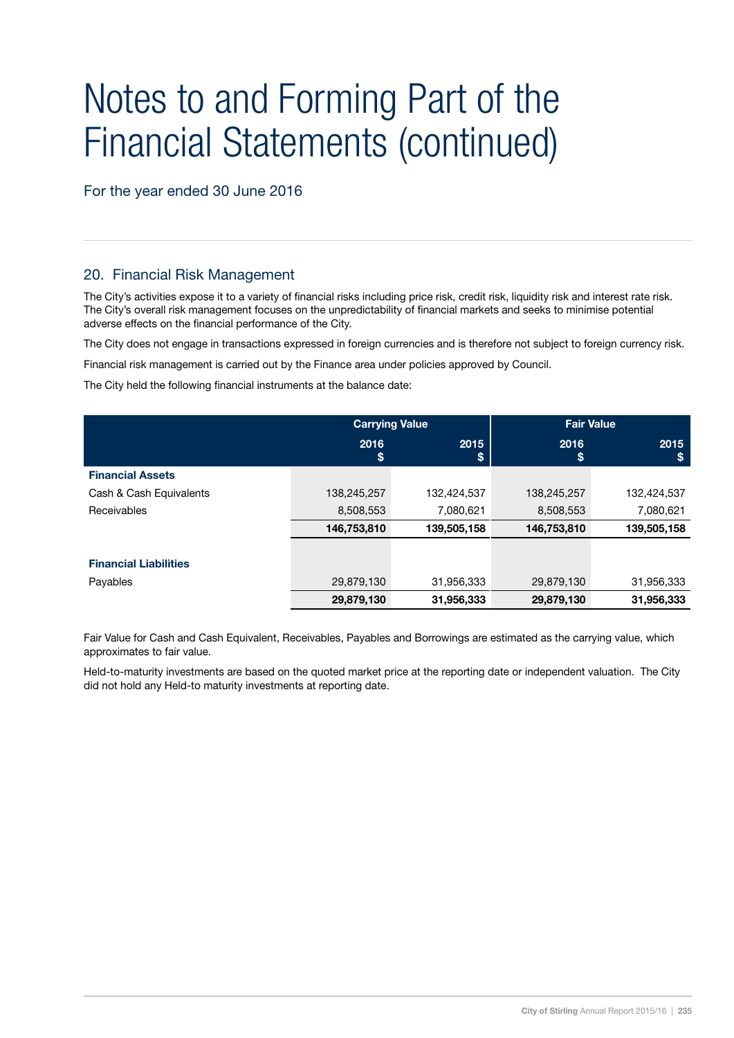# Notes to and Forming Part of the Financial Statements (continued)

For the year ended 30 June 2016

## 20. Financial Risk Management

The City's activities expose it to a variety of financial risks including price risk, credit risk, liquidity risk and interest rate risk. The City's overall risk management focuses on the unpredictability of financial markets and seeks to minimise potential adverse effects on the financial performance of the City.

The City does not engage in transactions expressed in foreign currencies and is therefore not subject to foreign currency risk.

Financial risk management is carried out by the Finance area under policies approved by Council.

The City held the following financial instruments at the balance date:

| | Carrying Value | | Fair Value | |
|---|---|---|---|---|
| | 2016 $ | 2015 $ | 2016 $ | 2015 $ |
| **Financial Assets** | | | | |
| Cash & Cash Equivalents | 138,245,257 | 132,424,537 | 138,245,257 | 132,424,537 |
| Receivables | 8,508,553 | 7,080,621 | 8,508,553 | 7,080,621 |
| | **146,753,810** | **139,505,158** | **146,753,810** | **139,505,158** |
| **Financial Liabilities** | | | | |
| Payables | 29,879,130 | 31,956,333 | 29,879,130 | 31,956,333 |
| | **29,879,130** | **31,956,333** | **29,879,130** | **31,956,333** |

Fair Value for Cash and Cash Equivalent, Receivables, Payables and Borrowings are estimated as the carrying value, which approximates to fair value.

Held-to-maturity investments are based on the quoted market price at the reporting date or independent valuation. The City did not hold any Held-to maturity investments at reporting date.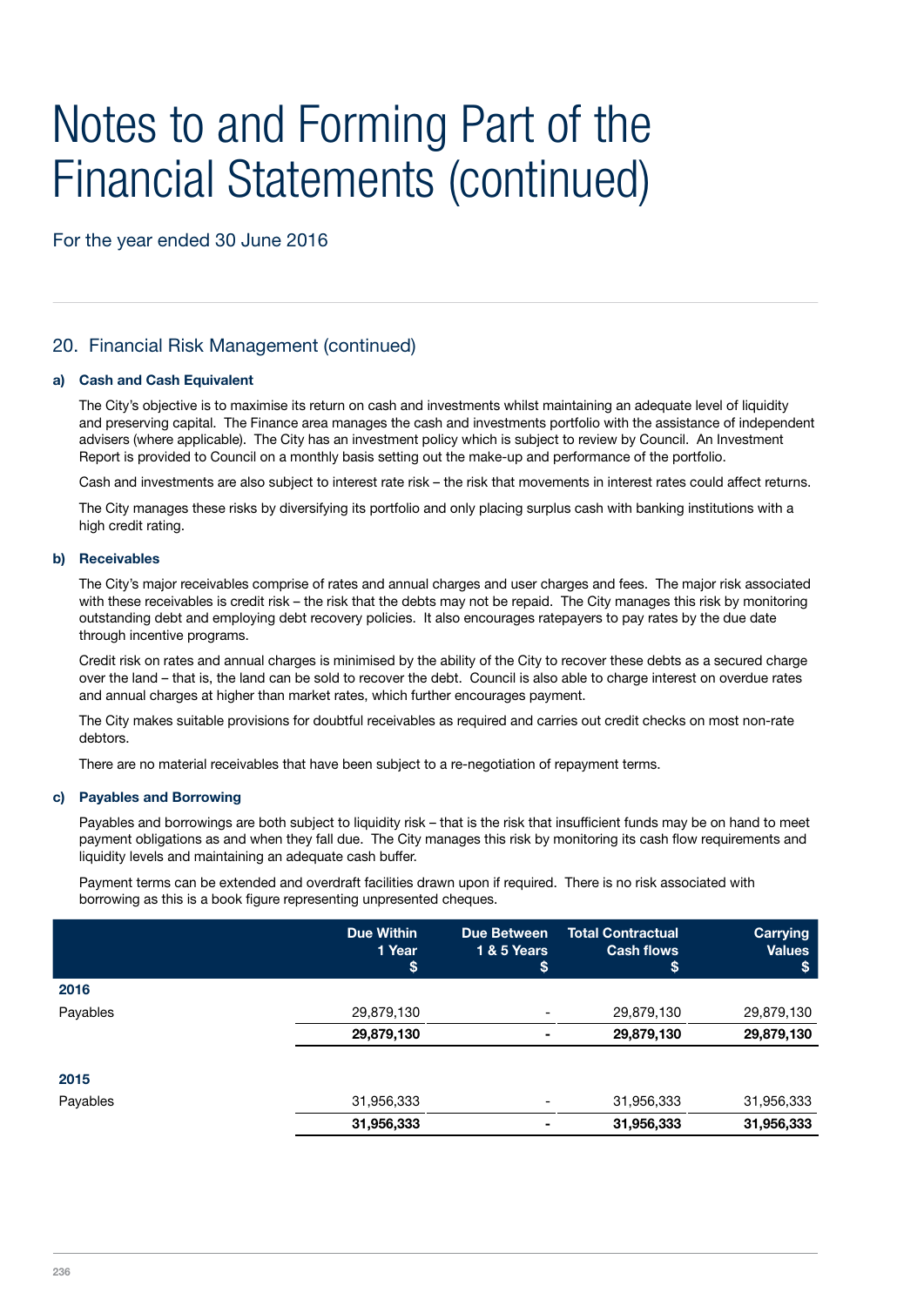# Notes to and Forming Part of the Financial Statements (continued)

For the year ended 30 June 2016

## 20. Financial Risk Management (continued)

### a) Cash and Cash Equivalent

The City's objective is to maximise its return on cash and investments whilst maintaining an adequate level of liquidity and preserving capital. The Finance area manages the cash and investments portfolio with the assistance of independent advisers (where applicable). The City has an investment policy which is subject to review by Council. An Investment Report is provided to Council on a monthly basis setting out the make-up and performance of the portfolio.

Cash and investments are also subject to interest rate risk – the risk that movements in interest rates could affect returns.

The City manages these risks by diversifying its portfolio and only placing surplus cash with banking institutions with a high credit rating.

### b) Receivables

The City's major receivables comprise of rates and annual charges and user charges and fees. The major risk associated with these receivables is credit risk – the risk that the debts may not be repaid. The City manages this risk by monitoring outstanding debt and employing debt recovery policies. It also encourages ratepayers to pay rates by the due date through incentive programs.

Credit risk on rates and annual charges is minimised by the ability of the City to recover these debts as a secured charge over the land – that is, the land can be sold to recover the debt. Council is also able to charge interest on overdue rates and annual charges at higher than market rates, which further encourages payment.

The City makes suitable provisions for doubtful receivables as required and carries out credit checks on most non-rate debtors.

There are no material receivables that have been subject to a re-negotiation of repayment terms.

### c) Payables and Borrowing

Payables and borrowings are both subject to liquidity risk – that is the risk that insufficient funds may be on hand to meet payment obligations as and when they fall due. The City manages this risk by monitoring its cash flow requirements and liquidity levels and maintaining an adequate cash buffer.

Payment terms can be extended and overdraft facilities drawn upon if required. There is no risk associated with borrowing as this is a book figure representing unpresented cheques.

| | Due Within 1 Year $ | Due Between 1 & 5 Years $ | Total Contractual Cash flows $ | Carrying Values $ |
|---|---|---|---|---|
| **2016** | | | | |
| Payables | 29,879,130 | - | 29,879,130 | 29,879,130 |
| | **29,879,130** | **-** | **29,879,130** | **29,879,130** |
| **2015** | | | | |
| Payables | 31,956,333 | - | 31,956,333 | 31,956,333 |
| | **31,956,333** | **-** | **31,956,333** | **31,956,333** |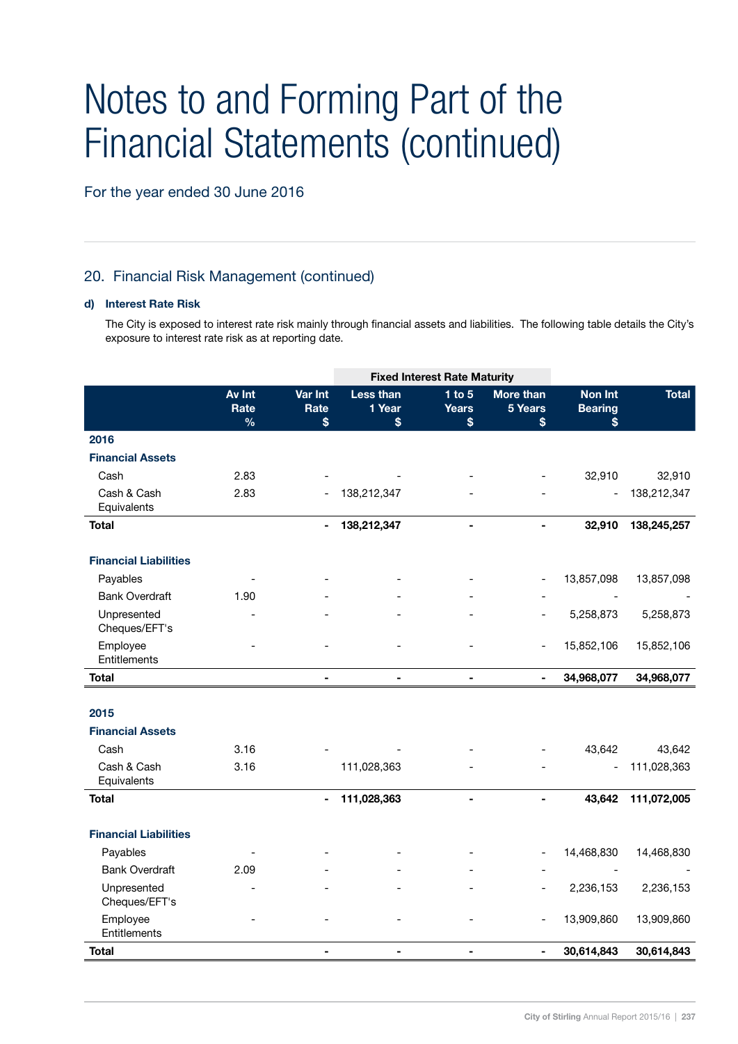# Notes to and Forming Part of the Financial Statements (continued)

For the year ended 30 June 2016

## 20. Financial Risk Management (continued)

### d) Interest Rate Risk

The City is exposed to interest rate risk mainly through financial assets and liabilities. The following table details the City's exposure to interest rate risk as at reporting date.

| | | | Fixed Interest Rate Maturity | | | | |
|---|---|---|---|---|---|---|---|
| | Av Int Rate % | Var Int Rate $ | Less than 1 Year $ | 1 to 5 Years $ | More than 5 Years $ | Non Int Bearing $ | Total |
| **2016** | | | | | | | |
| **Financial Assets** | | | | | | | |
| Cash | 2.83 | - | - | - | - | 32,910 | 32,910 |
| Cash & Cash Equivalents | 2.83 | - | 138,212,347 | - | - | - | 138,212,347 |
| **Total** | | **-** | **138,212,347** | **-** | **-** | **32,910** | **138,245,257** |
| **Financial Liabilities** | | | | | | | |
| Payables | - | - | - | - | - | 13,857,098 | 13,857,098 |
| Bank Overdraft | 1.90 | - | - | - | - | - | - |
| Unpresented Cheques/EFT's | - | - | - | - | - | 5,258,873 | 5,258,873 |
| Employee Entitlements | - | - | - | - | - | 15,852,106 | 15,852,106 |
| **Total** | | **-** | **-** | **-** | **-** | **34,968,077** | **34,968,077** |
| **2015** | | | | | | | |
| **Financial Assets** | | | | | | | |
| Cash | 3.16 | - | - | - | - | 43,642 | 43,642 |
| Cash & Cash Equivalents | 3.16 | | 111,028,363 | - | - | - | 111,028,363 |
| **Total** | | **-** | **111,028,363** | **-** | **-** | **43,642** | **111,072,005** |
| **Financial Liabilities** | | | | | | | |
| Payables | - | - | - | - | - | 14,468,830 | 14,468,830 |
| Bank Overdraft | 2.09 | - | - | - | - | - | - |
| Unpresented Cheques/EFT's | - | - | - | - | - | 2,236,153 | 2,236,153 |
| Employee Entitlements | - | - | - | - | - | 13,909,860 | 13,909,860 |
| **Total** | | **-** | **-** | **-** | **-** | **30,614,843** | **30,614,843** |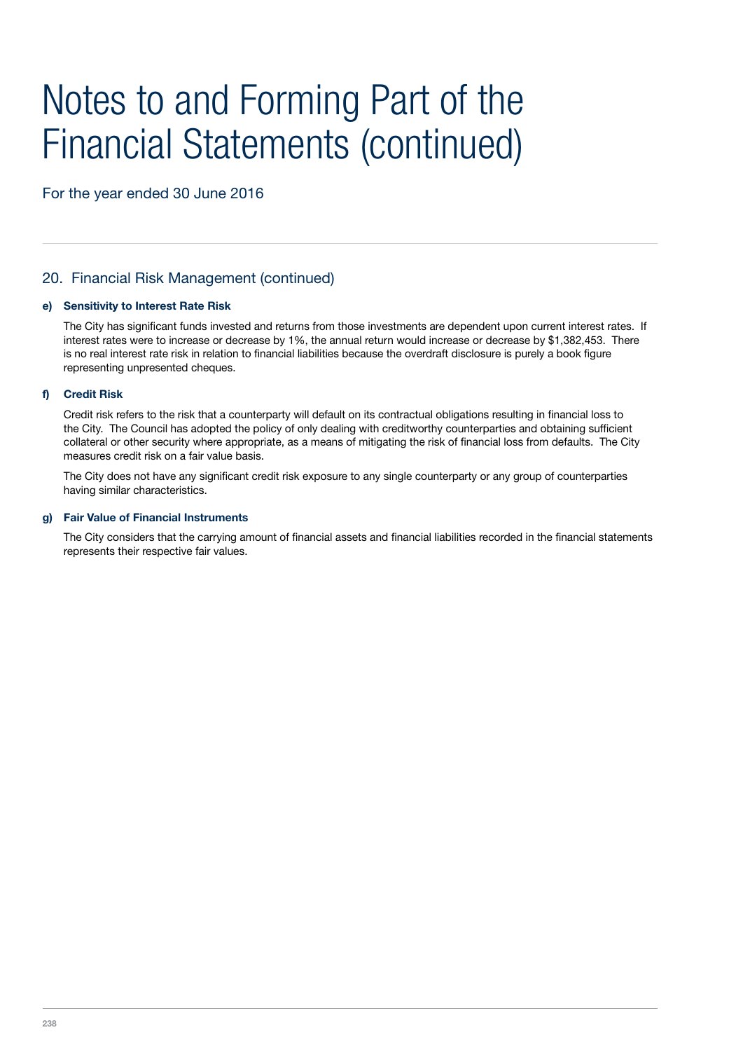# Notes to and Forming Part of the Financial Statements (continued)

For the year ended 30 June 2016

## 20. Financial Risk Management (continued)

### e) Sensitivity to Interest Rate Risk

The City has significant funds invested and returns from those investments are dependent upon current interest rates. If interest rates were to increase or decrease by 1%, the annual return would increase or decrease by $1,382,453. There is no real interest rate risk in relation to financial liabilities because the overdraft disclosure is purely a book figure representing unpresented cheques.

### f) Credit Risk

Credit risk refers to the risk that a counterparty will default on its contractual obligations resulting in financial loss to the City. The Council has adopted the policy of only dealing with creditworthy counterparties and obtaining sufficient collateral or other security where appropriate, as a means of mitigating the risk of financial loss from defaults. The City measures credit risk on a fair value basis.

The City does not have any significant credit risk exposure to any single counterparty or any group of counterparties having similar characteristics.

### g) Fair Value of Financial Instruments

The City considers that the carrying amount of financial assets and financial liabilities recorded in the financial statements represents their respective fair values.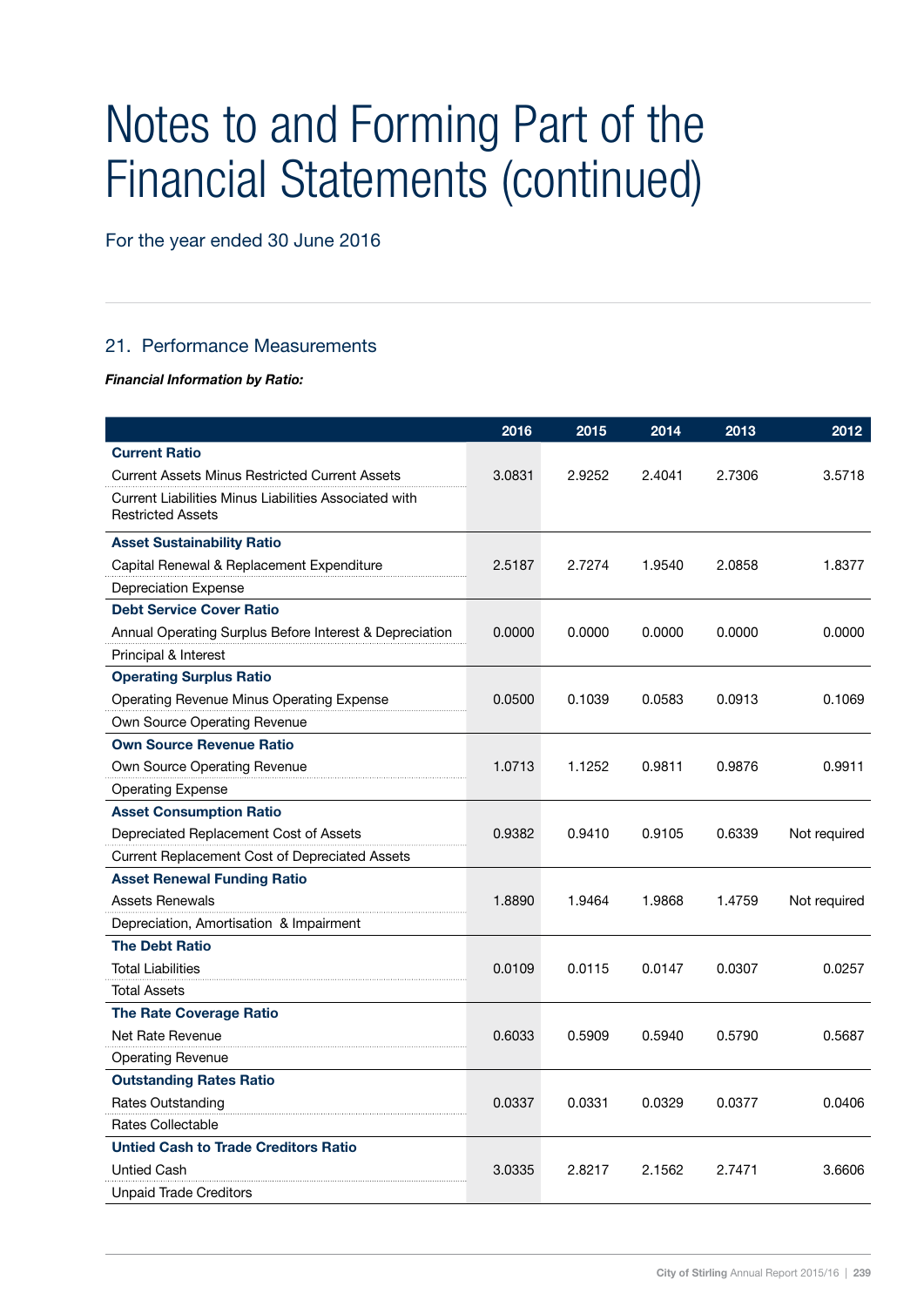# Notes to and Forming Part of the Financial Statements (continued)

For the year ended 30 June 2016

## 21. Performance Measurements

***Financial Information by Ratio:***

| | 2016 | 2015 | 2014 | 2013 | 2012 |
|---|---|---|---|---|---|
| **Current Ratio** | | | | | |
| Current Assets Minus Restricted Current Assets | 3.0831 | 2.9252 | 2.4041 | 2.7306 | 3.5718 |
| Current Liabilities Minus Liabilities Associated with Restricted Assets | | | | | |
| **Asset Sustainability Ratio** | | | | | |
| Capital Renewal & Replacement Expenditure | 2.5187 | 2.7274 | 1.9540 | 2.0858 | 1.8377 |
| Depreciation Expense | | | | | |
| **Debt Service Cover Ratio** | | | | | |
| Annual Operating Surplus Before Interest & Depreciation | 0.0000 | 0.0000 | 0.0000 | 0.0000 | 0.0000 |
| Principal & Interest | | | | | |
| **Operating Surplus Ratio** | | | | | |
| Operating Revenue Minus Operating Expense | 0.0500 | 0.1039 | 0.0583 | 0.0913 | 0.1069 |
| Own Source Operating Revenue | | | | | |
| **Own Source Revenue Ratio** | | | | | |
| Own Source Operating Revenue | 1.0713 | 1.1252 | 0.9811 | 0.9876 | 0.9911 |
| Operating Expense | | | | | |
| **Asset Consumption Ratio** | | | | | |
| Depreciated Replacement Cost of Assets | 0.9382 | 0.9410 | 0.9105 | 0.6339 | Not required |
| Current Replacement Cost of Depreciated Assets | | | | | |
| **Asset Renewal Funding Ratio** | | | | | |
| Assets Renewals | 1.8890 | 1.9464 | 1.9868 | 1.4759 | Not required |
| Depreciation, Amortisation & Impairment | | | | | |
| **The Debt Ratio** | | | | | |
| Total Liabilities | 0.0109 | 0.0115 | 0.0147 | 0.0307 | 0.0257 |
| Total Assets | | | | | |
| **The Rate Coverage Ratio** | | | | | |
| Net Rate Revenue | 0.6033 | 0.5909 | 0.5940 | 0.5790 | 0.5687 |
| Operating Revenue | | | | | |
| **Outstanding Rates Ratio** | | | | | |
| Rates Outstanding | 0.0337 | 0.0331 | 0.0329 | 0.0377 | 0.0406 |
| Rates Collectable | | | | | |
| **Untied Cash to Trade Creditors Ratio** | | | | | |
| Untied Cash | 3.0335 | 2.8217 | 2.1562 | 2.7471 | 3.6606 |
| Unpaid Trade Creditors | | | | | |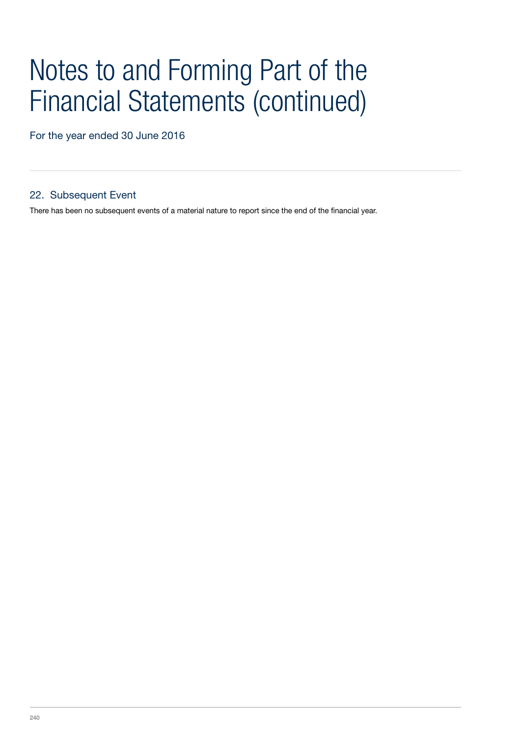# Notes to and Forming Part of the Financial Statements (continued)

For the year ended 30 June 2016

## 22. Subsequent Event

There has been no subsequent events of a material nature to report since the end of the financial year.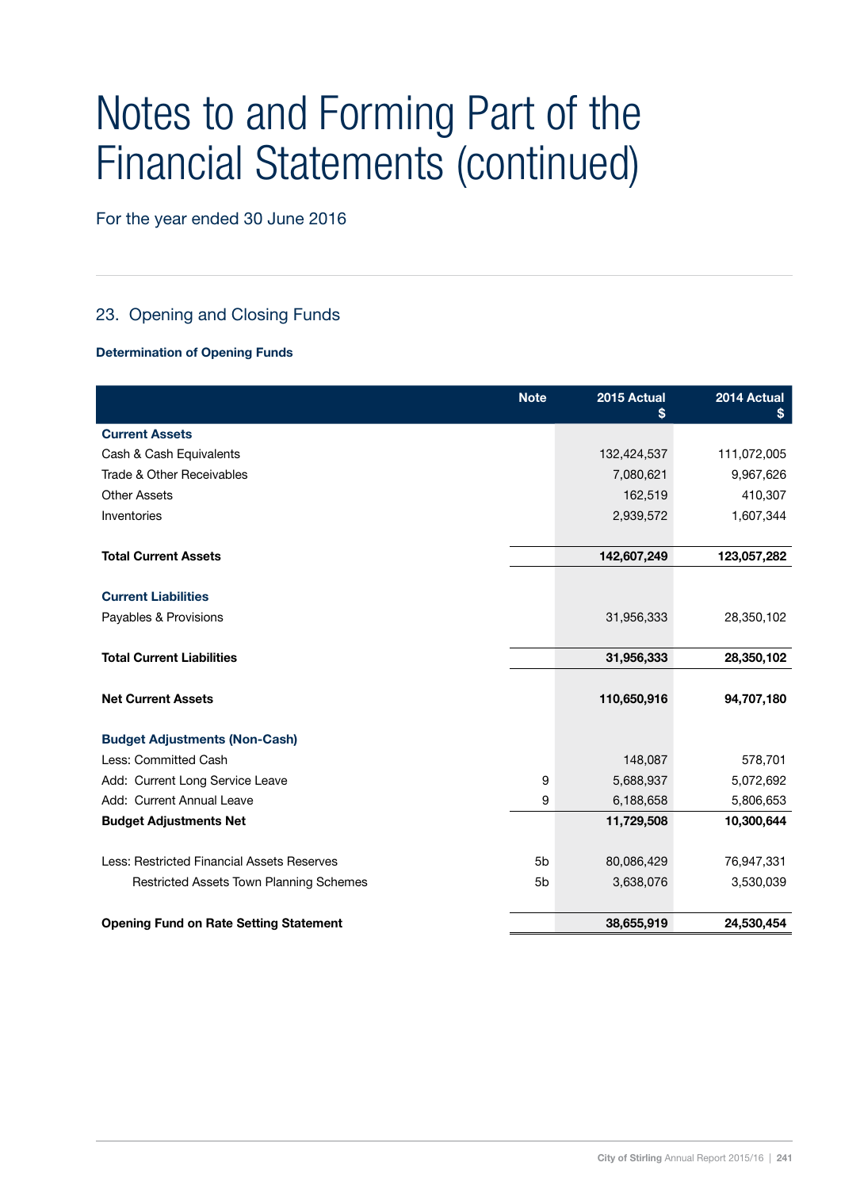# Notes to and Forming Part of the Financial Statements (continued)

For the year ended 30 June 2016

## 23. Opening and Closing Funds

### Determination of Opening Funds

| | Note | 2015 Actual $ | 2014 Actual $ |
|---|---|---|---|
| **Current Assets** | | | |
| Cash & Cash Equivalents | | 132,424,537 | 111,072,005 |
| Trade & Other Receivables | | 7,080,621 | 9,967,626 |
| Other Assets | | 162,519 | 410,307 |
| Inventories | | 2,939,572 | 1,607,344 |
| **Total Current Assets** | | **142,607,249** | **123,057,282** |
| **Current Liabilities** | | | |
| Payables & Provisions | | 31,956,333 | 28,350,102 |
| **Total Current Liabilities** | | **31,956,333** | **28,350,102** |
| **Net Current Assets** | | **110,650,916** | **94,707,180** |
| **Budget Adjustments (Non-Cash)** | | | |
| Less: Committed Cash | | 148,087 | 578,701 |
| Add: Current Long Service Leave | 9 | 5,688,937 | 5,072,692 |
| Add: Current Annual Leave | 9 | 6,188,658 | 5,806,653 |
| **Budget Adjustments Net** | | **11,729,508** | **10,300,644** |
| Less: Restricted Financial Assets Reserves | 5b | 80,086,429 | 76,947,331 |
| Restricted Assets Town Planning Schemes | 5b | 3,638,076 | 3,530,039 |
| **Opening Fund on Rate Setting Statement** | | **38,655,919** | **24,530,454** |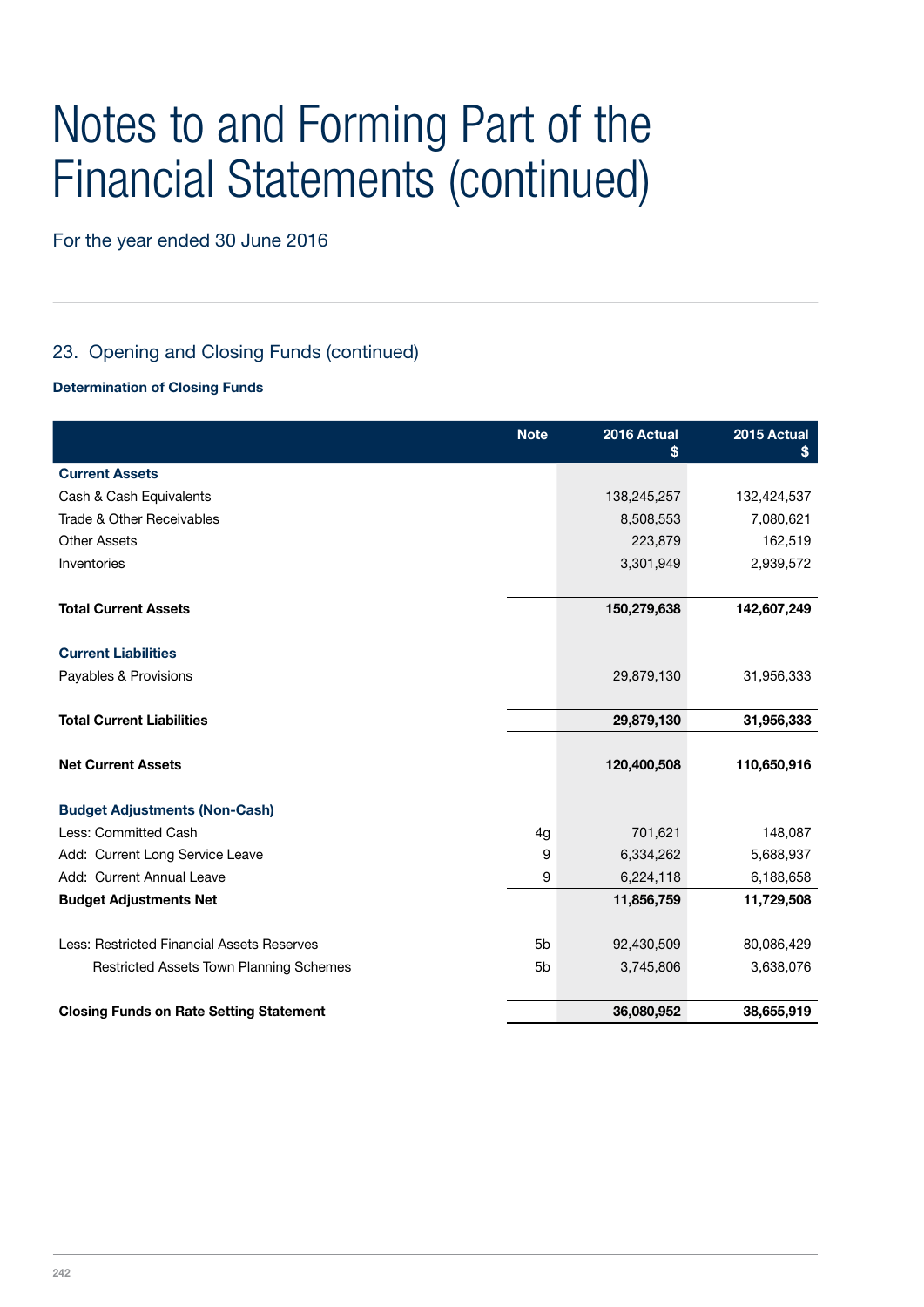# Notes to and Forming Part of the Financial Statements (continued)

For the year ended 30 June 2016

## 23. Opening and Closing Funds (continued)

**Determination of Closing Funds**

| | Note | 2016 Actual $ | 2015 Actual $ |
|---|---|---|---|
| **Current Assets** | | | |
| Cash & Cash Equivalents | | 138,245,257 | 132,424,537 |
| Trade & Other Receivables | | 8,508,553 | 7,080,621 |
| Other Assets | | 223,879 | 162,519 |
| Inventories | | 3,301,949 | 2,939,572 |
| **Total Current Assets** | | **150,279,638** | **142,607,249** |
| **Current Liabilities** | | | |
| Payables & Provisions | | 29,879,130 | 31,956,333 |
| **Total Current Liabilities** | | **29,879,130** | **31,956,333** |
| **Net Current Assets** | | **120,400,508** | **110,650,916** |
| **Budget Adjustments (Non-Cash)** | | | |
| Less: Committed Cash | 4g | 701,621 | 148,087 |
| Add: Current Long Service Leave | 9 | 6,334,262 | 5,688,937 |
| Add: Current Annual Leave | 9 | 6,224,118 | 6,188,658 |
| **Budget Adjustments Net** | | **11,856,759** | **11,729,508** |
| Less: Restricted Financial Assets Reserves | 5b | 92,430,509 | 80,086,429 |
| Restricted Assets Town Planning Schemes | 5b | 3,745,806 | 3,638,076 |
| **Closing Funds on Rate Setting Statement** | | **36,080,952** | **38,655,919** |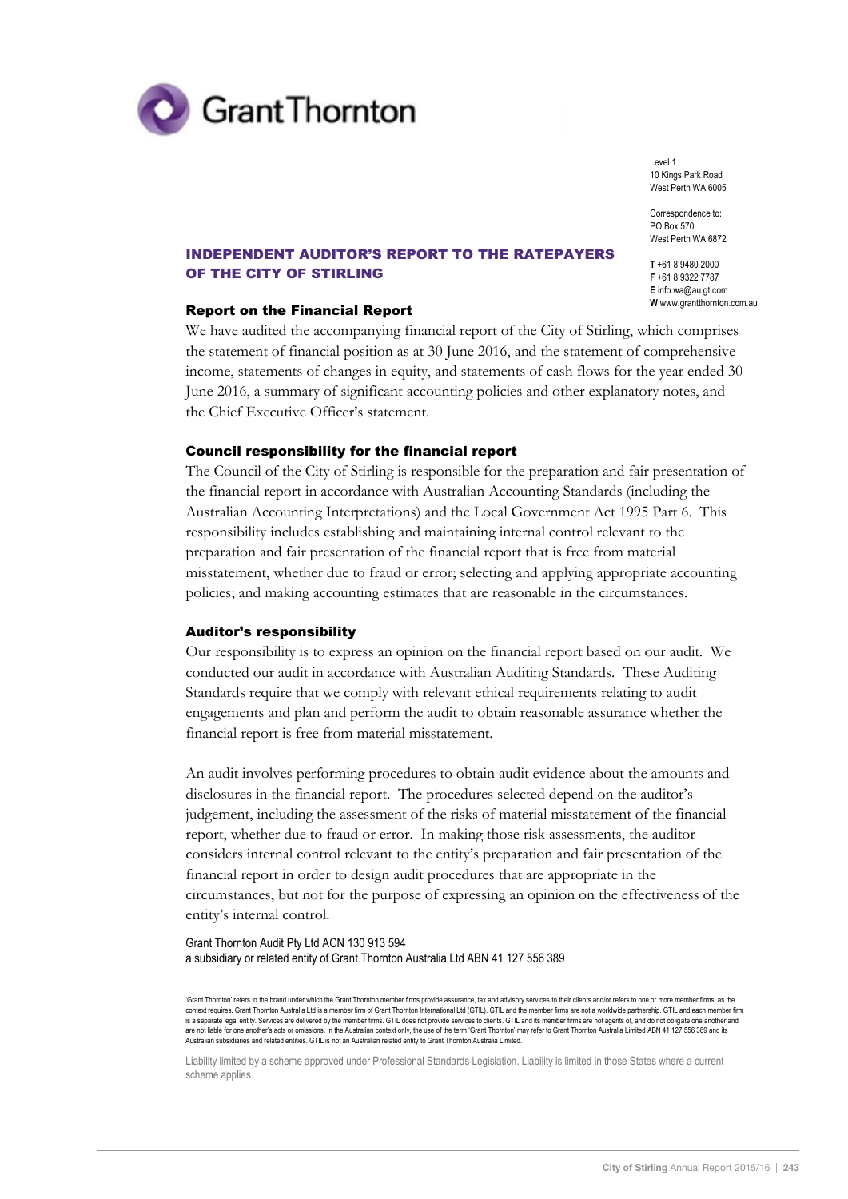Grant Thornton

Level 1
10 Kings Park Road
West Perth WA 6005

Correspondence to:
PO Box 570
West Perth WA 6872

**T** +61 8 9480 2000
**F** +61 8 9322 7787
**E** info.wa@au.gt.com
**W** www.grantthornton.com.au

# INDEPENDENT AUDITOR'S REPORT TO THE RATEPAYERS OF THE CITY OF STIRLING

## Report on the Financial Report

We have audited the accompanying financial report of the City of Stirling, which comprises the statement of financial position as at 30 June 2016, and the statement of comprehensive income, statements of changes in equity, and statements of cash flows for the year ended 30 June 2016, a summary of significant accounting policies and other explanatory notes, and the Chief Executive Officer's statement.

## Council responsibility for the financial report

The Council of the City of Stirling is responsible for the preparation and fair presentation of the financial report in accordance with Australian Accounting Standards (including the Australian Accounting Interpretations) and the Local Government Act 1995 Part 6. This responsibility includes establishing and maintaining internal control relevant to the preparation and fair presentation of the financial report that is free from material misstatement, whether due to fraud or error; selecting and applying appropriate accounting policies; and making accounting estimates that are reasonable in the circumstances.

## Auditor's responsibility

Our responsibility is to express an opinion on the financial report based on our audit. We conducted our audit in accordance with Australian Auditing Standards. These Auditing Standards require that we comply with relevant ethical requirements relating to audit engagements and plan and perform the audit to obtain reasonable assurance whether the financial report is free from material misstatement.

An audit involves performing procedures to obtain audit evidence about the amounts and disclosures in the financial report. The procedures selected depend on the auditor's judgement, including the assessment of the risks of material misstatement of the financial report, whether due to fraud or error. In making those risk assessments, the auditor considers internal control relevant to the entity's preparation and fair presentation of the financial report in order to design audit procedures that are appropriate in the circumstances, but not for the purpose of expressing an opinion on the effectiveness of the entity's internal control.

Grant Thornton Audit Pty Ltd ACN 130 913 594
a subsidiary or related entity of Grant Thornton Australia Ltd ABN 41 127 556 389

'Grant Thornton' refers to the brand under which the Grant Thornton member firms provide assurance, tax and advisory services to their clients and/or refers to one or more member firms, as the context requires. Grant Thornton Australia Ltd is a member firm of Grant Thornton International Ltd (GTIL). GTIL and the member firms are not a worldwide partnership. GTIL and each member firm is a separate legal entity. Services are delivered by the member firms. GTIL does not provide services to clients. GTIL and its member firms are not agents of, and do not obligate one another and are not liable for one another's acts or omissions. In the Australian context only, the use of the term 'Grant Thornton' may refer to Grant Thornton Australia Limited ABN 41 127 556 389 and its Australian subsidiaries and related entities. GTIL is not an Australian related entity to Grant Thornton Australia Limited.

Liability limited by a scheme approved under Professional Standards Legislation. Liability is limited in those States where a current scheme applies.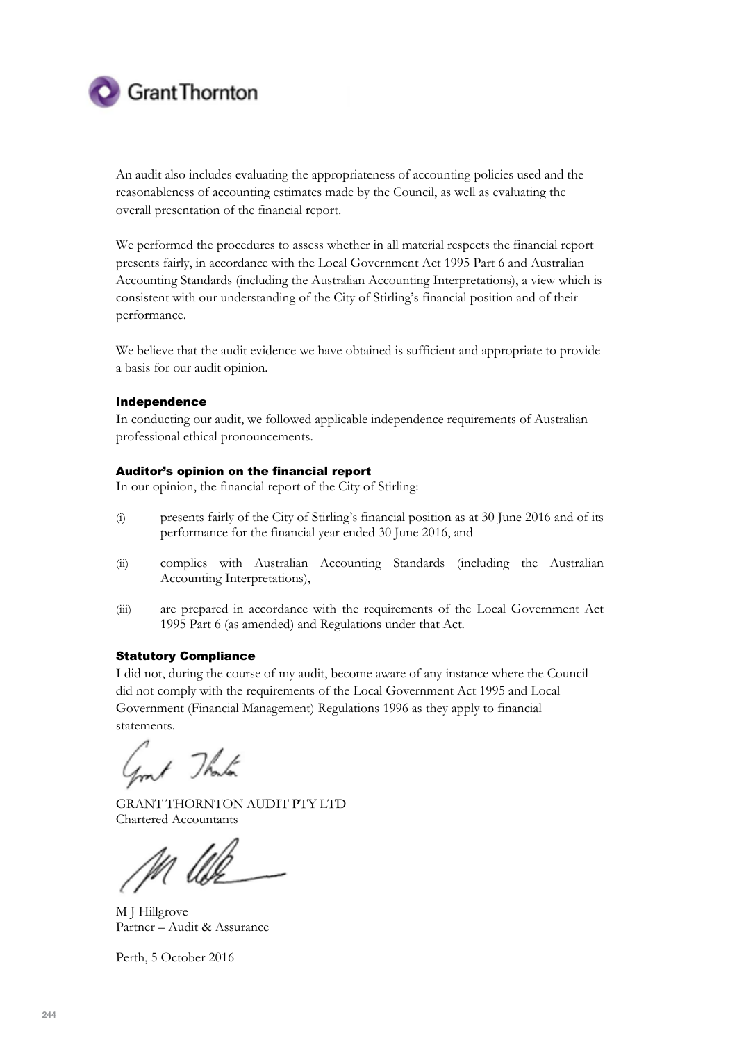Grant Thornton

An audit also includes evaluating the appropriateness of accounting policies used and the reasonableness of accounting estimates made by the Council, as well as evaluating the overall presentation of the financial report.

We performed the procedures to assess whether in all material respects the financial report presents fairly, in accordance with the Local Government Act 1995 Part 6 and Australian Accounting Standards (including the Australian Accounting Interpretations), a view which is consistent with our understanding of the City of Stirling's financial position and of their performance.

We believe that the audit evidence we have obtained is sufficient and appropriate to provide a basis for our audit opinion.

**Independence**

In conducting our audit, we followed applicable independence requirements of Australian professional ethical pronouncements.

**Auditor's opinion on the financial report**

In our opinion, the financial report of the City of Stirling:

(i) presents fairly of the City of Stirling's financial position as at 30 June 2016 and of its performance for the financial year ended 30 June 2016, and

(ii) complies with Australian Accounting Standards (including the Australian Accounting Interpretations),

(iii) are prepared in accordance with the requirements of the Local Government Act 1995 Part 6 (as amended) and Regulations under that Act.

**Statutory Compliance**

I did not, during the course of my audit, become aware of any instance where the Council did not comply with the requirements of the Local Government Act 1995 and Local Government (Financial Management) Regulations 1996 as they apply to financial statements.

GRANT THORNTON AUDIT PTY LTD
Chartered Accountants

M J Hillgrove
Partner – Audit & Assurance

Perth, 5 October 2016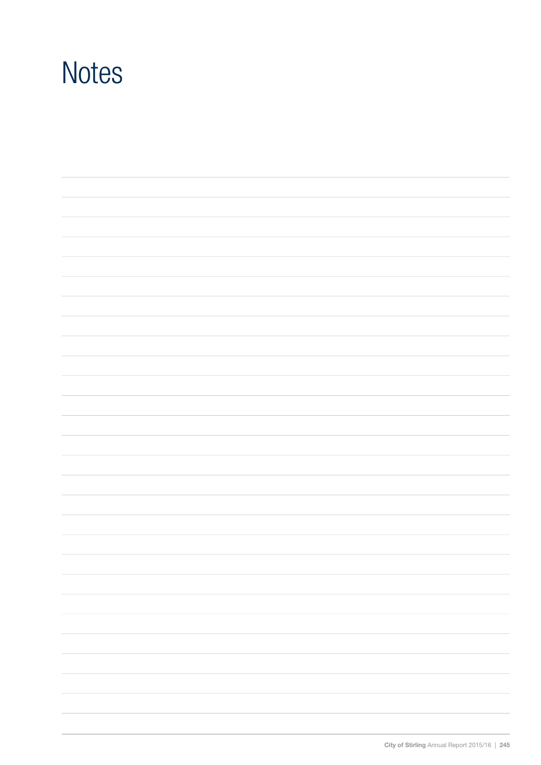# Notes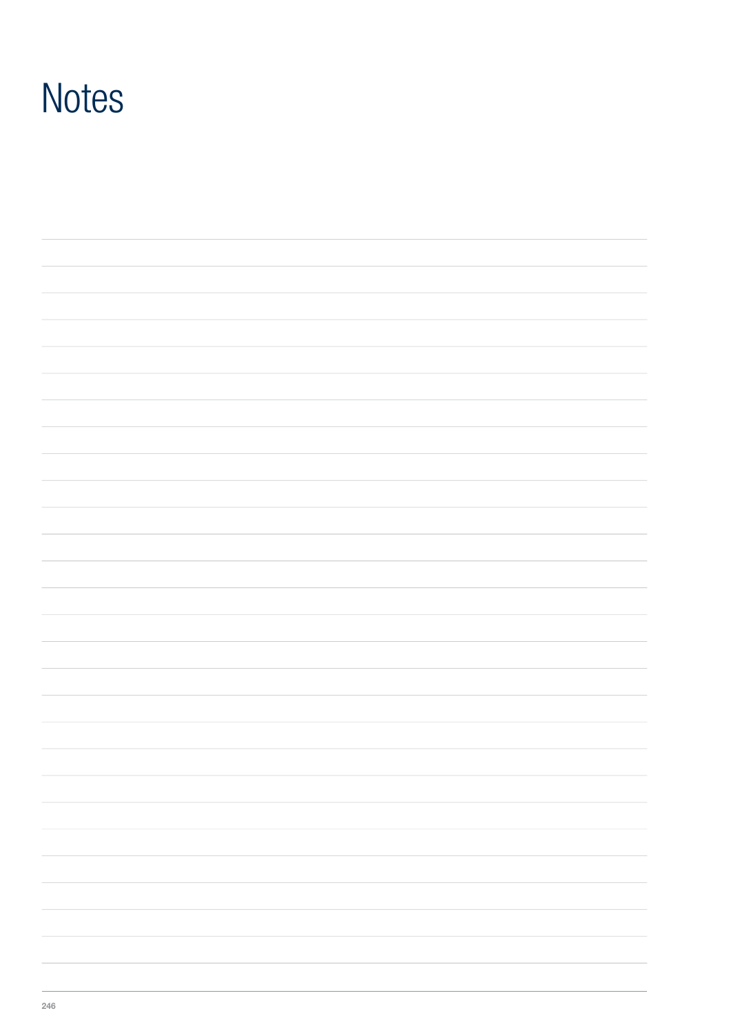# Notes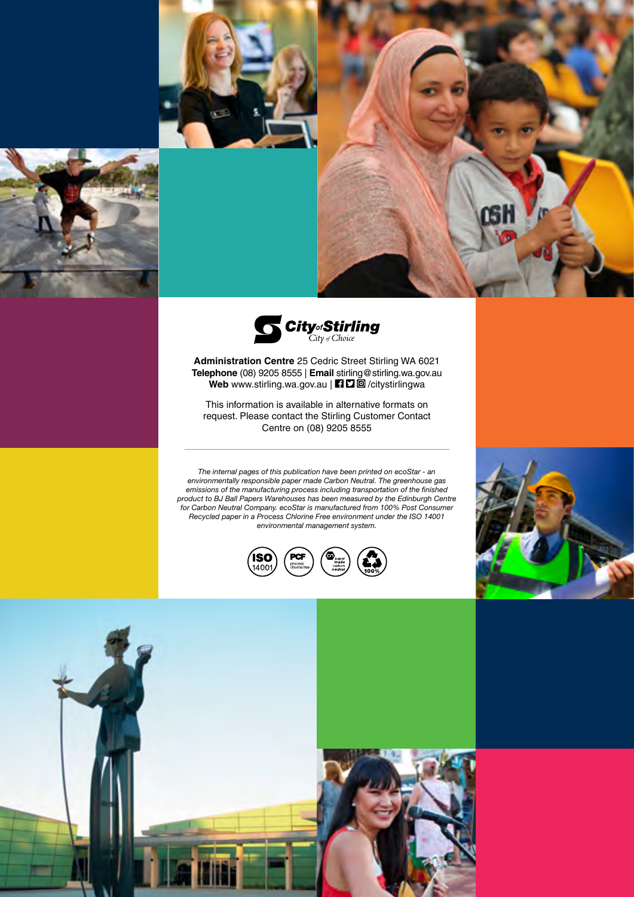City of Stirling
City of Choice

**Administration Centre** 25 Cedric Street Stirling WA 6021
**Telephone** (08) 9205 8555 | **Email** stirling@stirling.wa.gov.au
**Web** www.stirling.wa.gov.au | /citystirlingwa

This information is available in alternative formats on request. Please contact the Stirling Customer Contact Centre on (08) 9205 8555

---

*The internal pages of this publication have been printed on ecoStar - an environmentally responsible paper made Carbon Neutral. The greenhouse gas emissions of the manufacturing process including transportation of the finished product to BJ Ball Papers Warehouses has been measured by the Edinburgh Centre for Carbon Neutral Company. ecoStar is manufactured from 100% Post Consumer Recycled paper in a Process Chlorine Free environment under the ISO 14001 environmental management system.*

ISO 14001 | PCF process chlorine free | paper made carbon neutral | 100%